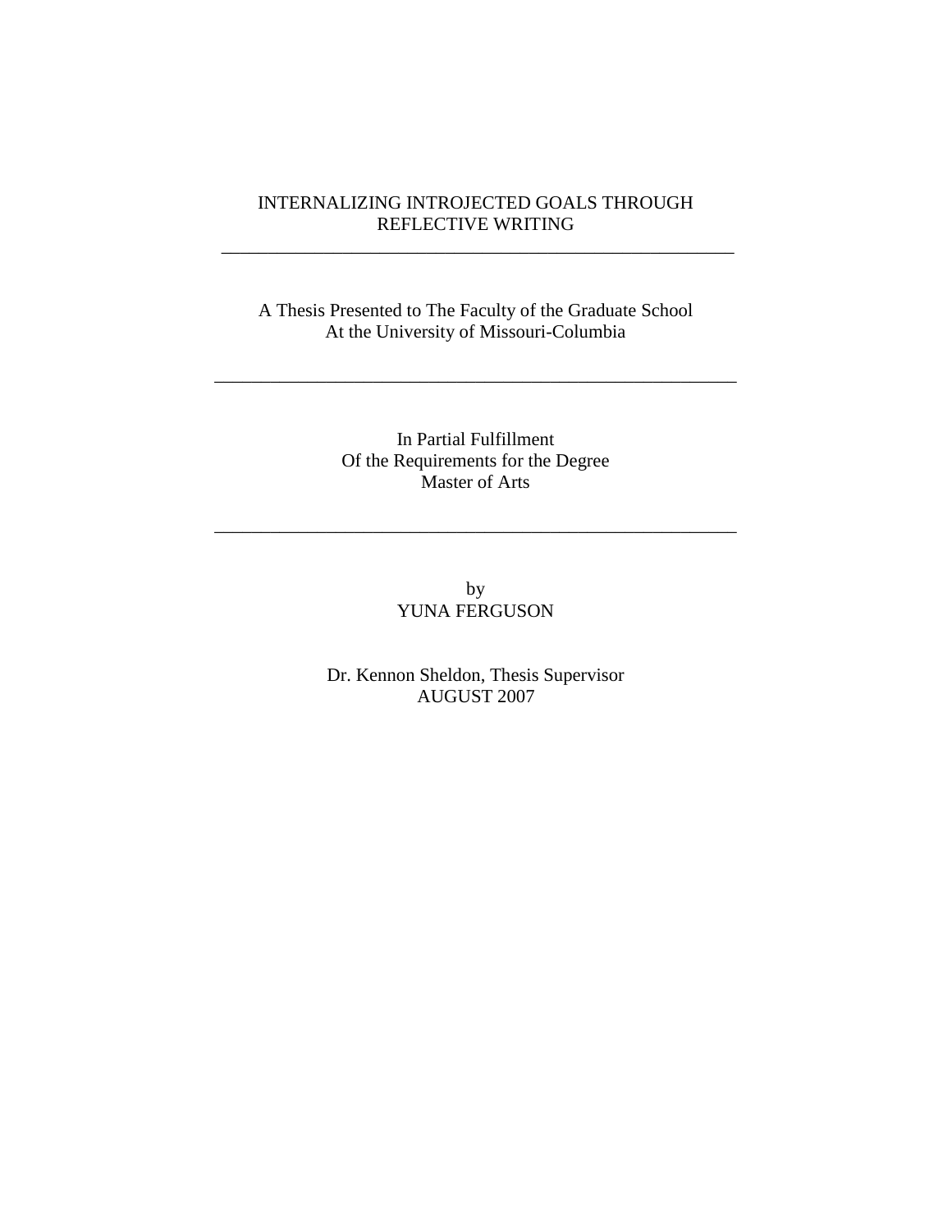# INTERNALIZING INTROJECTED GOALS THROUGH REFLECTIVE WRITING

---

A Thesis Presented to The Faculty of the Graduate School
At the University of Missouri-Columbia

---

In Partial Fulfillment
Of the Requirements for the Degree
Master of Arts

---

by
YUNA FERGUSON

Dr. Kennon Sheldon, Thesis Supervisor
AUGUST 2007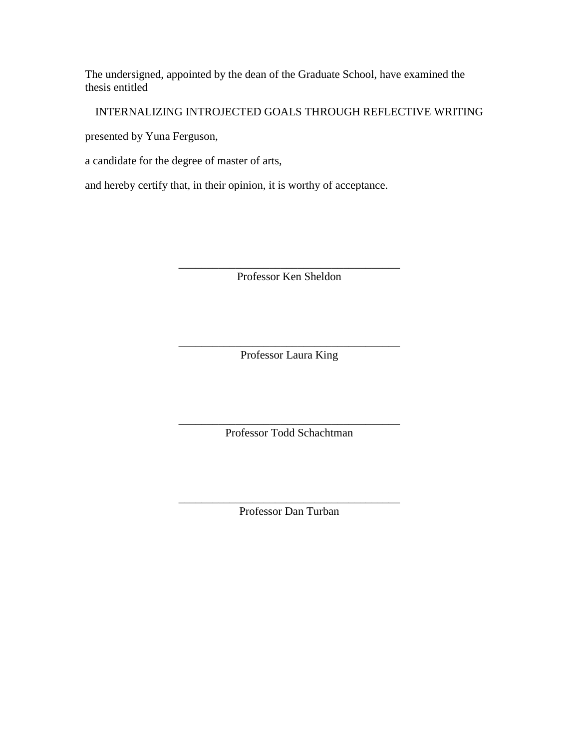The undersigned, appointed by the dean of the Graduate School, have examined the thesis entitled

INTERNALIZING INTROJECTED GOALS THROUGH REFLECTIVE WRITING

presented by Yuna Ferguson,

a candidate for the degree of master of arts,

and hereby certify that, in their opinion, it is worthy of acceptance.

\_\_\_\_\_\_\_\_\_\_\_\_\_\_\_\_\_\_\_\_\_\_\_\_\_\_\_\_\_\_\_\_\_\_\_\_\_\_\_

Professor Ken Sheldon

\_\_\_\_\_\_\_\_\_\_\_\_\_\_\_\_\_\_\_\_\_\_\_\_\_\_\_\_\_\_\_\_\_\_\_\_\_\_\_

Professor Laura King

\_\_\_\_\_\_\_\_\_\_\_\_\_\_\_\_\_\_\_\_\_\_\_\_\_\_\_\_\_\_\_\_\_\_\_\_\_\_\_

Professor Todd Schachtman

\_\_\_\_\_\_\_\_\_\_\_\_\_\_\_\_\_\_\_\_\_\_\_\_\_\_\_\_\_\_\_\_\_\_\_\_\_\_\_

Professor Dan Turban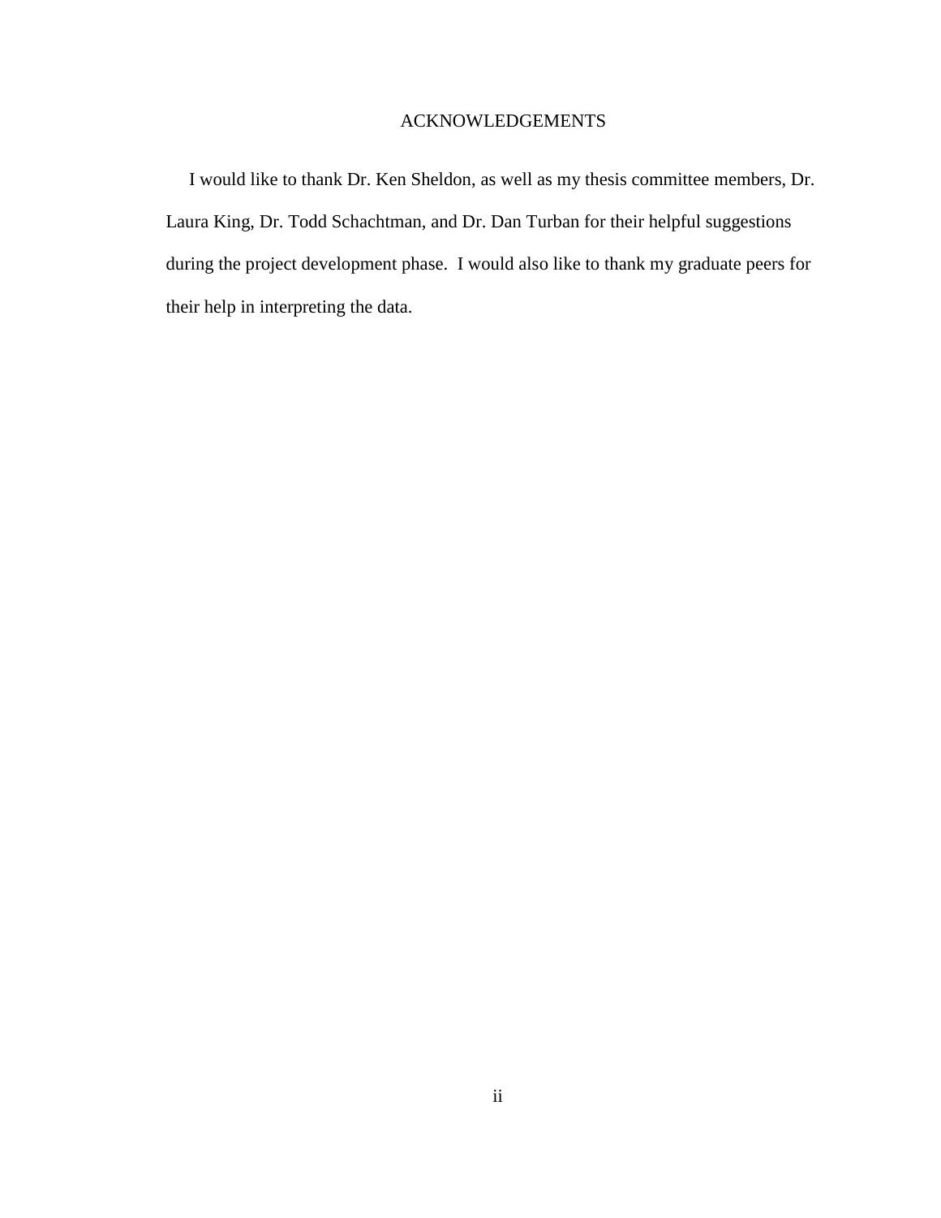# ACKNOWLEDGEMENTS

I would like to thank Dr. Ken Sheldon, as well as my thesis committee members, Dr. Laura King, Dr. Todd Schachtman, and Dr. Dan Turban for their helpful suggestions during the project development phase. I would also like to thank my graduate peers for their help in interpreting the data.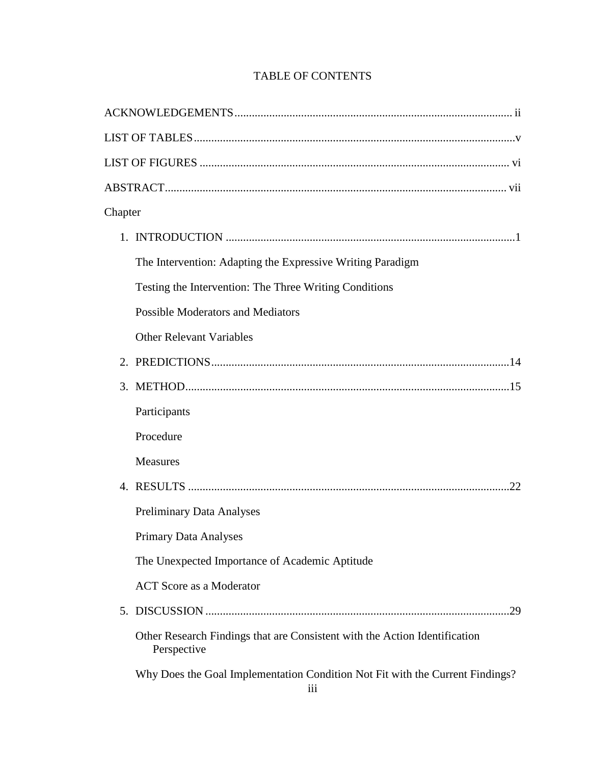# TABLE OF CONTENTS

ACKNOWLEDGEMENTS ........................................................................................... ii

LIST OF TABLES ........................................................................................................ v

LIST OF FIGURES ...................................................................................................... vi

ABSTRACT .................................................................................................................. vii

Chapter

1. INTRODUCTION ................................................................................................. 1

    The Intervention: Adapting the Expressive Writing Paradigm

    Testing the Intervention: The Three Writing Conditions

    Possible Moderators and Mediators

    Other Relevant Variables

2. PREDICTIONS ..................................................................................................... 14

3. METHOD ............................................................................................................. 15

    Participants

    Procedure

    Measures

4. RESULTS ............................................................................................................. 22

    Preliminary Data Analyses

    Primary Data Analyses

    The Unexpected Importance of Academic Aptitude

    ACT Score as a Moderator

5. DISCUSSION ....................................................................................................... 29

    Other Research Findings that are Consistent with the Action Identification Perspective

    Why Does the Goal Implementation Condition Not Fit with the Current Findings?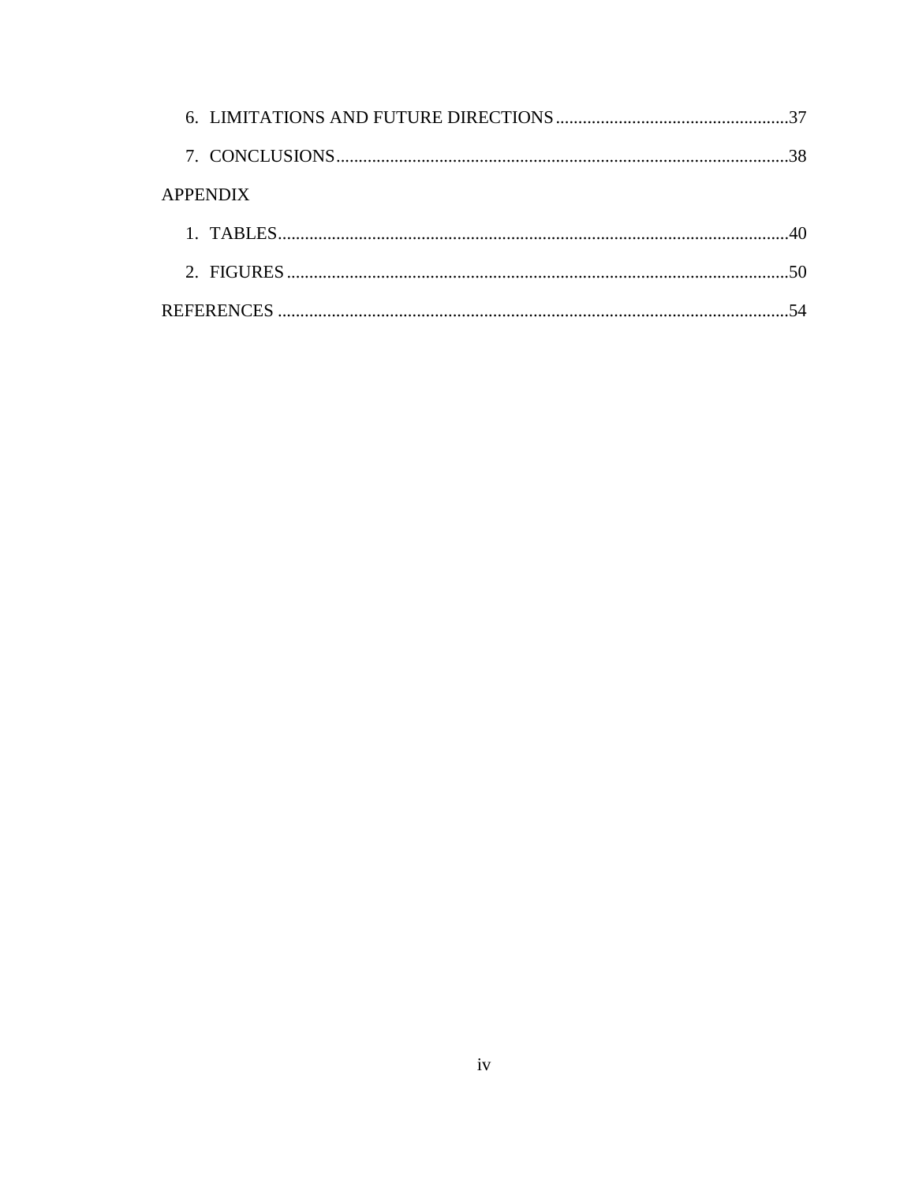6. LIMITATIONS AND FUTURE DIRECTIONS....................................................37
7. CONCLUSIONS.....................................................................................................38

APPENDIX

1. TABLES..................................................................................................................40
2. FIGURES................................................................................................................50

REFERENCES ..................................................................................................................54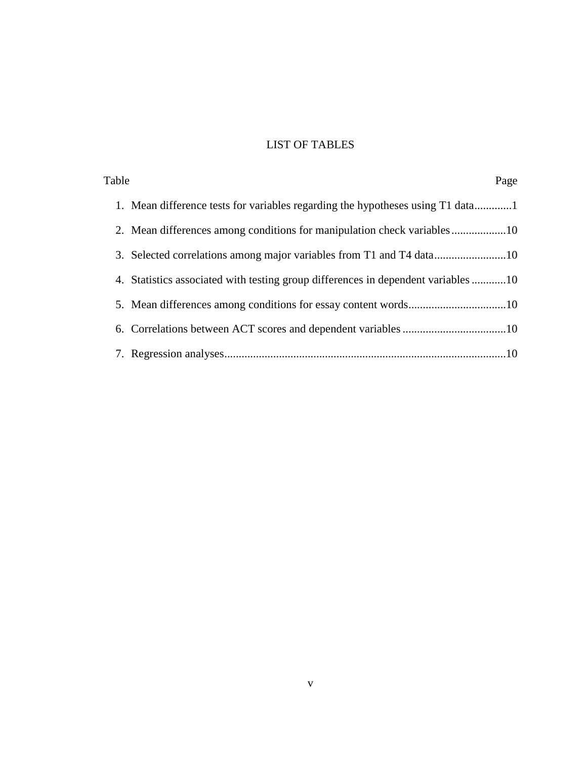# LIST OF TABLES

Table Page

1. Mean difference tests for variables regarding the hypotheses using T1 data.............1
2. Mean differences among conditions for manipulation check variables...................10
3. Selected correlations among major variables from T1 and T4 data.........................10
4. Statistics associated with testing group differences in dependent variables ............10
5. Mean differences among conditions for essay content words..................................10
6. Correlations between ACT scores and dependent variables ....................................10
7. Regression analyses..................................................................................................10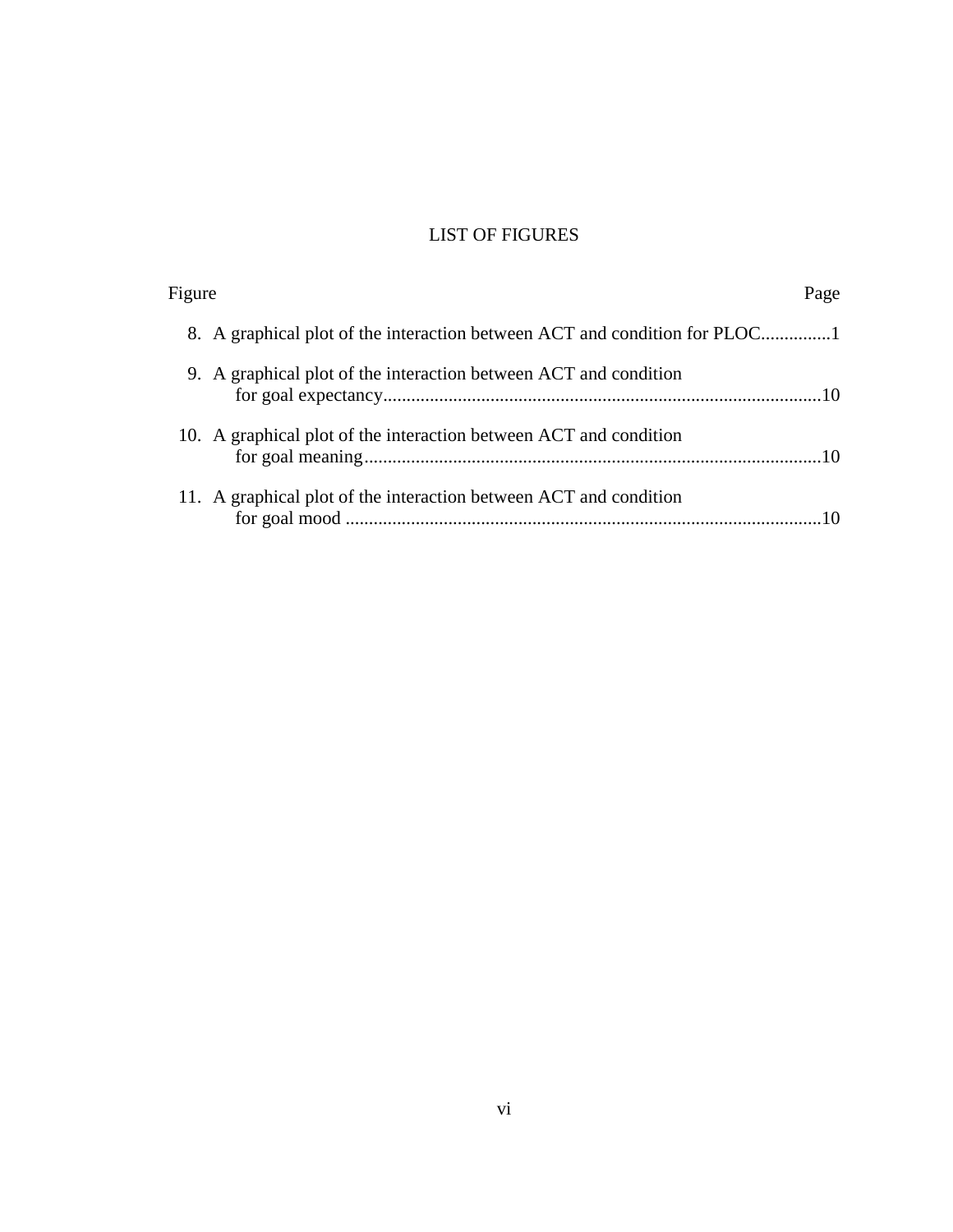# LIST OF FIGURES

| Figure | Page |
| --- | --- |
| 8. A graphical plot of the interaction between ACT and condition for PLOC | 1 |
| 9. A graphical plot of the interaction between ACT and condition for goal expectancy | 10 |
| 10. A graphical plot of the interaction between ACT and condition for goal meaning | 10 |
| 11. A graphical plot of the interaction between ACT and condition for goal mood | 10 |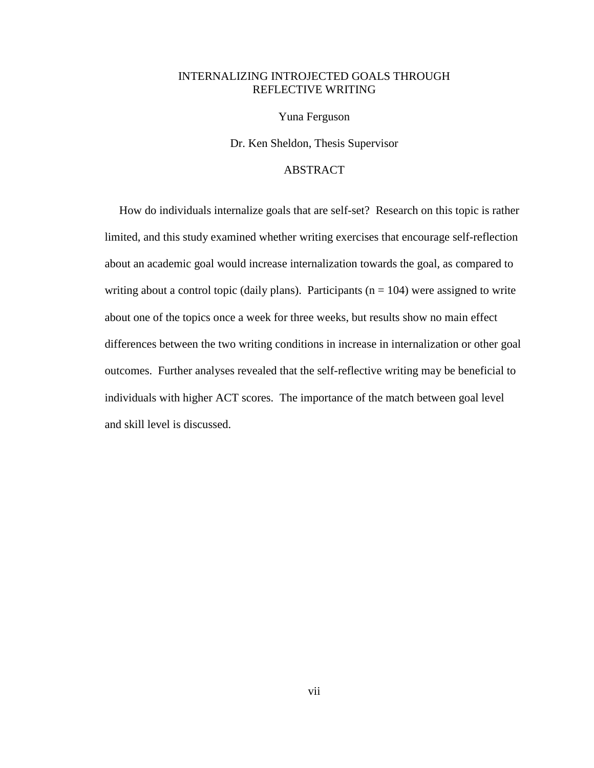# INTERNALIZING INTROJECTED GOALS THROUGH REFLECTIVE WRITING

Yuna Ferguson

Dr. Ken Sheldon, Thesis Supervisor

## ABSTRACT

How do individuals internalize goals that are self-set? Research on this topic is rather limited, and this study examined whether writing exercises that encourage self-reflection about an academic goal would increase internalization towards the goal, as compared to writing about a control topic (daily plans). Participants ($n = 104$) were assigned to write about one of the topics once a week for three weeks, but results show no main effect differences between the two writing conditions in increase in internalization or other goal outcomes. Further analyses revealed that the self-reflective writing may be beneficial to individuals with higher ACT scores. The importance of the match between goal level and skill level is discussed.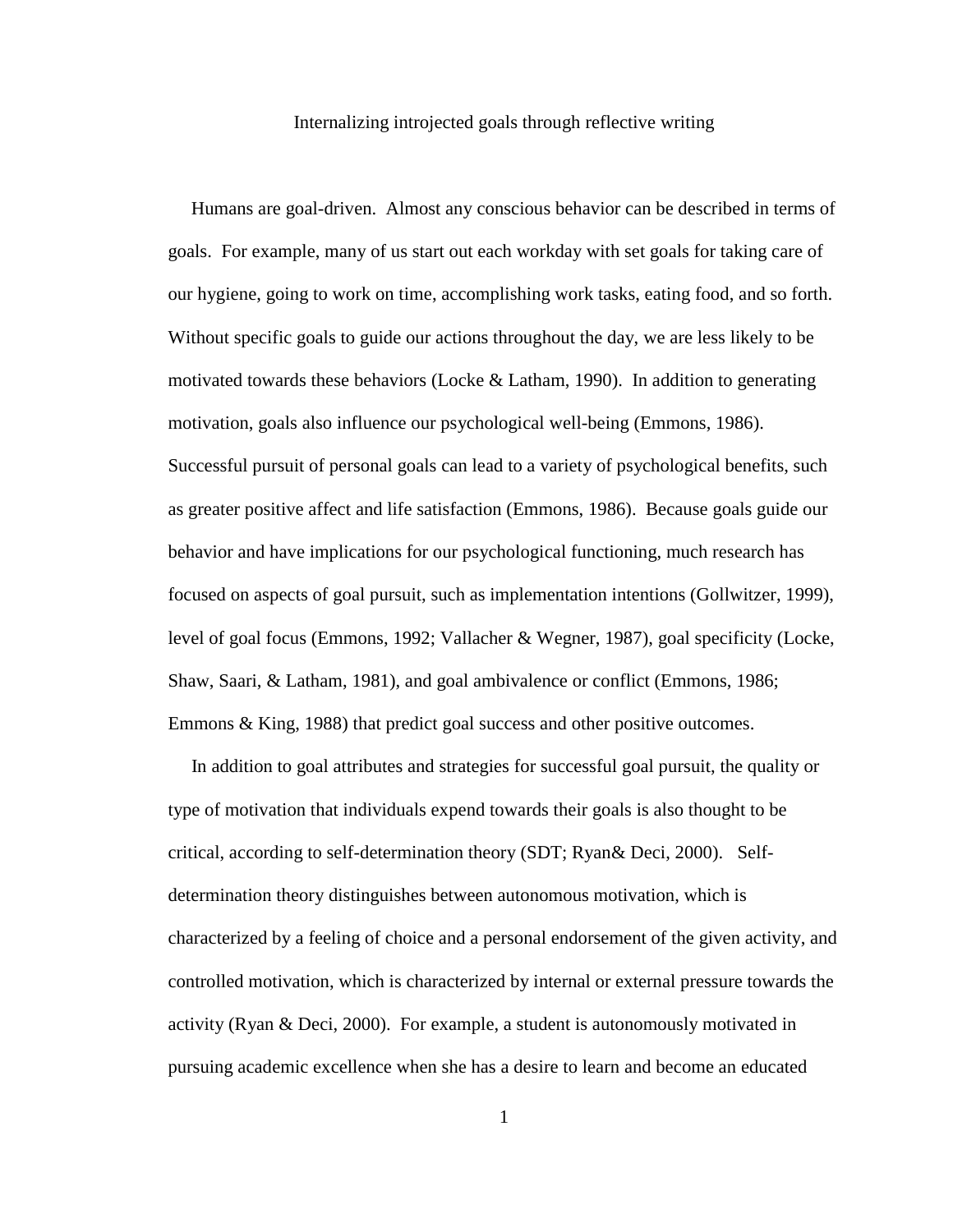# Internalizing introjected goals through reflective writing

Humans are goal-driven. Almost any conscious behavior can be described in terms of goals. For example, many of us start out each workday with set goals for taking care of our hygiene, going to work on time, accomplishing work tasks, eating food, and so forth. Without specific goals to guide our actions throughout the day, we are less likely to be motivated towards these behaviors (Locke & Latham, 1990). In addition to generating motivation, goals also influence our psychological well-being (Emmons, 1986). Successful pursuit of personal goals can lead to a variety of psychological benefits, such as greater positive affect and life satisfaction (Emmons, 1986). Because goals guide our behavior and have implications for our psychological functioning, much research has focused on aspects of goal pursuit, such as implementation intentions (Gollwitzer, 1999), level of goal focus (Emmons, 1992; Vallacher & Wegner, 1987), goal specificity (Locke, Shaw, Saari, & Latham, 1981), and goal ambivalence or conflict (Emmons, 1986; Emmons & King, 1988) that predict goal success and other positive outcomes.

In addition to goal attributes and strategies for successful goal pursuit, the quality or type of motivation that individuals expend towards their goals is also thought to be critical, according to self-determination theory (SDT; Ryan& Deci, 2000). Self-determination theory distinguishes between autonomous motivation, which is characterized by a feeling of choice and a personal endorsement of the given activity, and controlled motivation, which is characterized by internal or external pressure towards the activity (Ryan & Deci, 2000). For example, a student is autonomously motivated in pursuing academic excellence when she has a desire to learn and become an educated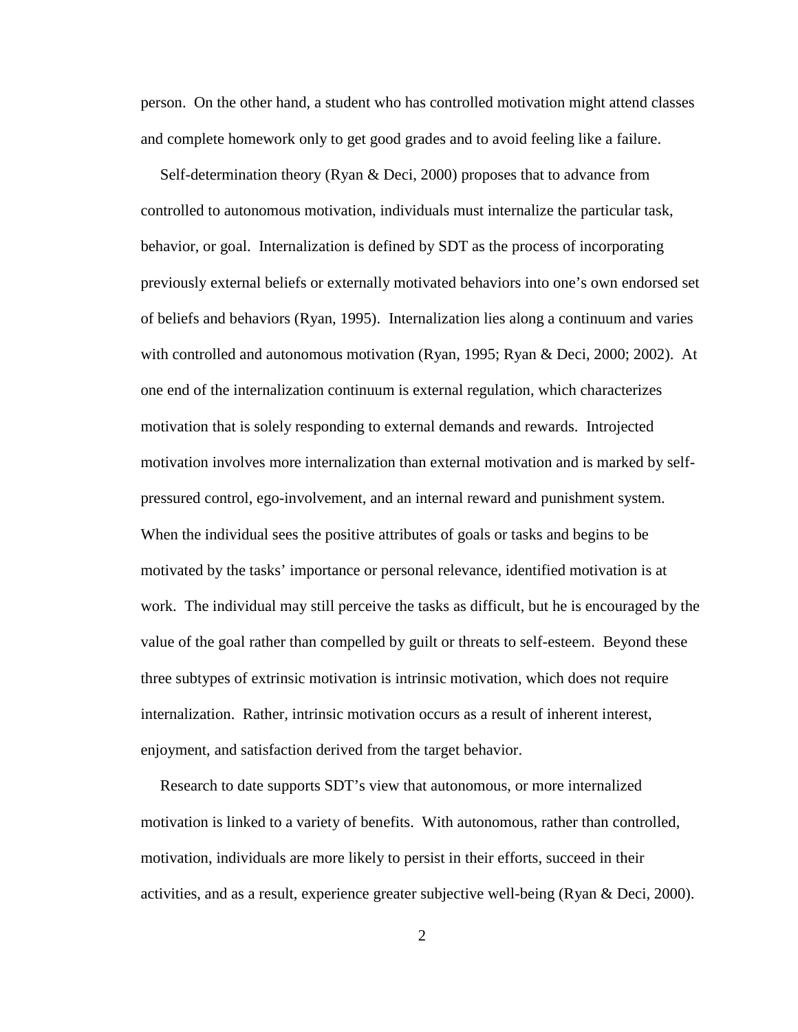person. On the other hand, a student who has controlled motivation might attend classes and complete homework only to get good grades and to avoid feeling like a failure.

Self-determination theory (Ryan & Deci, 2000) proposes that to advance from controlled to autonomous motivation, individuals must internalize the particular task, behavior, or goal. Internalization is defined by SDT as the process of incorporating previously external beliefs or externally motivated behaviors into one's own endorsed set of beliefs and behaviors (Ryan, 1995). Internalization lies along a continuum and varies with controlled and autonomous motivation (Ryan, 1995; Ryan & Deci, 2000; 2002). At one end of the internalization continuum is external regulation, which characterizes motivation that is solely responding to external demands and rewards. Introjected motivation involves more internalization than external motivation and is marked by self-pressured control, ego-involvement, and an internal reward and punishment system. When the individual sees the positive attributes of goals or tasks and begins to be motivated by the tasks' importance or personal relevance, identified motivation is at work. The individual may still perceive the tasks as difficult, but he is encouraged by the value of the goal rather than compelled by guilt or threats to self-esteem. Beyond these three subtypes of extrinsic motivation is intrinsic motivation, which does not require internalization. Rather, intrinsic motivation occurs as a result of inherent interest, enjoyment, and satisfaction derived from the target behavior.

Research to date supports SDT's view that autonomous, or more internalized motivation is linked to a variety of benefits. With autonomous, rather than controlled, motivation, individuals are more likely to persist in their efforts, succeed in their activities, and as a result, experience greater subjective well-being (Ryan & Deci, 2000).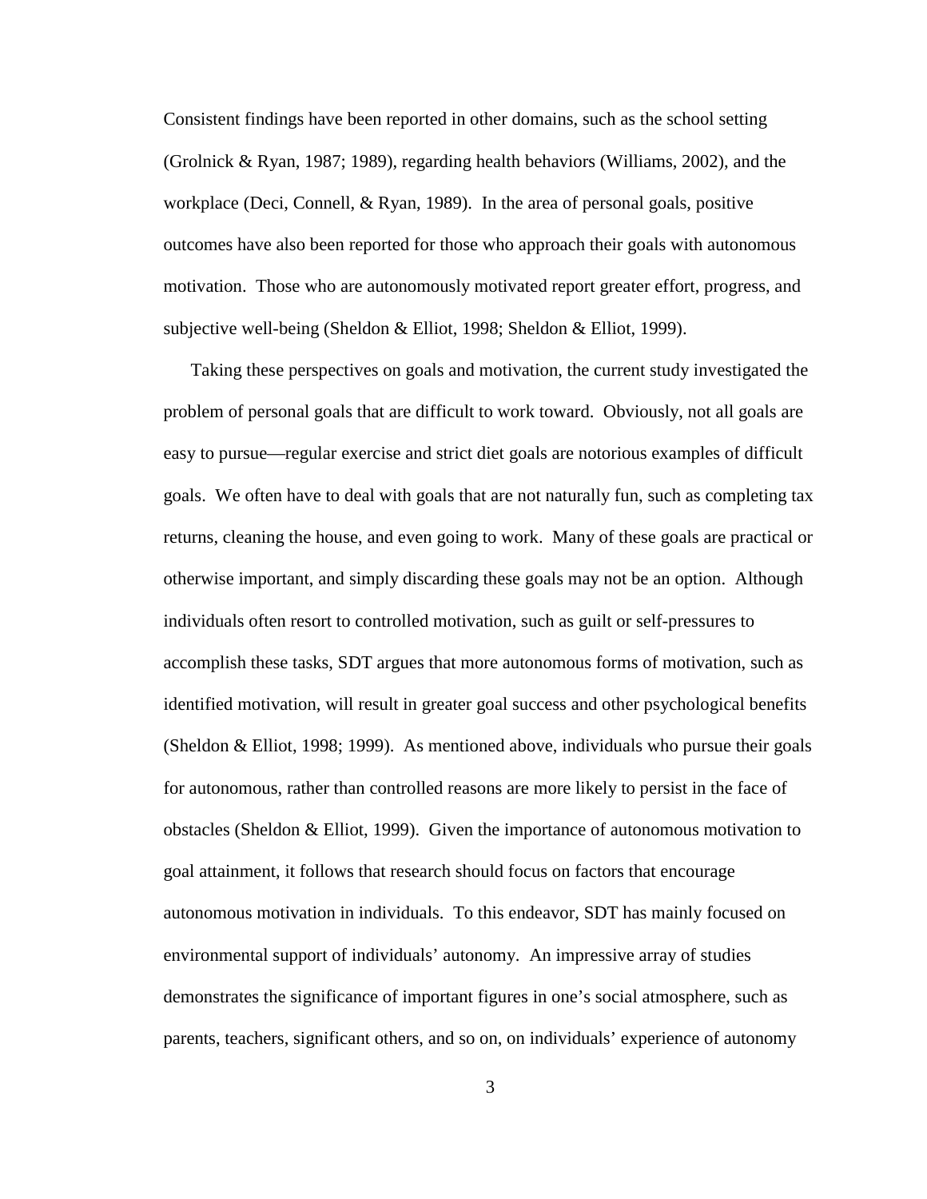Consistent findings have been reported in other domains, such as the school setting (Grolnick & Ryan, 1987; 1989), regarding health behaviors (Williams, 2002), and the workplace (Deci, Connell, & Ryan, 1989). In the area of personal goals, positive outcomes have also been reported for those who approach their goals with autonomous motivation. Those who are autonomously motivated report greater effort, progress, and subjective well-being (Sheldon & Elliot, 1998; Sheldon & Elliot, 1999).

Taking these perspectives on goals and motivation, the current study investigated the problem of personal goals that are difficult to work toward. Obviously, not all goals are easy to pursue—regular exercise and strict diet goals are notorious examples of difficult goals. We often have to deal with goals that are not naturally fun, such as completing tax returns, cleaning the house, and even going to work. Many of these goals are practical or otherwise important, and simply discarding these goals may not be an option. Although individuals often resort to controlled motivation, such as guilt or self-pressures to accomplish these tasks, SDT argues that more autonomous forms of motivation, such as identified motivation, will result in greater goal success and other psychological benefits (Sheldon & Elliot, 1998; 1999). As mentioned above, individuals who pursue their goals for autonomous, rather than controlled reasons are more likely to persist in the face of obstacles (Sheldon & Elliot, 1999). Given the importance of autonomous motivation to goal attainment, it follows that research should focus on factors that encourage autonomous motivation in individuals. To this endeavor, SDT has mainly focused on environmental support of individuals' autonomy. An impressive array of studies demonstrates the significance of important figures in one's social atmosphere, such as parents, teachers, significant others, and so on, on individuals' experience of autonomy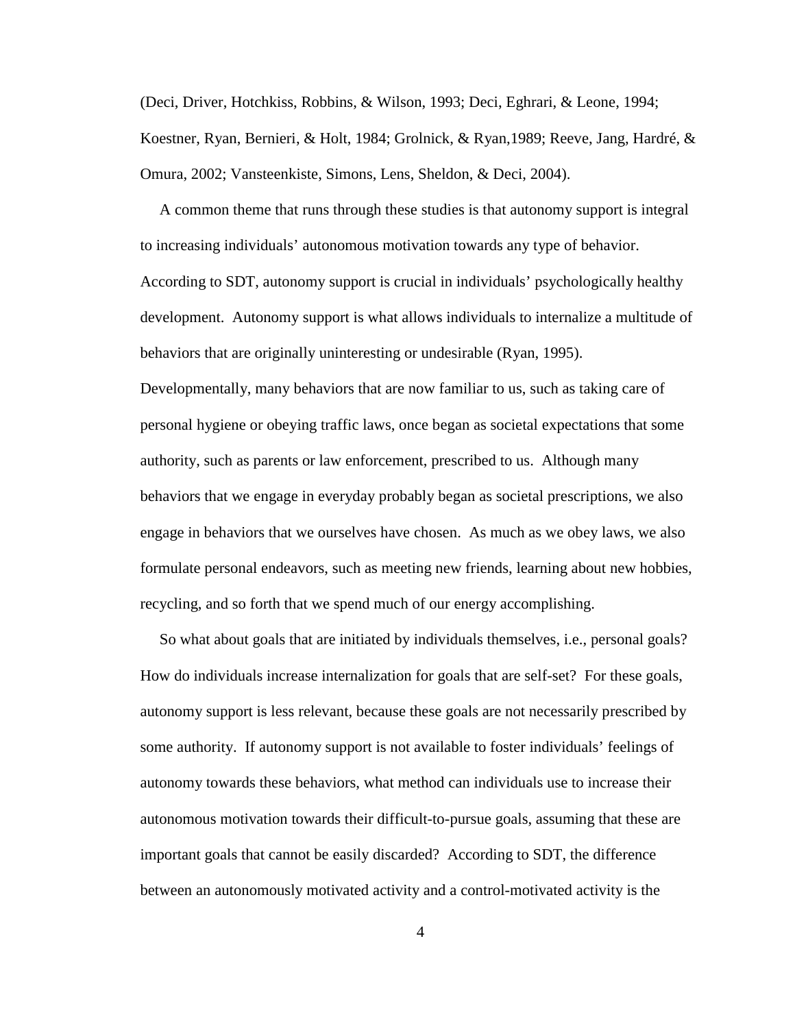(Deci, Driver, Hotchkiss, Robbins, & Wilson, 1993; Deci, Eghrari, & Leone, 1994; Koestner, Ryan, Bernieri, & Holt, 1984; Grolnick, & Ryan,1989; Reeve, Jang, Hardré, & Omura, 2002; Vansteenkiste, Simons, Lens, Sheldon, & Deci, 2004).

A common theme that runs through these studies is that autonomy support is integral to increasing individuals' autonomous motivation towards any type of behavior. According to SDT, autonomy support is crucial in individuals' psychologically healthy development. Autonomy support is what allows individuals to internalize a multitude of behaviors that are originally uninteresting or undesirable (Ryan, 1995). Developmentally, many behaviors that are now familiar to us, such as taking care of personal hygiene or obeying traffic laws, once began as societal expectations that some authority, such as parents or law enforcement, prescribed to us. Although many behaviors that we engage in everyday probably began as societal prescriptions, we also engage in behaviors that we ourselves have chosen. As much as we obey laws, we also formulate personal endeavors, such as meeting new friends, learning about new hobbies, recycling, and so forth that we spend much of our energy accomplishing.

So what about goals that are initiated by individuals themselves, i.e., personal goals? How do individuals increase internalization for goals that are self-set? For these goals, autonomy support is less relevant, because these goals are not necessarily prescribed by some authority. If autonomy support is not available to foster individuals' feelings of autonomy towards these behaviors, what method can individuals use to increase their autonomous motivation towards their difficult-to-pursue goals, assuming that these are important goals that cannot be easily discarded? According to SDT, the difference between an autonomously motivated activity and a control-motivated activity is the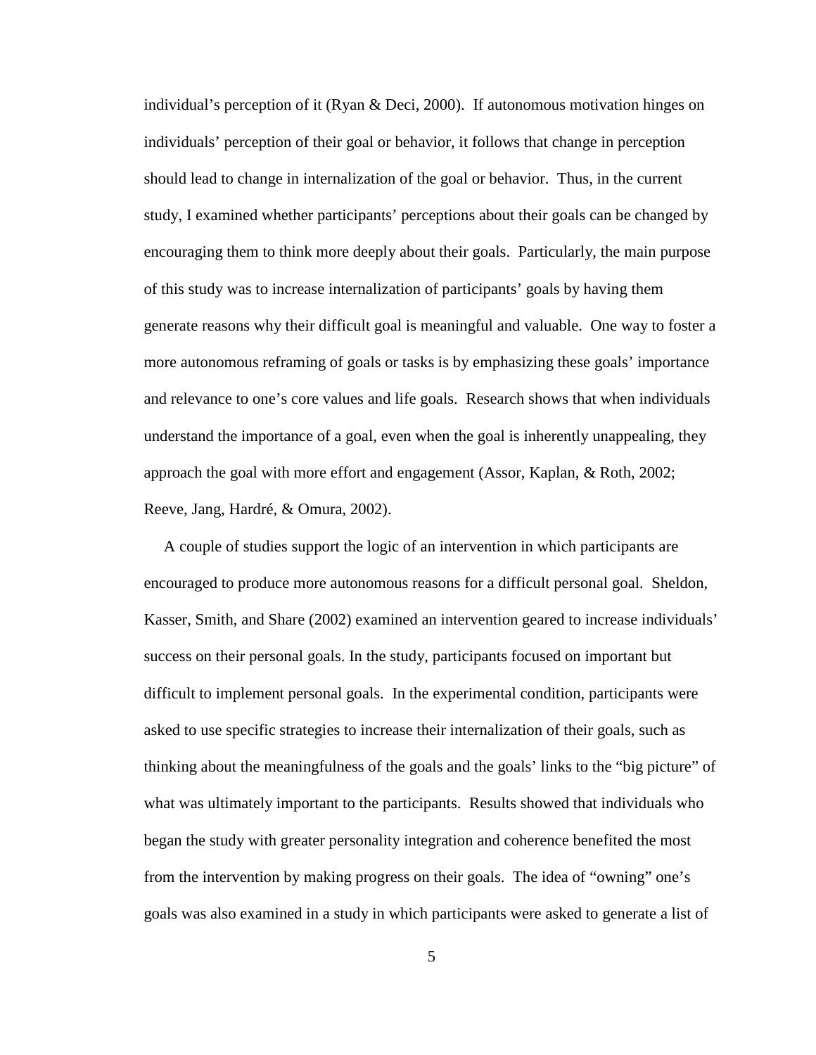individual's perception of it (Ryan & Deci, 2000). If autonomous motivation hinges on individuals' perception of their goal or behavior, it follows that change in perception should lead to change in internalization of the goal or behavior. Thus, in the current study, I examined whether participants' perceptions about their goals can be changed by encouraging them to think more deeply about their goals. Particularly, the main purpose of this study was to increase internalization of participants' goals by having them generate reasons why their difficult goal is meaningful and valuable. One way to foster a more autonomous reframing of goals or tasks is by emphasizing these goals' importance and relevance to one's core values and life goals. Research shows that when individuals understand the importance of a goal, even when the goal is inherently unappealing, they approach the goal with more effort and engagement (Assor, Kaplan, & Roth, 2002; Reeve, Jang, Hardré, & Omura, 2002).

A couple of studies support the logic of an intervention in which participants are encouraged to produce more autonomous reasons for a difficult personal goal. Sheldon, Kasser, Smith, and Share (2002) examined an intervention geared to increase individuals' success on their personal goals. In the study, participants focused on important but difficult to implement personal goals. In the experimental condition, participants were asked to use specific strategies to increase their internalization of their goals, such as thinking about the meaningfulness of the goals and the goals' links to the "big picture" of what was ultimately important to the participants. Results showed that individuals who began the study with greater personality integration and coherence benefited the most from the intervention by making progress on their goals. The idea of "owning" one's goals was also examined in a study in which participants were asked to generate a list of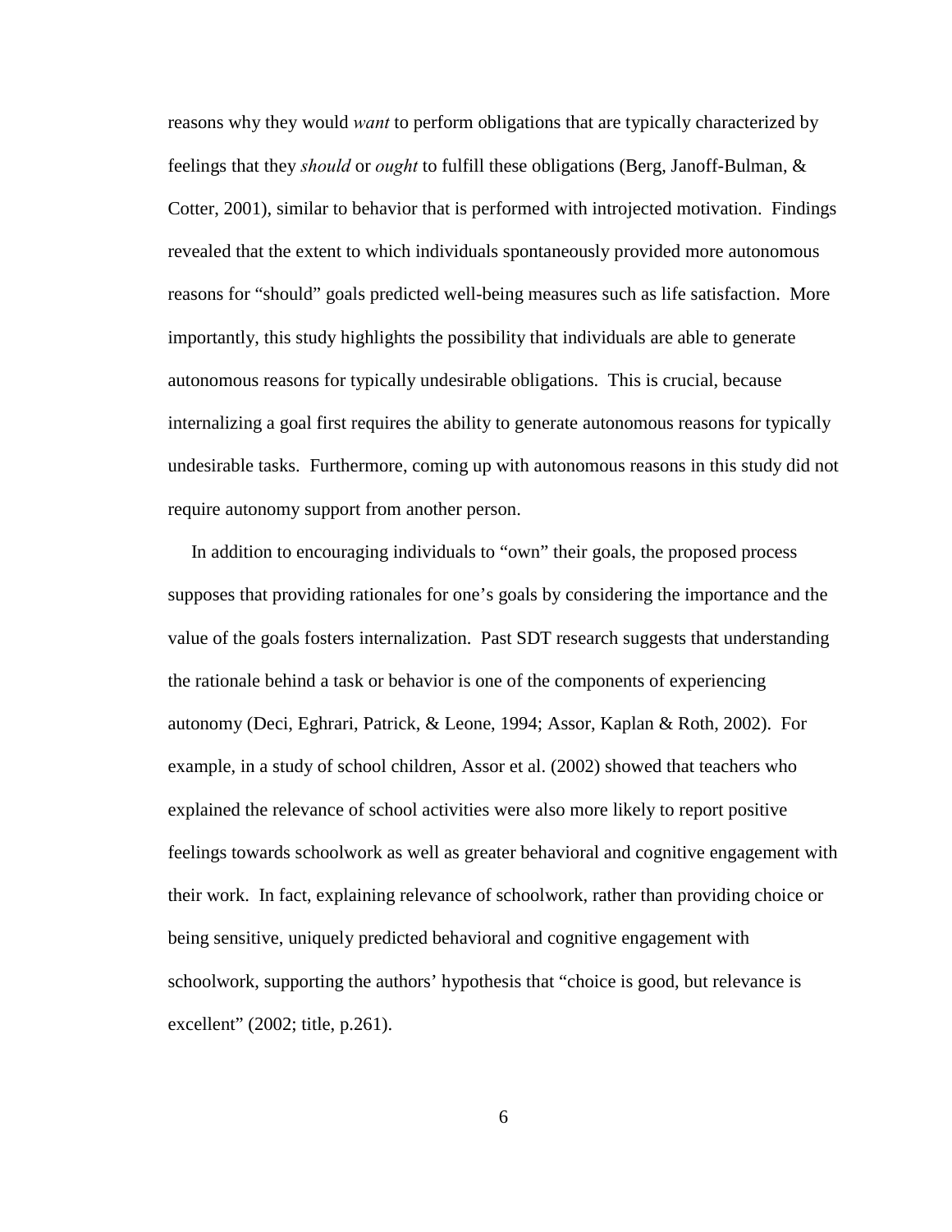reasons why they would *want* to perform obligations that are typically characterized by feelings that they *should* or *ought* to fulfill these obligations (Berg, Janoff-Bulman, & Cotter, 2001), similar to behavior that is performed with introjected motivation. Findings revealed that the extent to which individuals spontaneously provided more autonomous reasons for "should" goals predicted well-being measures such as life satisfaction. More importantly, this study highlights the possibility that individuals are able to generate autonomous reasons for typically undesirable obligations. This is crucial, because internalizing a goal first requires the ability to generate autonomous reasons for typically undesirable tasks. Furthermore, coming up with autonomous reasons in this study did not require autonomy support from another person.

In addition to encouraging individuals to "own" their goals, the proposed process supposes that providing rationales for one's goals by considering the importance and the value of the goals fosters internalization. Past SDT research suggests that understanding the rationale behind a task or behavior is one of the components of experiencing autonomy (Deci, Eghrari, Patrick, & Leone, 1994; Assor, Kaplan & Roth, 2002). For example, in a study of school children, Assor et al. (2002) showed that teachers who explained the relevance of school activities were also more likely to report positive feelings towards schoolwork as well as greater behavioral and cognitive engagement with their work. In fact, explaining relevance of schoolwork, rather than providing choice or being sensitive, uniquely predicted behavioral and cognitive engagement with schoolwork, supporting the authors' hypothesis that "choice is good, but relevance is excellent" (2002; title, p.261).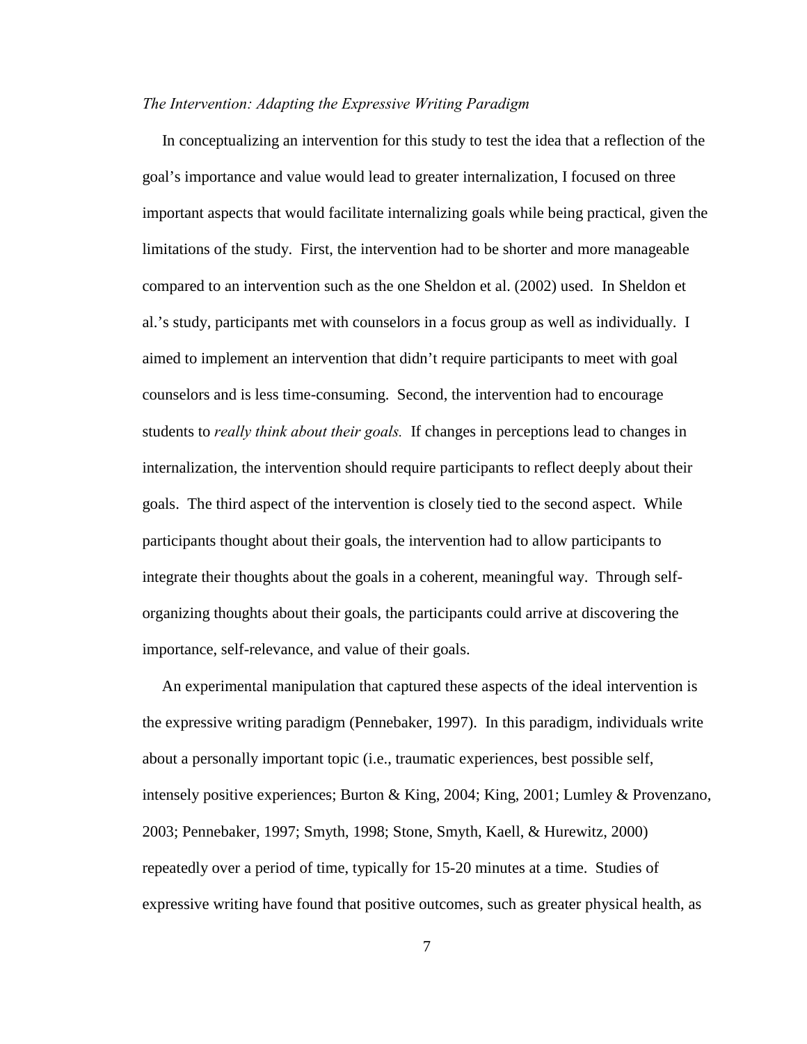*The Intervention: Adapting the Expressive Writing Paradigm*

In conceptualizing an intervention for this study to test the idea that a reflection of the goal's importance and value would lead to greater internalization, I focused on three important aspects that would facilitate internalizing goals while being practical, given the limitations of the study. First, the intervention had to be shorter and more manageable compared to an intervention such as the one Sheldon et al. (2002) used. In Sheldon et al.'s study, participants met with counselors in a focus group as well as individually. I aimed to implement an intervention that didn't require participants to meet with goal counselors and is less time-consuming. Second, the intervention had to encourage students to *really think about their goals.* If changes in perceptions lead to changes in internalization, the intervention should require participants to reflect deeply about their goals. The third aspect of the intervention is closely tied to the second aspect. While participants thought about their goals, the intervention had to allow participants to integrate their thoughts about the goals in a coherent, meaningful way. Through self-organizing thoughts about their goals, the participants could arrive at discovering the importance, self-relevance, and value of their goals.

An experimental manipulation that captured these aspects of the ideal intervention is the expressive writing paradigm (Pennebaker, 1997). In this paradigm, individuals write about a personally important topic (i.e., traumatic experiences, best possible self, intensely positive experiences; Burton & King, 2004; King, 2001; Lumley & Provenzano, 2003; Pennebaker, 1997; Smyth, 1998; Stone, Smyth, Kaell, & Hurewitz, 2000) repeatedly over a period of time, typically for 15-20 minutes at a time. Studies of expressive writing have found that positive outcomes, such as greater physical health, as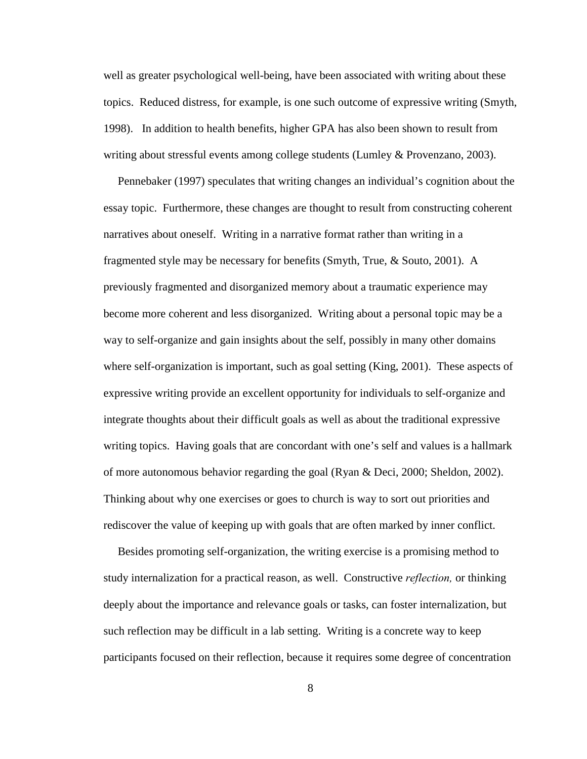well as greater psychological well-being, have been associated with writing about these topics. Reduced distress, for example, is one such outcome of expressive writing (Smyth, 1998). In addition to health benefits, higher GPA has also been shown to result from writing about stressful events among college students (Lumley & Provenzano, 2003).

Pennebaker (1997) speculates that writing changes an individual's cognition about the essay topic. Furthermore, these changes are thought to result from constructing coherent narratives about oneself. Writing in a narrative format rather than writing in a fragmented style may be necessary for benefits (Smyth, True, & Souto, 2001). A previously fragmented and disorganized memory about a traumatic experience may become more coherent and less disorganized. Writing about a personal topic may be a way to self-organize and gain insights about the self, possibly in many other domains where self-organization is important, such as goal setting (King, 2001). These aspects of expressive writing provide an excellent opportunity for individuals to self-organize and integrate thoughts about their difficult goals as well as about the traditional expressive writing topics. Having goals that are concordant with one's self and values is a hallmark of more autonomous behavior regarding the goal (Ryan & Deci, 2000; Sheldon, 2002). Thinking about why one exercises or goes to church is way to sort out priorities and rediscover the value of keeping up with goals that are often marked by inner conflict.

Besides promoting self-organization, the writing exercise is a promising method to study internalization for a practical reason, as well. Constructive *reflection,* or thinking deeply about the importance and relevance goals or tasks, can foster internalization, but such reflection may be difficult in a lab setting. Writing is a concrete way to keep participants focused on their reflection, because it requires some degree of concentration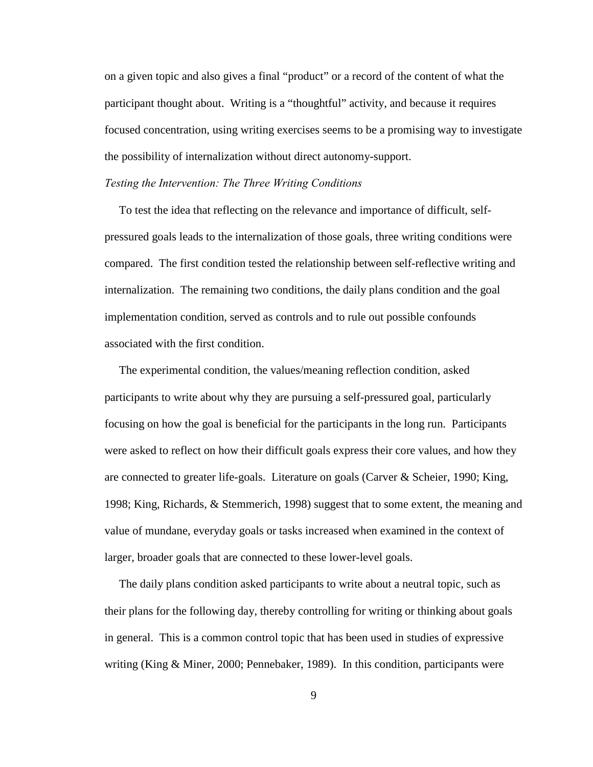on a given topic and also gives a final "product" or a record of the content of what the participant thought about. Writing is a "thoughtful" activity, and because it requires focused concentration, using writing exercises seems to be a promising way to investigate the possibility of internalization without direct autonomy-support.

*Testing the Intervention: The Three Writing Conditions*

To test the idea that reflecting on the relevance and importance of difficult, self-pressured goals leads to the internalization of those goals, three writing conditions were compared. The first condition tested the relationship between self-reflective writing and internalization. The remaining two conditions, the daily plans condition and the goal implementation condition, served as controls and to rule out possible confounds associated with the first condition.

The experimental condition, the values/meaning reflection condition, asked participants to write about why they are pursuing a self-pressured goal, particularly focusing on how the goal is beneficial for the participants in the long run. Participants were asked to reflect on how their difficult goals express their core values, and how they are connected to greater life-goals. Literature on goals (Carver & Scheier, 1990; King, 1998; King, Richards, & Stemmerich, 1998) suggest that to some extent, the meaning and value of mundane, everyday goals or tasks increased when examined in the context of larger, broader goals that are connected to these lower-level goals.

The daily plans condition asked participants to write about a neutral topic, such as their plans for the following day, thereby controlling for writing or thinking about goals in general. This is a common control topic that has been used in studies of expressive writing (King & Miner, 2000; Pennebaker, 1989). In this condition, participants were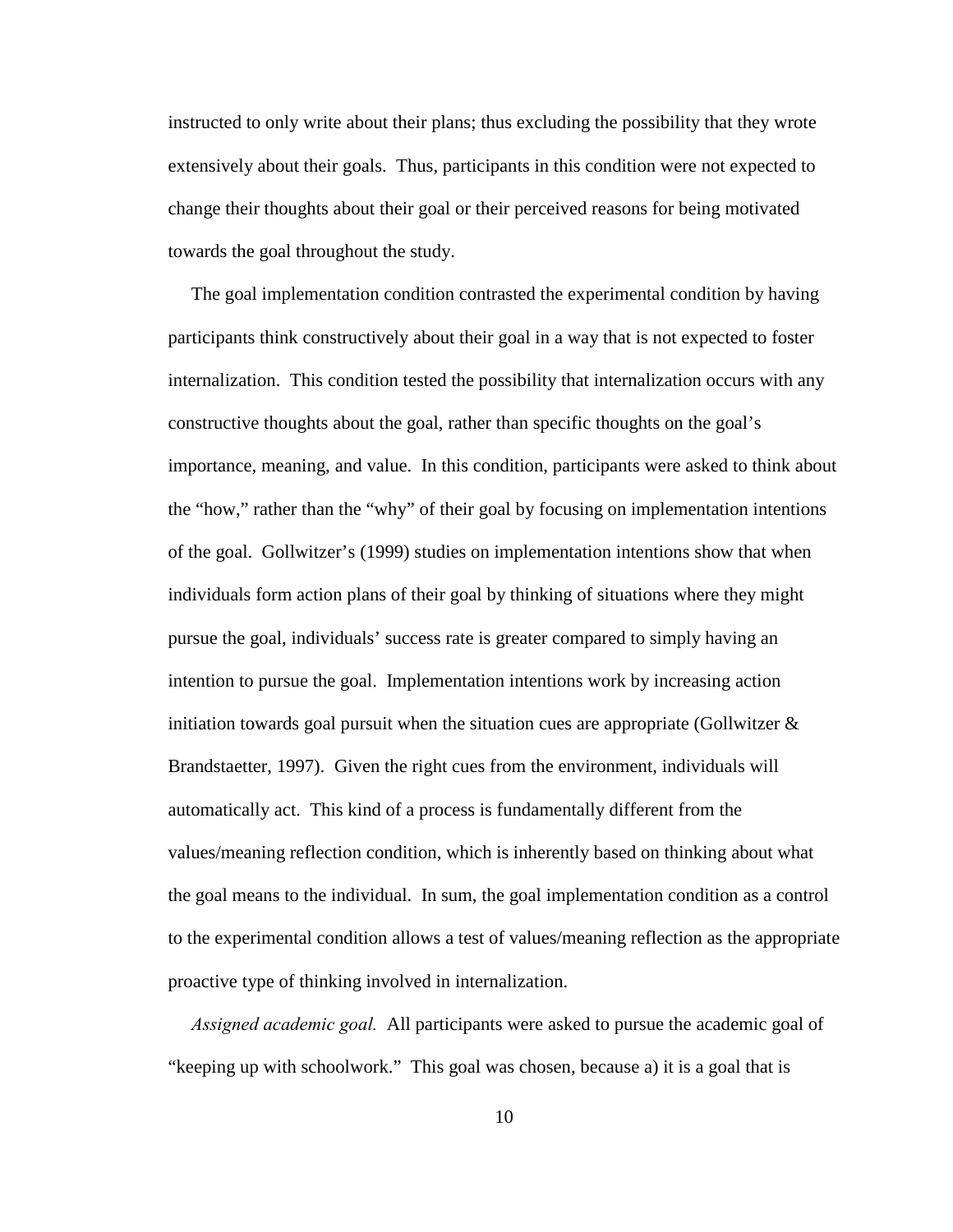instructed to only write about their plans; thus excluding the possibility that they wrote extensively about their goals. Thus, participants in this condition were not expected to change their thoughts about their goal or their perceived reasons for being motivated towards the goal throughout the study.

The goal implementation condition contrasted the experimental condition by having participants think constructively about their goal in a way that is not expected to foster internalization. This condition tested the possibility that internalization occurs with any constructive thoughts about the goal, rather than specific thoughts on the goal's importance, meaning, and value. In this condition, participants were asked to think about the "how," rather than the "why" of their goal by focusing on implementation intentions of the goal. Gollwitzer's (1999) studies on implementation intentions show that when individuals form action plans of their goal by thinking of situations where they might pursue the goal, individuals' success rate is greater compared to simply having an intention to pursue the goal. Implementation intentions work by increasing action initiation towards goal pursuit when the situation cues are appropriate (Gollwitzer & Brandstaetter, 1997). Given the right cues from the environment, individuals will automatically act. This kind of a process is fundamentally different from the values/meaning reflection condition, which is inherently based on thinking about what the goal means to the individual. In sum, the goal implementation condition as a control to the experimental condition allows a test of values/meaning reflection as the appropriate proactive type of thinking involved in internalization.

*Assigned academic goal.* All participants were asked to pursue the academic goal of "keeping up with schoolwork." This goal was chosen, because a) it is a goal that is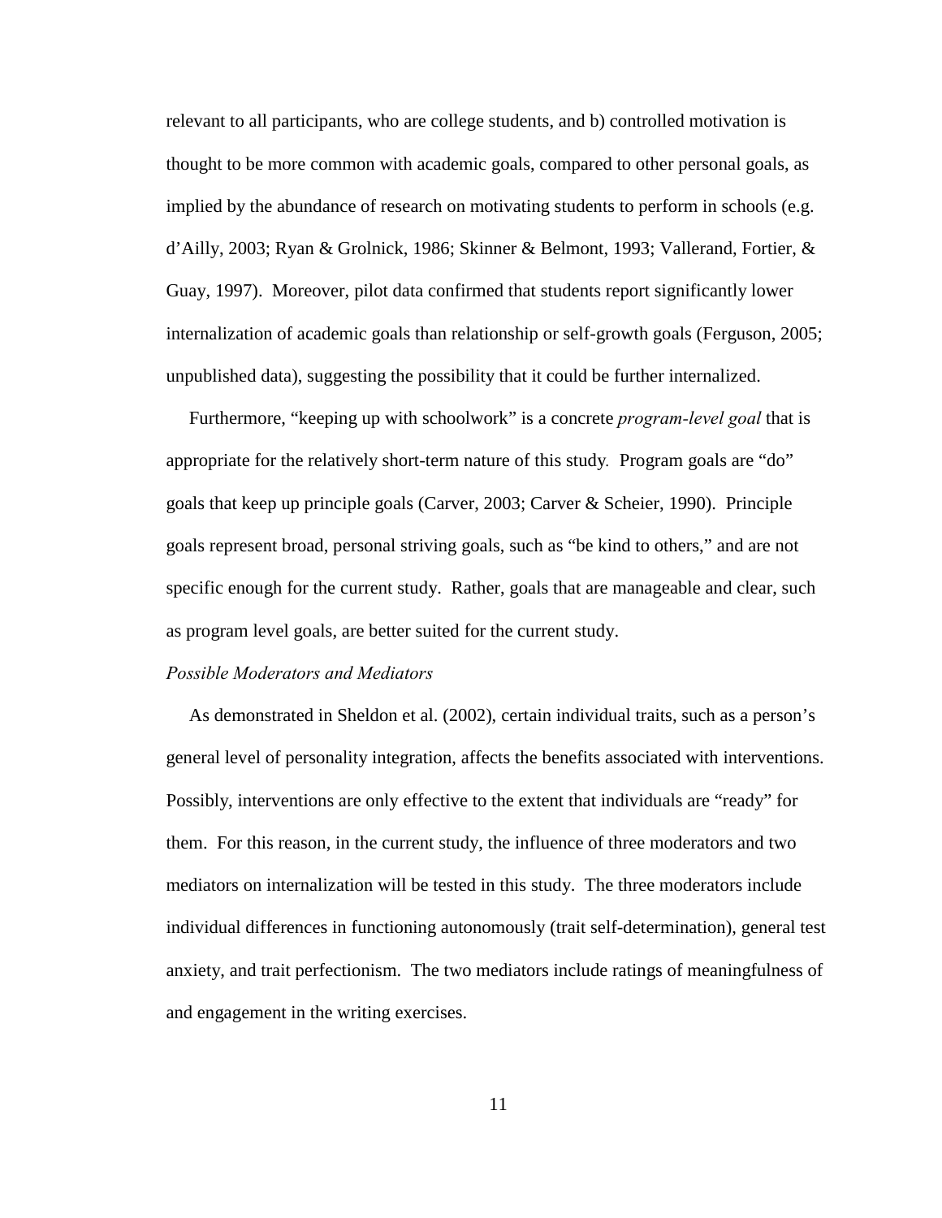relevant to all participants, who are college students, and b) controlled motivation is thought to be more common with academic goals, compared to other personal goals, as implied by the abundance of research on motivating students to perform in schools (e.g. d'Ailly, 2003; Ryan & Grolnick, 1986; Skinner & Belmont, 1993; Vallerand, Fortier, & Guay, 1997). Moreover, pilot data confirmed that students report significantly lower internalization of academic goals than relationship or self-growth goals (Ferguson, 2005; unpublished data), suggesting the possibility that it could be further internalized.

Furthermore, "keeping up with schoolwork" is a concrete *program-level goal* that is appropriate for the relatively short-term nature of this study. Program goals are "do" goals that keep up principle goals (Carver, 2003; Carver & Scheier, 1990). Principle goals represent broad, personal striving goals, such as "be kind to others," and are not specific enough for the current study. Rather, goals that are manageable and clear, such as program level goals, are better suited for the current study.

*Possible Moderators and Mediators*

As demonstrated in Sheldon et al. (2002), certain individual traits, such as a person's general level of personality integration, affects the benefits associated with interventions. Possibly, interventions are only effective to the extent that individuals are "ready" for them. For this reason, in the current study, the influence of three moderators and two mediators on internalization will be tested in this study. The three moderators include individual differences in functioning autonomously (trait self-determination), general test anxiety, and trait perfectionism. The two mediators include ratings of meaningfulness of and engagement in the writing exercises.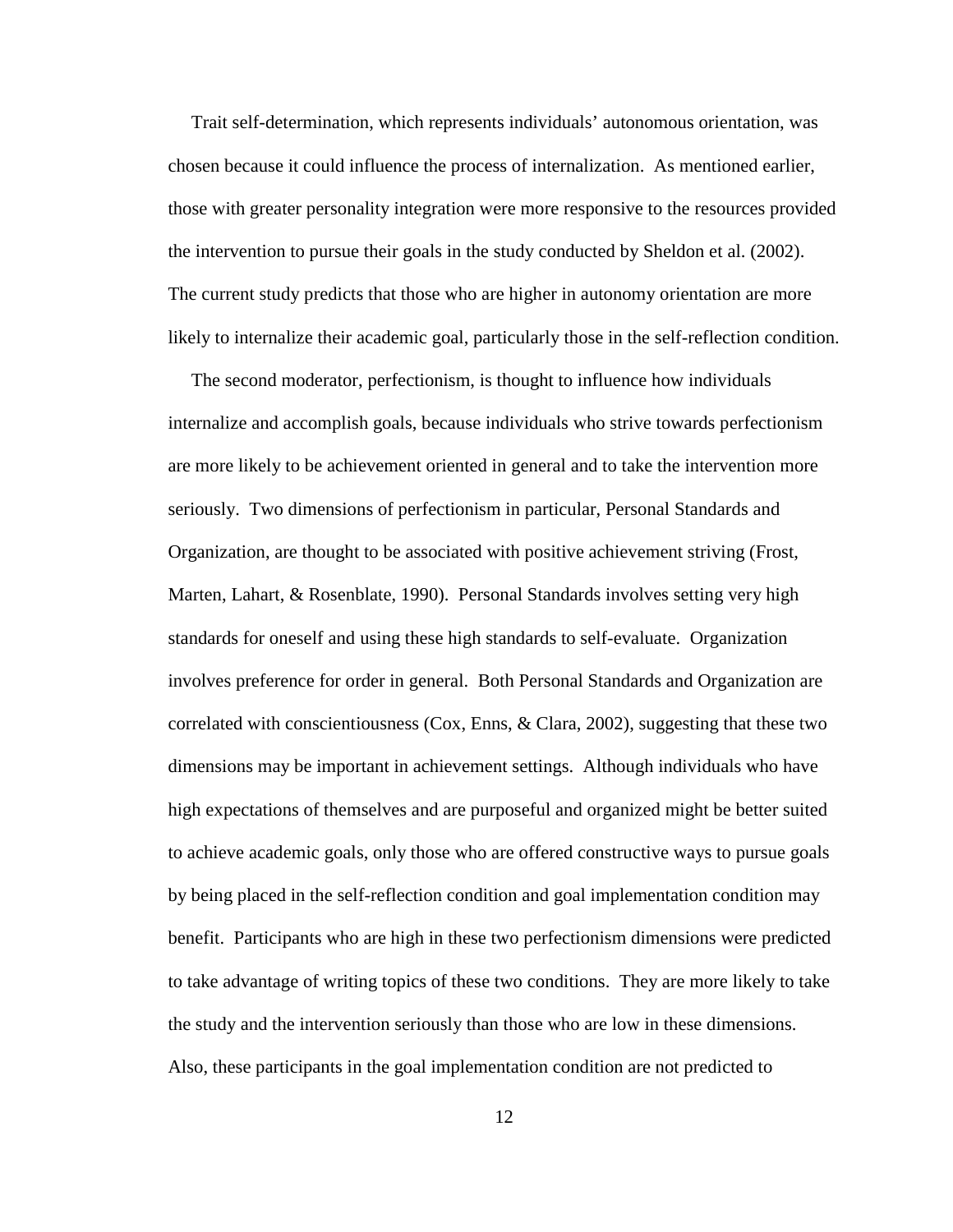Trait self-determination, which represents individuals' autonomous orientation, was chosen because it could influence the process of internalization. As mentioned earlier, those with greater personality integration were more responsive to the resources provided the intervention to pursue their goals in the study conducted by Sheldon et al. (2002). The current study predicts that those who are higher in autonomy orientation are more likely to internalize their academic goal, particularly those in the self-reflection condition.

The second moderator, perfectionism, is thought to influence how individuals internalize and accomplish goals, because individuals who strive towards perfectionism are more likely to be achievement oriented in general and to take the intervention more seriously. Two dimensions of perfectionism in particular, Personal Standards and Organization, are thought to be associated with positive achievement striving (Frost, Marten, Lahart, & Rosenblate, 1990). Personal Standards involves setting very high standards for oneself and using these high standards to self-evaluate. Organization involves preference for order in general. Both Personal Standards and Organization are correlated with conscientiousness (Cox, Enns, & Clara, 2002), suggesting that these two dimensions may be important in achievement settings. Although individuals who have high expectations of themselves and are purposeful and organized might be better suited to achieve academic goals, only those who are offered constructive ways to pursue goals by being placed in the self-reflection condition and goal implementation condition may benefit. Participants who are high in these two perfectionism dimensions were predicted to take advantage of writing topics of these two conditions. They are more likely to take the study and the intervention seriously than those who are low in these dimensions. Also, these participants in the goal implementation condition are not predicted to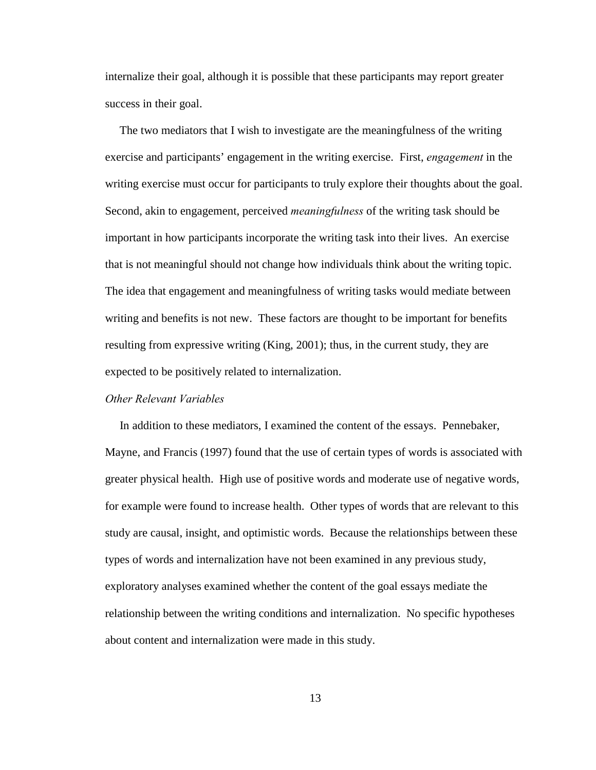internalize their goal, although it is possible that these participants may report greater success in their goal.

The two mediators that I wish to investigate are the meaningfulness of the writing exercise and participants' engagement in the writing exercise. First, *engagement* in the writing exercise must occur for participants to truly explore their thoughts about the goal. Second, akin to engagement, perceived *meaningfulness* of the writing task should be important in how participants incorporate the writing task into their lives. An exercise that is not meaningful should not change how individuals think about the writing topic. The idea that engagement and meaningfulness of writing tasks would mediate between writing and benefits is not new. These factors are thought to be important for benefits resulting from expressive writing (King, 2001); thus, in the current study, they are expected to be positively related to internalization.

*Other Relevant Variables*

In addition to these mediators, I examined the content of the essays. Pennebaker, Mayne, and Francis (1997) found that the use of certain types of words is associated with greater physical health. High use of positive words and moderate use of negative words, for example were found to increase health. Other types of words that are relevant to this study are causal, insight, and optimistic words. Because the relationships between these types of words and internalization have not been examined in any previous study, exploratory analyses examined whether the content of the goal essays mediate the relationship between the writing conditions and internalization. No specific hypotheses about content and internalization were made in this study.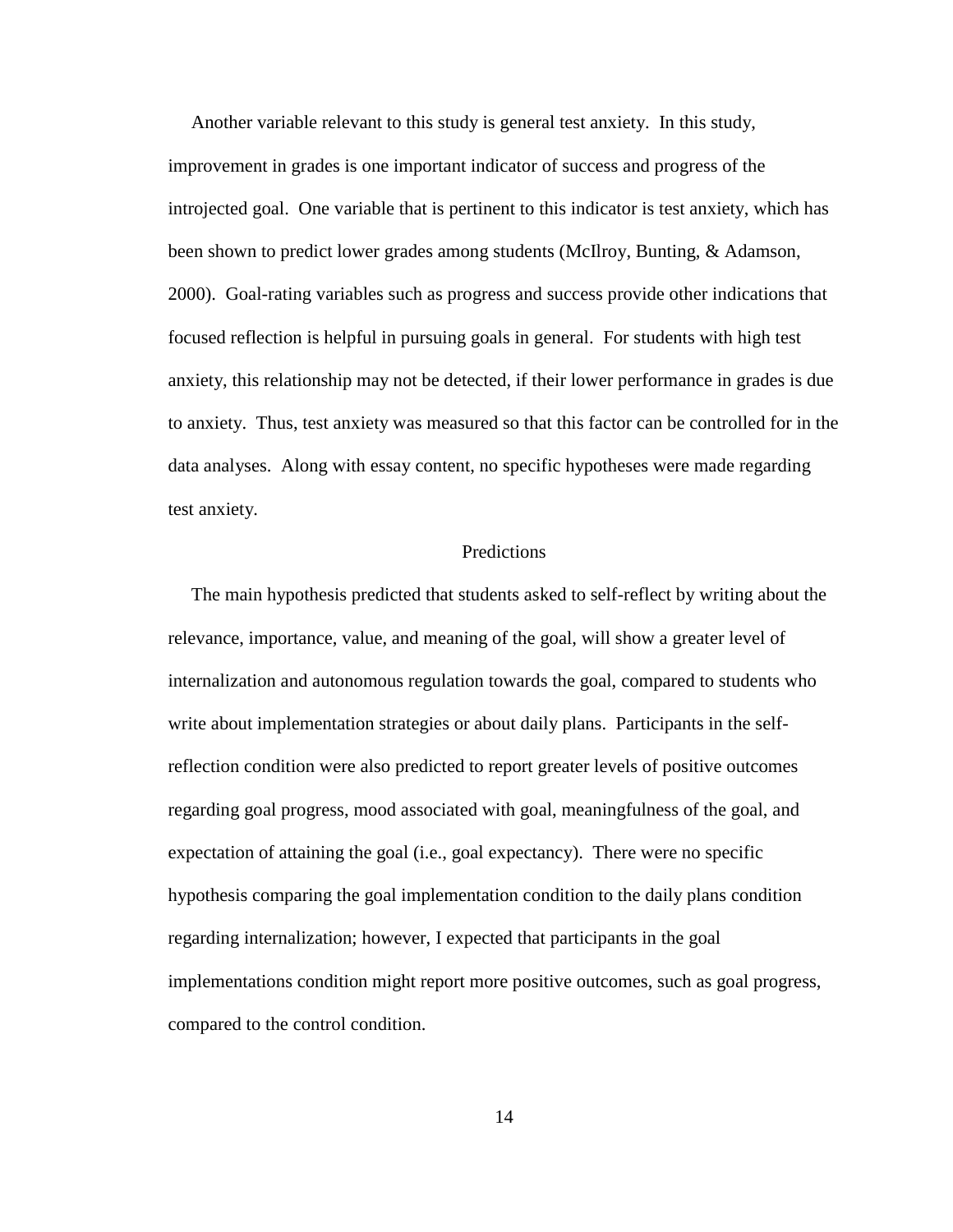Another variable relevant to this study is general test anxiety. In this study, improvement in grades is one important indicator of success and progress of the introjected goal. One variable that is pertinent to this indicator is test anxiety, which has been shown to predict lower grades among students (McIlroy, Bunting, & Adamson, 2000). Goal-rating variables such as progress and success provide other indications that focused reflection is helpful in pursuing goals in general. For students with high test anxiety, this relationship may not be detected, if their lower performance in grades is due to anxiety. Thus, test anxiety was measured so that this factor can be controlled for in the data analyses. Along with essay content, no specific hypotheses were made regarding test anxiety.

## Predictions

The main hypothesis predicted that students asked to self-reflect by writing about the relevance, importance, value, and meaning of the goal, will show a greater level of internalization and autonomous regulation towards the goal, compared to students who write about implementation strategies or about daily plans. Participants in the self-reflection condition were also predicted to report greater levels of positive outcomes regarding goal progress, mood associated with goal, meaningfulness of the goal, and expectation of attaining the goal (i.e., goal expectancy). There were no specific hypothesis comparing the goal implementation condition to the daily plans condition regarding internalization; however, I expected that participants in the goal implementations condition might report more positive outcomes, such as goal progress, compared to the control condition.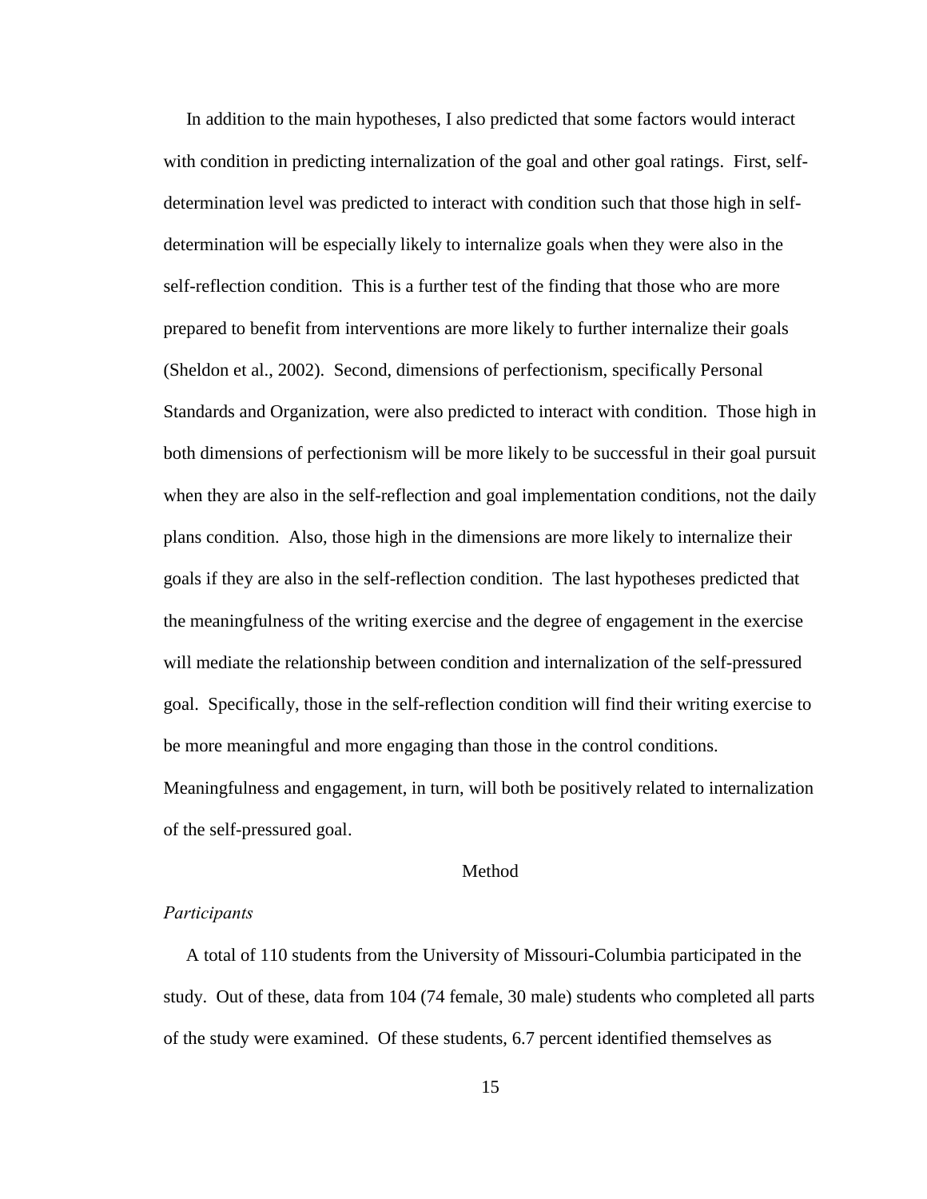In addition to the main hypotheses, I also predicted that some factors would interact with condition in predicting internalization of the goal and other goal ratings. First, self-determination level was predicted to interact with condition such that those high in self-determination will be especially likely to internalize goals when they were also in the self-reflection condition. This is a further test of the finding that those who are more prepared to benefit from interventions are more likely to further internalize their goals (Sheldon et al., 2002). Second, dimensions of perfectionism, specifically Personal Standards and Organization, were also predicted to interact with condition. Those high in both dimensions of perfectionism will be more likely to be successful in their goal pursuit when they are also in the self-reflection and goal implementation conditions, not the daily plans condition. Also, those high in the dimensions are more likely to internalize their goals if they are also in the self-reflection condition. The last hypotheses predicted that the meaningfulness of the writing exercise and the degree of engagement in the exercise will mediate the relationship between condition and internalization of the self-pressured goal. Specifically, those in the self-reflection condition will find their writing exercise to be more meaningful and more engaging than those in the control conditions. Meaningfulness and engagement, in turn, will both be positively related to internalization of the self-pressured goal.

## Method

### *Participants*

A total of 110 students from the University of Missouri-Columbia participated in the study. Out of these, data from 104 (74 female, 30 male) students who completed all parts of the study were examined. Of these students, 6.7 percent identified themselves as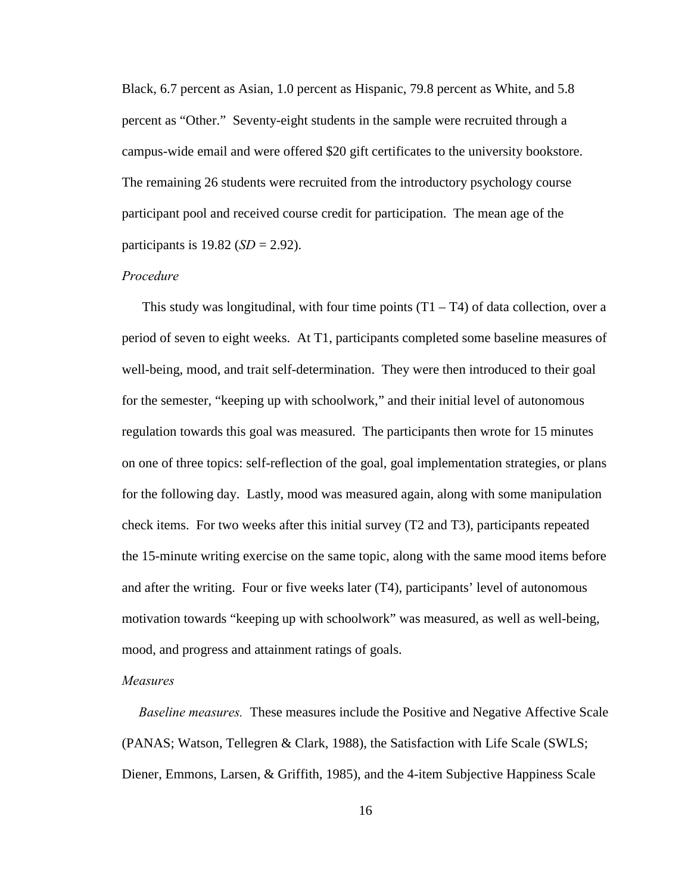Black, 6.7 percent as Asian, 1.0 percent as Hispanic, 79.8 percent as White, and 5.8 percent as "Other." Seventy-eight students in the sample were recruited through a campus-wide email and were offered $20 gift certificates to the university bookstore. The remaining 26 students were recruited from the introductory psychology course participant pool and received course credit for participation. The mean age of the participants is 19.82 (*SD* = 2.92).

*Procedure*

This study was longitudinal, with four time points (T1 – T4) of data collection, over a period of seven to eight weeks. At T1, participants completed some baseline measures of well-being, mood, and trait self-determination. They were then introduced to their goal for the semester, "keeping up with schoolwork," and their initial level of autonomous regulation towards this goal was measured. The participants then wrote for 15 minutes on one of three topics: self-reflection of the goal, goal implementation strategies, or plans for the following day. Lastly, mood was measured again, along with some manipulation check items. For two weeks after this initial survey (T2 and T3), participants repeated the 15-minute writing exercise on the same topic, along with the same mood items before and after the writing. Four or five weeks later (T4), participants' level of autonomous motivation towards "keeping up with schoolwork" was measured, as well as well-being, mood, and progress and attainment ratings of goals.

*Measures*

*Baseline measures.* These measures include the Positive and Negative Affective Scale (PANAS; Watson, Tellegren & Clark, 1988), the Satisfaction with Life Scale (SWLS; Diener, Emmons, Larsen, & Griffith, 1985), and the 4-item Subjective Happiness Scale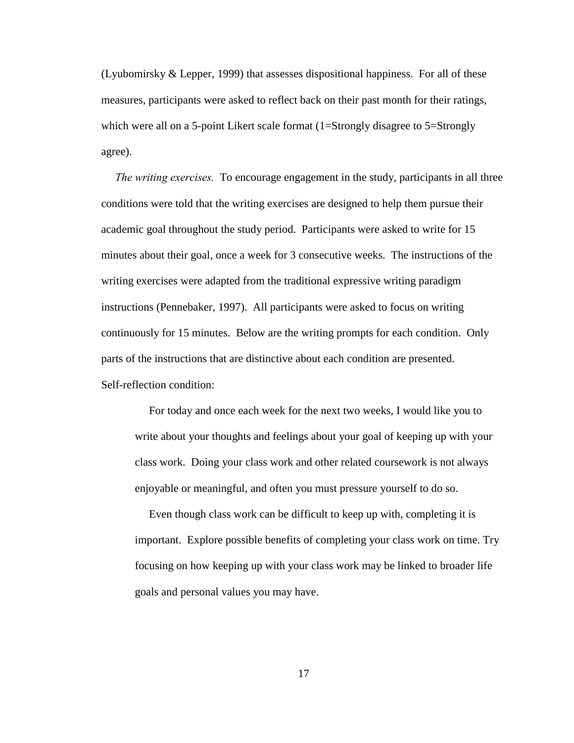(Lyubomirsky & Lepper, 1999) that assesses dispositional happiness. For all of these measures, participants were asked to reflect back on their past month for their ratings, which were all on a 5-point Likert scale format (1=Strongly disagree to 5=Strongly agree).

*The writing exercises.* To encourage engagement in the study, participants in all three conditions were told that the writing exercises are designed to help them pursue their academic goal throughout the study period. Participants were asked to write for 15 minutes about their goal, once a week for 3 consecutive weeks. The instructions of the writing exercises were adapted from the traditional expressive writing paradigm instructions (Pennebaker, 1997). All participants were asked to focus on writing continuously for 15 minutes. Below are the writing prompts for each condition. Only parts of the instructions that are distinctive about each condition are presented.

Self-reflection condition:

> For today and once each week for the next two weeks, I would like you to write about your thoughts and feelings about your goal of keeping up with your class work. Doing your class work and other related coursework is not always enjoyable or meaningful, and often you must pressure yourself to do so.
>
> Even though class work can be difficult to keep up with, completing it is important. Explore possible benefits of completing your class work on time. Try focusing on how keeping up with your class work may be linked to broader life goals and personal values you may have.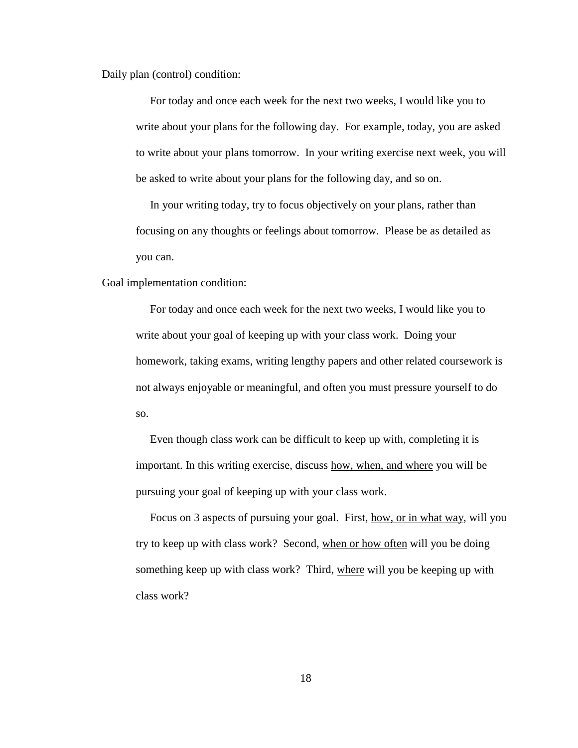Daily plan (control) condition:

> For today and once each week for the next two weeks, I would like you to write about your plans for the following day. For example, today, you are asked to write about your plans tomorrow. In your writing exercise next week, you will be asked to write about your plans for the following day, and so on.
>
> In your writing today, try to focus objectively on your plans, rather than focusing on any thoughts or feelings about tomorrow. Please be as detailed as you can.

Goal implementation condition:

> For today and once each week for the next two weeks, I would like you to write about your goal of keeping up with your class work. Doing your homework, taking exams, writing lengthy papers and other related coursework is not always enjoyable or meaningful, and often you must pressure yourself to do so.
>
> Even though class work can be difficult to keep up with, completing it is important. In this writing exercise, discuss <u>how, when, and where</u> you will be pursuing your goal of keeping up with your class work.
>
> Focus on 3 aspects of pursuing your goal. First, <u>how, or in what way</u>, will you try to keep up with class work? Second, <u>when or how often</u> will you be doing something keep up with class work? Third, <u>where</u> will you be keeping up with class work?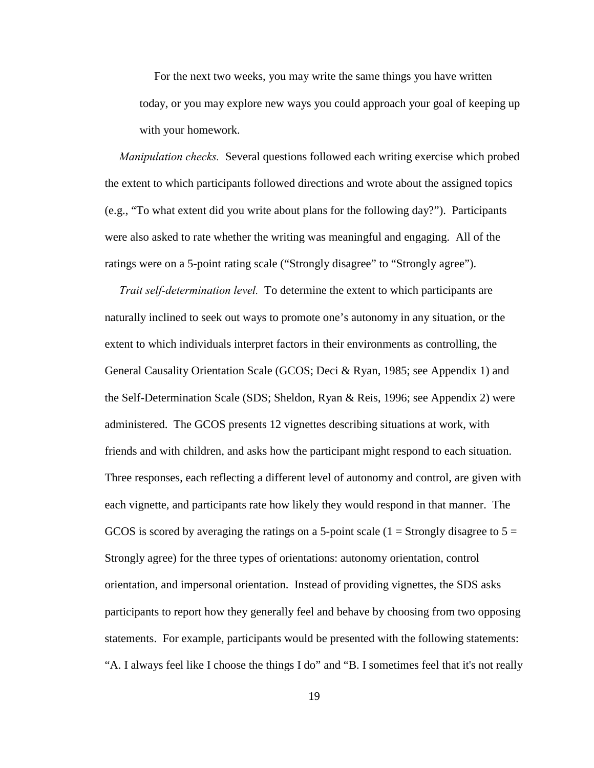For the next two weeks, you may write the same things you have written today, or you may explore new ways you could approach your goal of keeping up with your homework.

*Manipulation checks.* Several questions followed each writing exercise which probed the extent to which participants followed directions and wrote about the assigned topics (e.g., "To what extent did you write about plans for the following day?"). Participants were also asked to rate whether the writing was meaningful and engaging. All of the ratings were on a 5-point rating scale ("Strongly disagree" to "Strongly agree").

*Trait self-determination level.* To determine the extent to which participants are naturally inclined to seek out ways to promote one's autonomy in any situation, or the extent to which individuals interpret factors in their environments as controlling, the General Causality Orientation Scale (GCOS; Deci & Ryan, 1985; see Appendix 1) and the Self-Determination Scale (SDS; Sheldon, Ryan & Reis, 1996; see Appendix 2) were administered. The GCOS presents 12 vignettes describing situations at work, with friends and with children, and asks how the participant might respond to each situation. Three responses, each reflecting a different level of autonomy and control, are given with each vignette, and participants rate how likely they would respond in that manner. The GCOS is scored by averaging the ratings on a 5-point scale (1 = Strongly disagree to 5 = Strongly agree) for the three types of orientations: autonomy orientation, control orientation, and impersonal orientation. Instead of providing vignettes, the SDS asks participants to report how they generally feel and behave by choosing from two opposing statements. For example, participants would be presented with the following statements: "A. I always feel like I choose the things I do" and "B. I sometimes feel that it's not really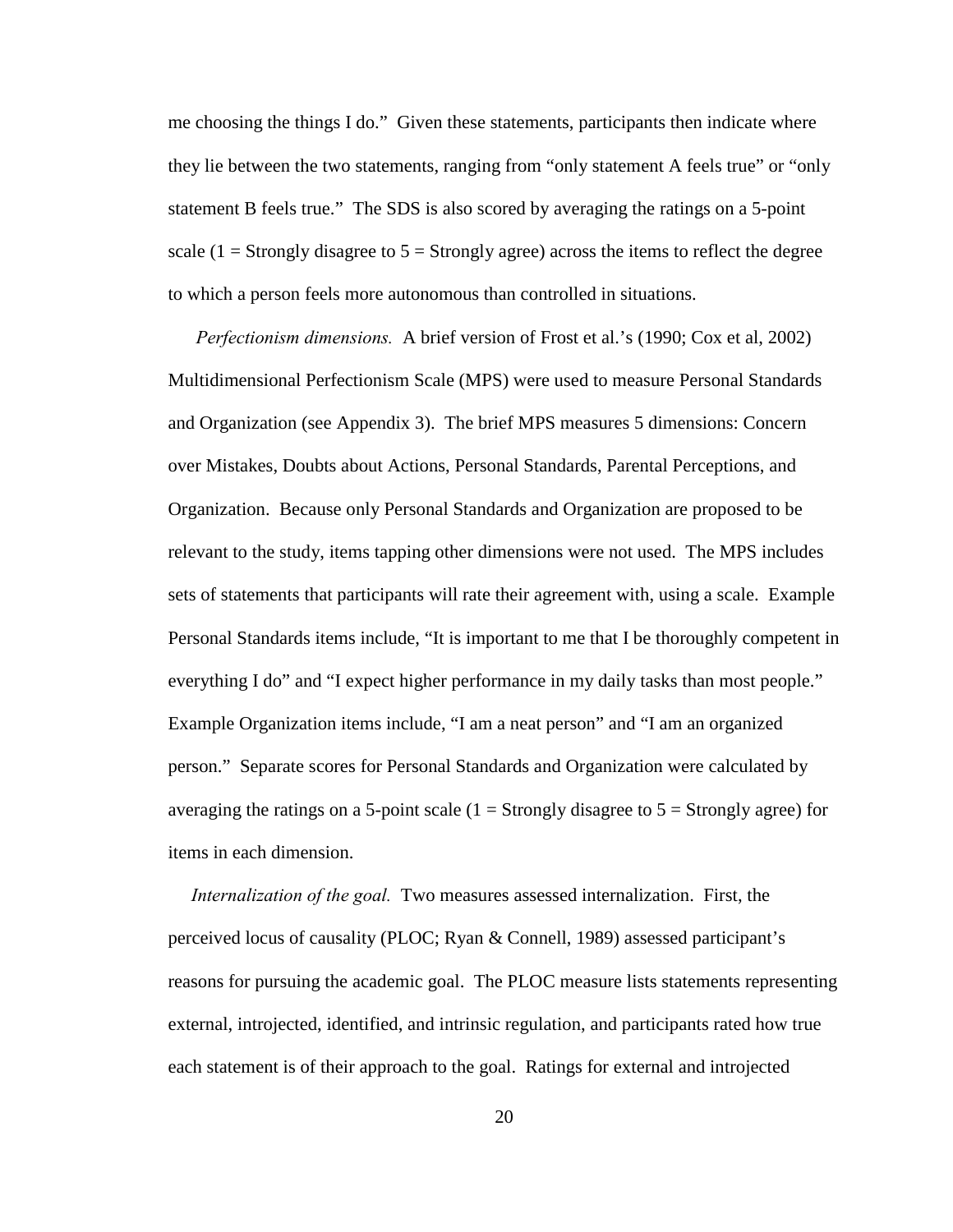me choosing the things I do." Given these statements, participants then indicate where they lie between the two statements, ranging from "only statement A feels true" or "only statement B feels true." The SDS is also scored by averaging the ratings on a 5-point scale (1 = Strongly disagree to 5 = Strongly agree) across the items to reflect the degree to which a person feels more autonomous than controlled in situations.

*Perfectionism dimensions.* A brief version of Frost et al.'s (1990; Cox et al, 2002) Multidimensional Perfectionism Scale (MPS) were used to measure Personal Standards and Organization (see Appendix 3). The brief MPS measures 5 dimensions: Concern over Mistakes, Doubts about Actions, Personal Standards, Parental Perceptions, and Organization. Because only Personal Standards and Organization are proposed to be relevant to the study, items tapping other dimensions were not used. The MPS includes sets of statements that participants will rate their agreement with, using a scale. Example Personal Standards items include, "It is important to me that I be thoroughly competent in everything I do" and "I expect higher performance in my daily tasks than most people." Example Organization items include, "I am a neat person" and "I am an organized person." Separate scores for Personal Standards and Organization were calculated by averaging the ratings on a 5-point scale (1 = Strongly disagree to 5 = Strongly agree) for items in each dimension.

*Internalization of the goal.* Two measures assessed internalization. First, the perceived locus of causality (PLOC; Ryan & Connell, 1989) assessed participant's reasons for pursuing the academic goal. The PLOC measure lists statements representing external, introjected, identified, and intrinsic regulation, and participants rated how true each statement is of their approach to the goal. Ratings for external and introjected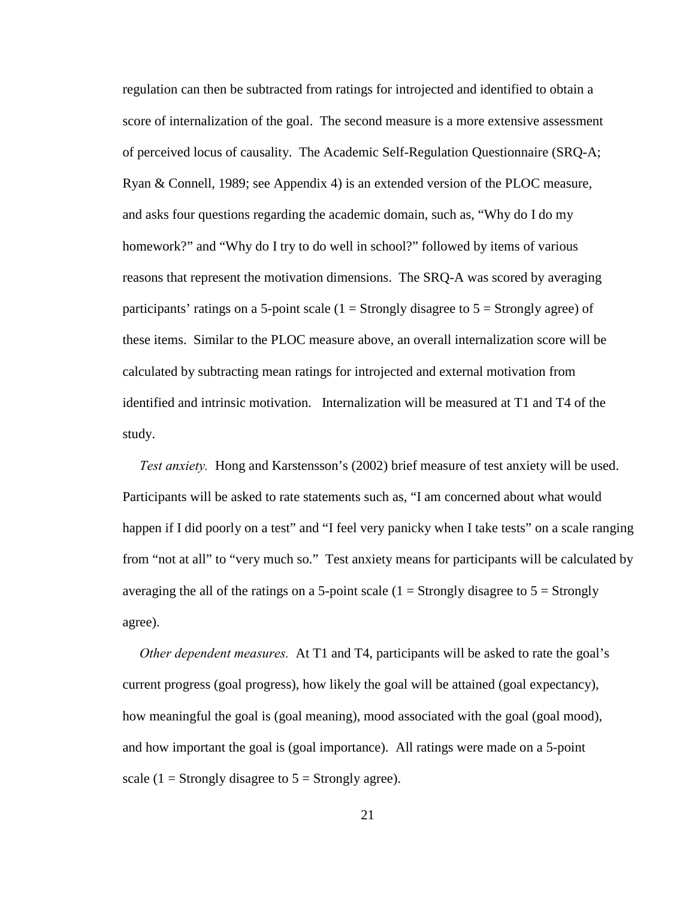regulation can then be subtracted from ratings for introjected and identified to obtain a score of internalization of the goal. The second measure is a more extensive assessment of perceived locus of causality. The Academic Self-Regulation Questionnaire (SRQ-A; Ryan & Connell, 1989; see Appendix 4) is an extended version of the PLOC measure, and asks four questions regarding the academic domain, such as, "Why do I do my homework?" and "Why do I try to do well in school?" followed by items of various reasons that represent the motivation dimensions. The SRQ-A was scored by averaging participants' ratings on a 5-point scale (1 = Strongly disagree to 5 = Strongly agree) of these items. Similar to the PLOC measure above, an overall internalization score will be calculated by subtracting mean ratings for introjected and external motivation from identified and intrinsic motivation. Internalization will be measured at T1 and T4 of the study.

*Test anxiety.* Hong and Karstensson's (2002) brief measure of test anxiety will be used. Participants will be asked to rate statements such as, "I am concerned about what would happen if I did poorly on a test" and "I feel very panicky when I take tests" on a scale ranging from "not at all" to "very much so." Test anxiety means for participants will be calculated by averaging the all of the ratings on a 5-point scale (1 = Strongly disagree to 5 = Strongly agree).

*Other dependent measures.* At T1 and T4, participants will be asked to rate the goal's current progress (goal progress), how likely the goal will be attained (goal expectancy), how meaningful the goal is (goal meaning), mood associated with the goal (goal mood), and how important the goal is (goal importance). All ratings were made on a 5-point scale (1 = Strongly disagree to 5 = Strongly agree).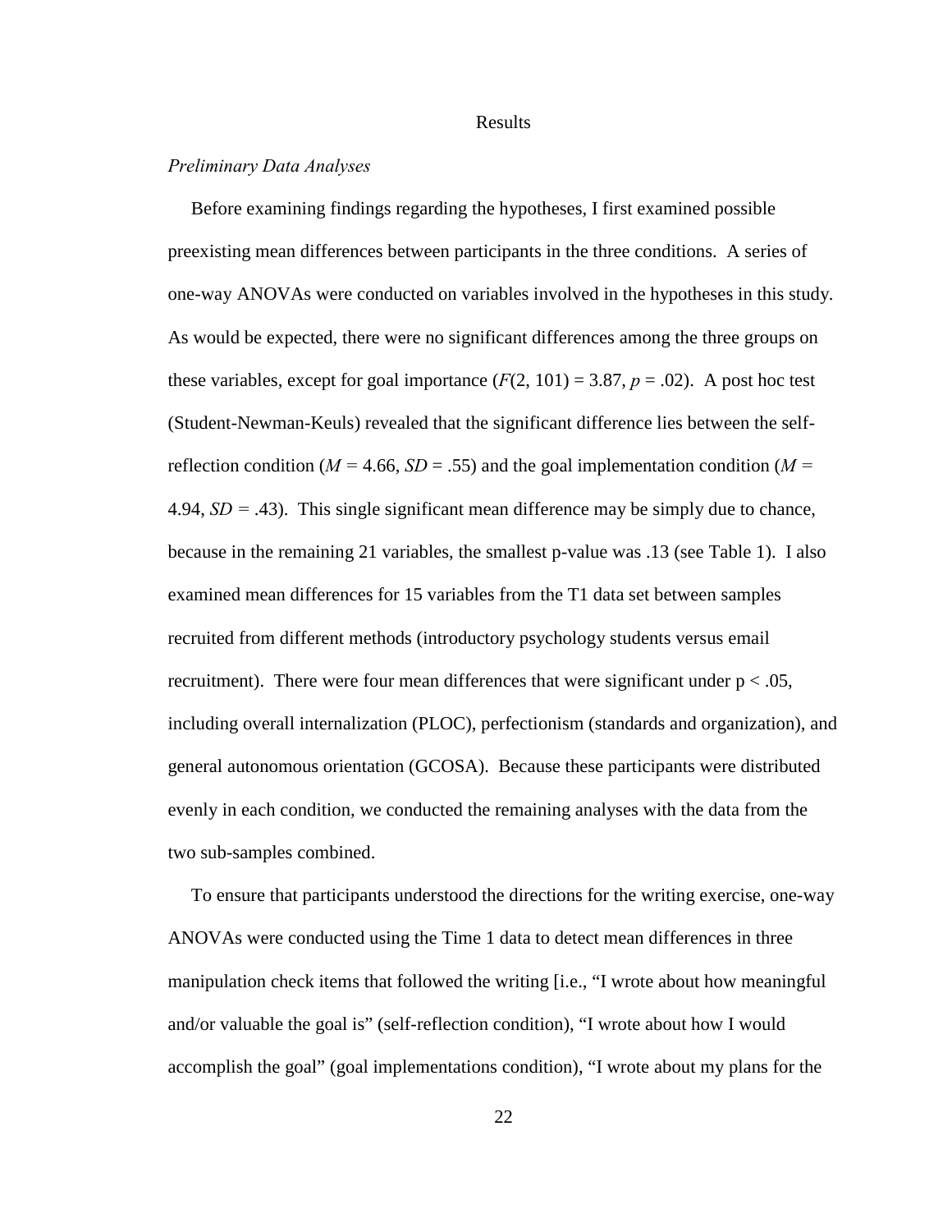# Results

### *Preliminary Data Analyses*

Before examining findings regarding the hypotheses, I first examined possible preexisting mean differences between participants in the three conditions. A series of one-way ANOVAs were conducted on variables involved in the hypotheses in this study. As would be expected, there were no significant differences among the three groups on these variables, except for goal importance ($F(2, 101) = 3.87$, $p = .02$). A post hoc test (Student-Newman-Keuls) revealed that the significant difference lies between the self-reflection condition ($M = 4.66$, $SD = .55$) and the goal implementation condition ($M = 4.94$, $SD = .43$). This single significant mean difference may be simply due to chance, because in the remaining 21 variables, the smallest p-value was .13 (see Table 1). I also examined mean differences for 15 variables from the T1 data set between samples recruited from different methods (introductory psychology students versus email recruitment). There were four mean differences that were significant under $p < .05$, including overall internalization (PLOC), perfectionism (standards and organization), and general autonomous orientation (GCOSA). Because these participants were distributed evenly in each condition, we conducted the remaining analyses with the data from the two sub-samples combined.

To ensure that participants understood the directions for the writing exercise, one-way ANOVAs were conducted using the Time 1 data to detect mean differences in three manipulation check items that followed the writing [i.e., "I wrote about how meaningful and/or valuable the goal is" (self-reflection condition), "I wrote about how I would accomplish the goal" (goal implementations condition), "I wrote about my plans for the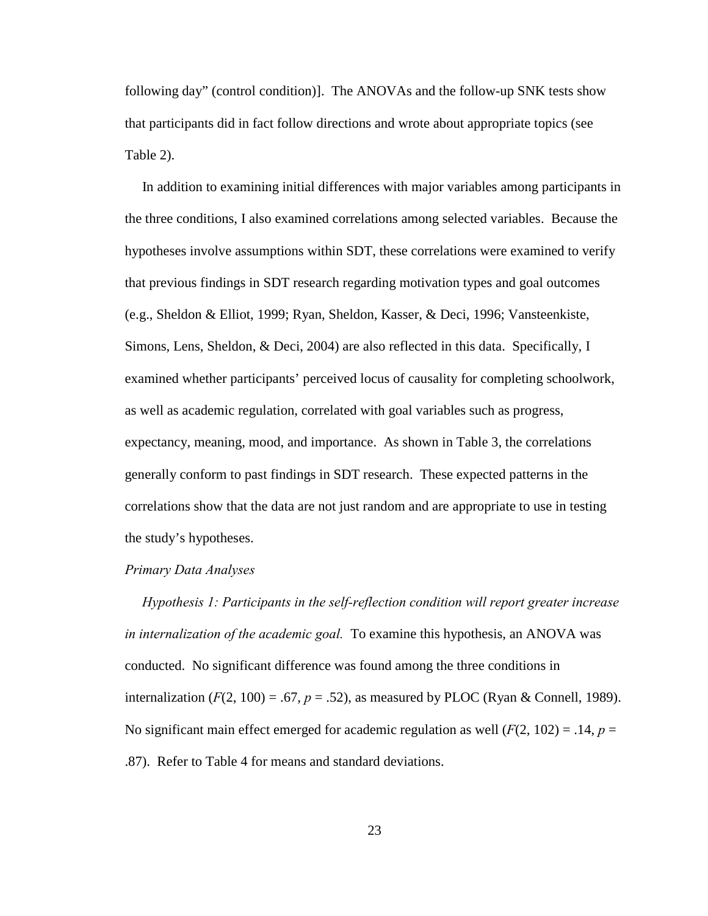following day" (control condition)]. The ANOVAs and the follow-up SNK tests show that participants did in fact follow directions and wrote about appropriate topics (see Table 2).

In addition to examining initial differences with major variables among participants in the three conditions, I also examined correlations among selected variables. Because the hypotheses involve assumptions within SDT, these correlations were examined to verify that previous findings in SDT research regarding motivation types and goal outcomes (e.g., Sheldon & Elliot, 1999; Ryan, Sheldon, Kasser, & Deci, 1996; Vansteenkiste, Simons, Lens, Sheldon, & Deci, 2004) are also reflected in this data. Specifically, I examined whether participants' perceived locus of causality for completing schoolwork, as well as academic regulation, correlated with goal variables such as progress, expectancy, meaning, mood, and importance. As shown in Table 3, the correlations generally conform to past findings in SDT research. These expected patterns in the correlations show that the data are not just random and are appropriate to use in testing the study's hypotheses.

*Primary Data Analyses*

*Hypothesis 1: Participants in the self-reflection condition will report greater increase in internalization of the academic goal.* To examine this hypothesis, an ANOVA was conducted. No significant difference was found among the three conditions in internalization ($F(2, 100) = .67$, $p = .52$), as measured by PLOC (Ryan & Connell, 1989). No significant main effect emerged for academic regulation as well ($F(2, 102) = .14$, $p = .87$). Refer to Table 4 for means and standard deviations.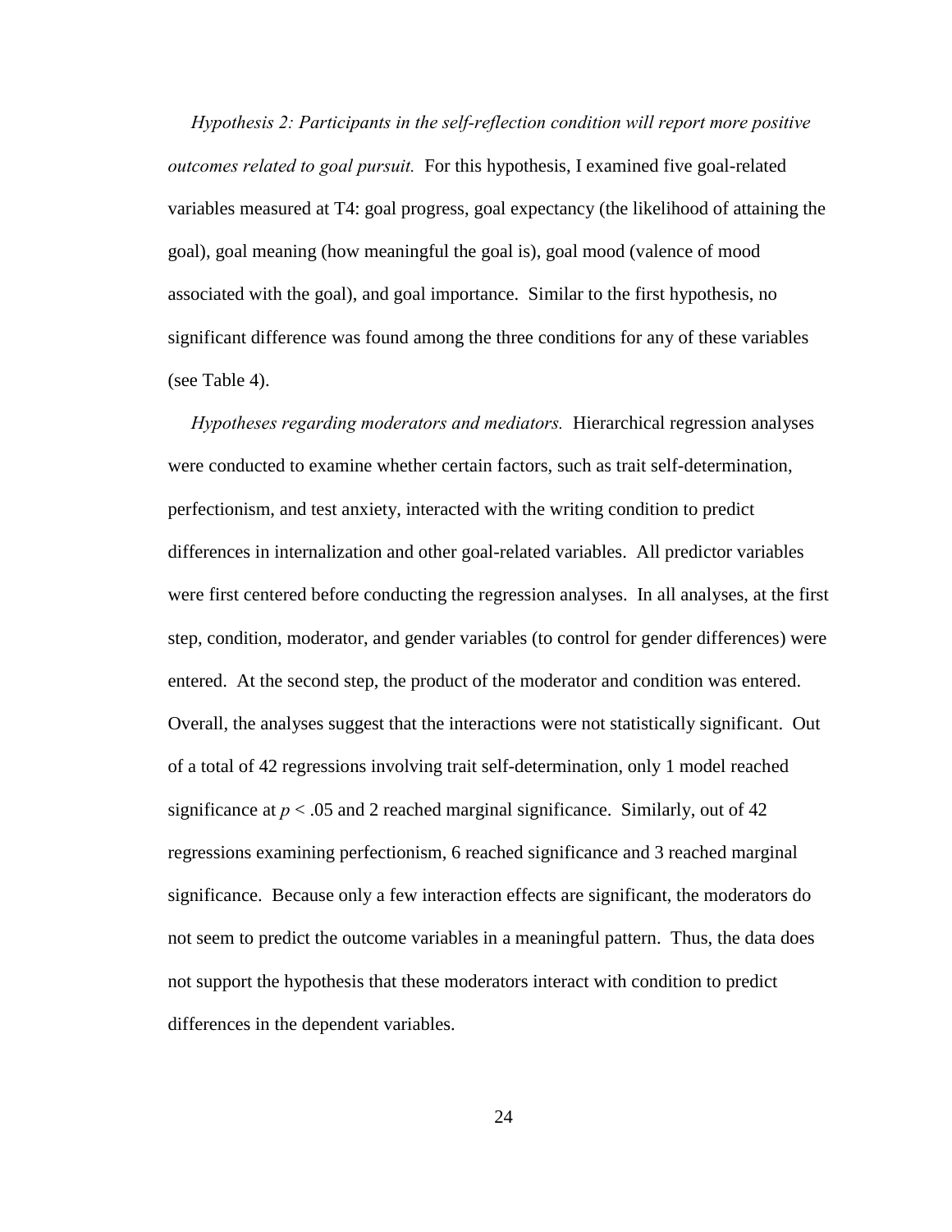*Hypothesis 2: Participants in the self-reflection condition will report more positive outcomes related to goal pursuit.* For this hypothesis, I examined five goal-related variables measured at T4: goal progress, goal expectancy (the likelihood of attaining the goal), goal meaning (how meaningful the goal is), goal mood (valence of mood associated with the goal), and goal importance. Similar to the first hypothesis, no significant difference was found among the three conditions for any of these variables (see Table 4).

*Hypotheses regarding moderators and mediators.* Hierarchical regression analyses were conducted to examine whether certain factors, such as trait self-determination, perfectionism, and test anxiety, interacted with the writing condition to predict differences in internalization and other goal-related variables. All predictor variables were first centered before conducting the regression analyses. In all analyses, at the first step, condition, moderator, and gender variables (to control for gender differences) were entered. At the second step, the product of the moderator and condition was entered. Overall, the analyses suggest that the interactions were not statistically significant. Out of a total of 42 regressions involving trait self-determination, only 1 model reached significance at $p < .05$ and 2 reached marginal significance. Similarly, out of 42 regressions examining perfectionism, 6 reached significance and 3 reached marginal significance. Because only a few interaction effects are significant, the moderators do not seem to predict the outcome variables in a meaningful pattern. Thus, the data does not support the hypothesis that these moderators interact with condition to predict differences in the dependent variables.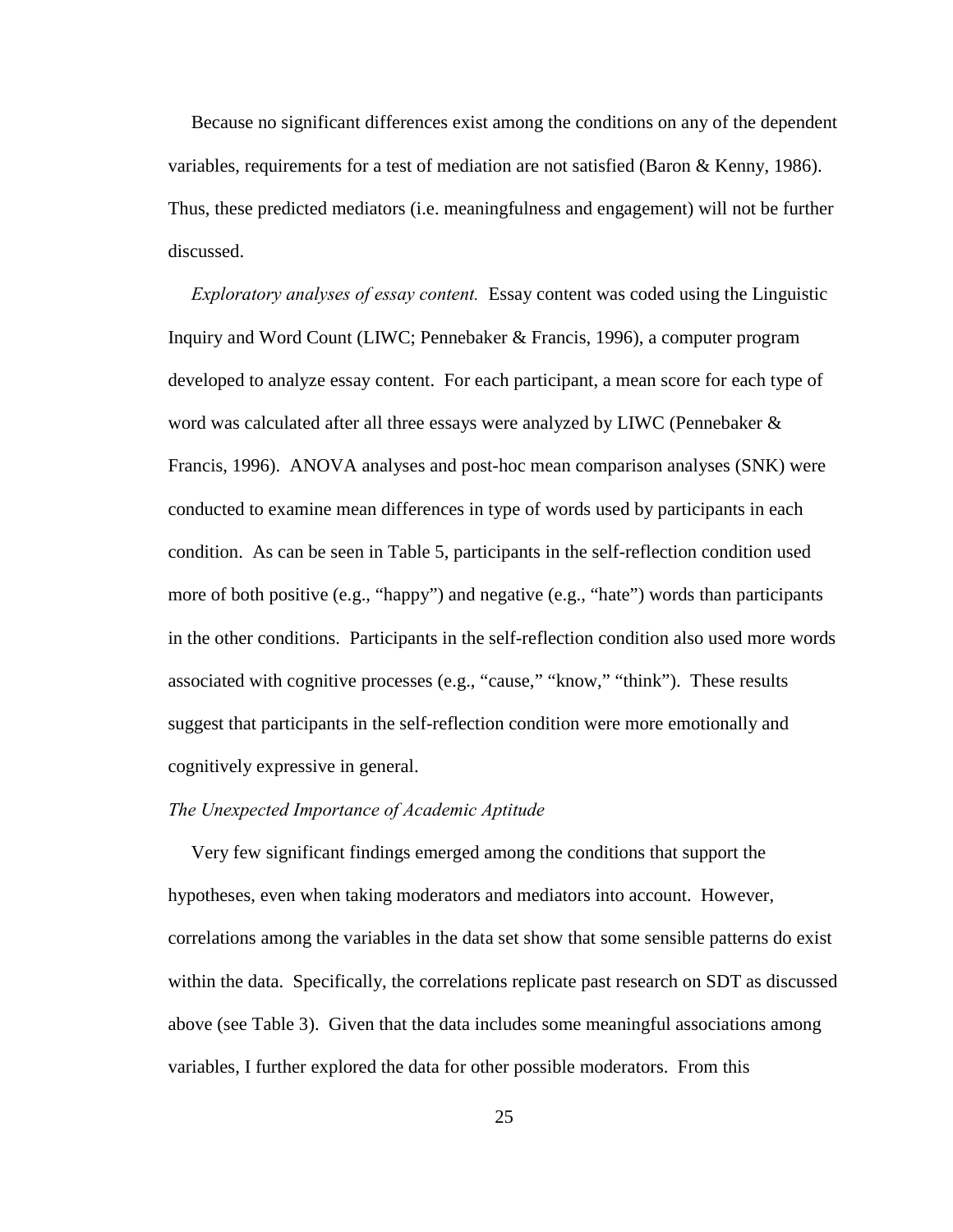Because no significant differences exist among the conditions on any of the dependent variables, requirements for a test of mediation are not satisfied (Baron & Kenny, 1986). Thus, these predicted mediators (i.e. meaningfulness and engagement) will not be further discussed.

*Exploratory analyses of essay content.* Essay content was coded using the Linguistic Inquiry and Word Count (LIWC; Pennebaker & Francis, 1996), a computer program developed to analyze essay content. For each participant, a mean score for each type of word was calculated after all three essays were analyzed by LIWC (Pennebaker & Francis, 1996). ANOVA analyses and post-hoc mean comparison analyses (SNK) were conducted to examine mean differences in type of words used by participants in each condition. As can be seen in Table 5, participants in the self-reflection condition used more of both positive (e.g., "happy") and negative (e.g., "hate") words than participants in the other conditions. Participants in the self-reflection condition also used more words associated with cognitive processes (e.g., "cause," "know," "think"). These results suggest that participants in the self-reflection condition were more emotionally and cognitively expressive in general.

*The Unexpected Importance of Academic Aptitude*

Very few significant findings emerged among the conditions that support the hypotheses, even when taking moderators and mediators into account. However, correlations among the variables in the data set show that some sensible patterns do exist within the data. Specifically, the correlations replicate past research on SDT as discussed above (see Table 3). Given that the data includes some meaningful associations among variables, I further explored the data for other possible moderators. From this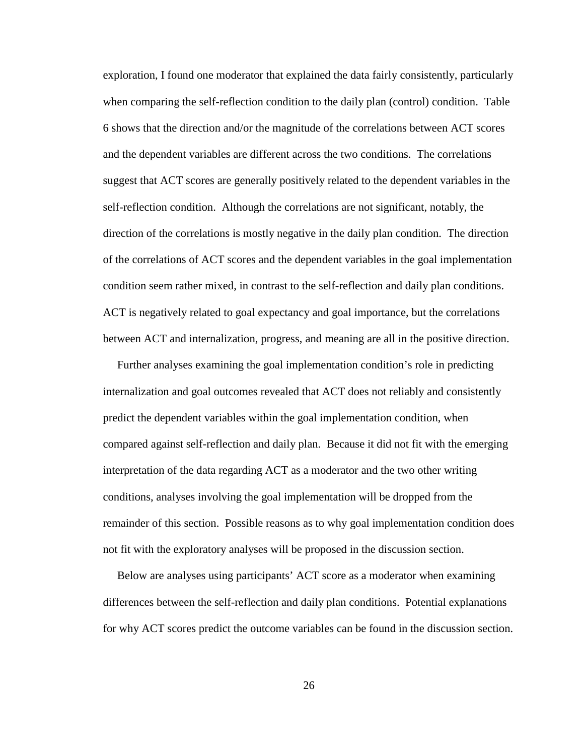exploration, I found one moderator that explained the data fairly consistently, particularly when comparing the self-reflection condition to the daily plan (control) condition. Table 6 shows that the direction and/or the magnitude of the correlations between ACT scores and the dependent variables are different across the two conditions. The correlations suggest that ACT scores are generally positively related to the dependent variables in the self-reflection condition. Although the correlations are not significant, notably, the direction of the correlations is mostly negative in the daily plan condition. The direction of the correlations of ACT scores and the dependent variables in the goal implementation condition seem rather mixed, in contrast to the self-reflection and daily plan conditions. ACT is negatively related to goal expectancy and goal importance, but the correlations between ACT and internalization, progress, and meaning are all in the positive direction.

Further analyses examining the goal implementation condition's role in predicting internalization and goal outcomes revealed that ACT does not reliably and consistently predict the dependent variables within the goal implementation condition, when compared against self-reflection and daily plan. Because it did not fit with the emerging interpretation of the data regarding ACT as a moderator and the two other writing conditions, analyses involving the goal implementation will be dropped from the remainder of this section. Possible reasons as to why goal implementation condition does not fit with the exploratory analyses will be proposed in the discussion section.

Below are analyses using participants' ACT score as a moderator when examining differences between the self-reflection and daily plan conditions. Potential explanations for why ACT scores predict the outcome variables can be found in the discussion section.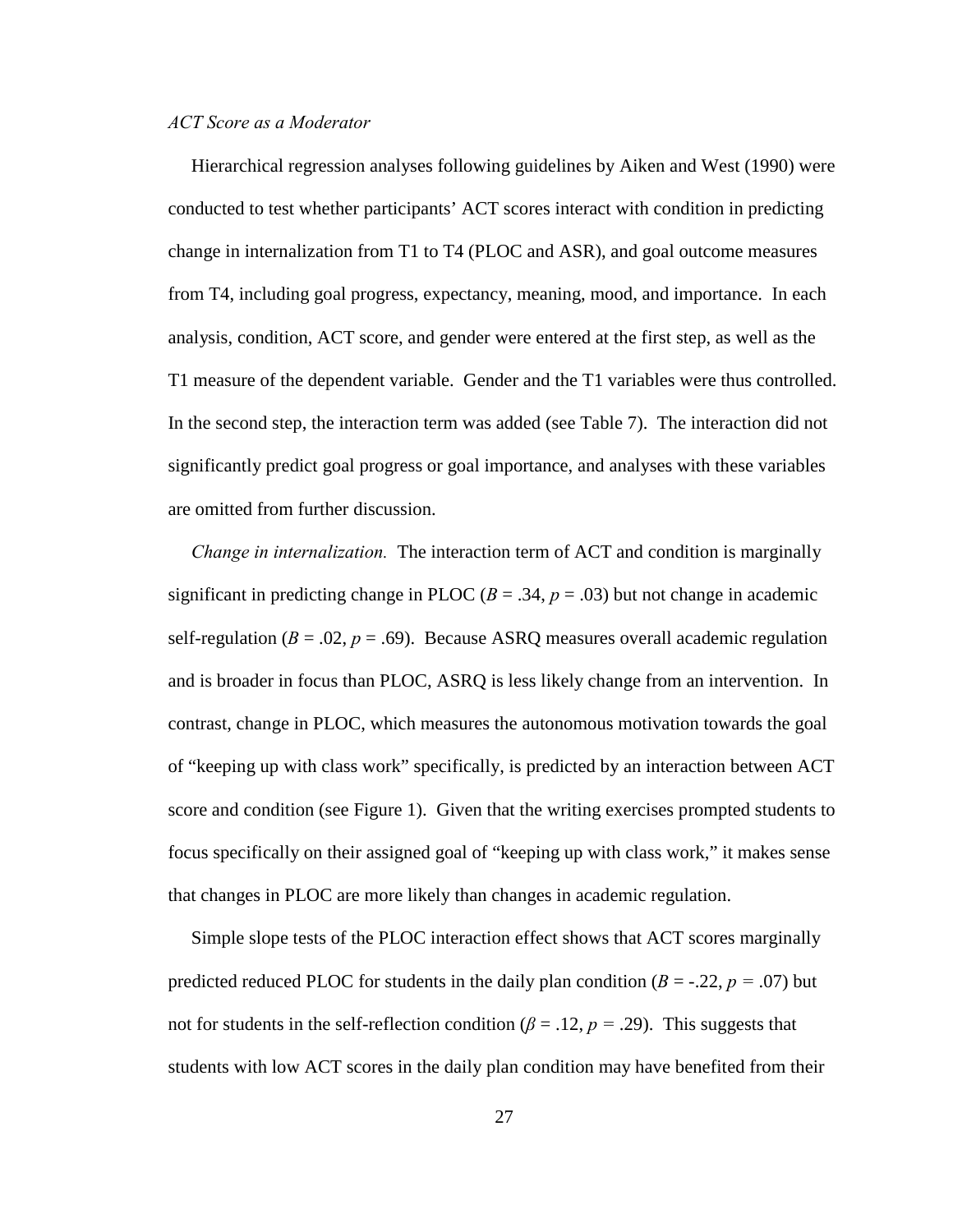*ACT Score as a Moderator*

Hierarchical regression analyses following guidelines by Aiken and West (1990) were conducted to test whether participants' ACT scores interact with condition in predicting change in internalization from T1 to T4 (PLOC and ASR), and goal outcome measures from T4, including goal progress, expectancy, meaning, mood, and importance. In each analysis, condition, ACT score, and gender were entered at the first step, as well as the T1 measure of the dependent variable. Gender and the T1 variables were thus controlled. In the second step, the interaction term was added (see Table 7). The interaction did not significantly predict goal progress or goal importance, and analyses with these variables are omitted from further discussion.

*Change in internalization.* The interaction term of ACT and condition is marginally significant in predicting change in PLOC ($B$ = .34, $p$ = .03) but not change in academic self-regulation ($B$ = .02, $p$ = .69). Because ASRQ measures overall academic regulation and is broader in focus than PLOC, ASRQ is less likely change from an intervention. In contrast, change in PLOC, which measures the autonomous motivation towards the goal of "keeping up with class work" specifically, is predicted by an interaction between ACT score and condition (see Figure 1). Given that the writing exercises prompted students to focus specifically on their assigned goal of "keeping up with class work," it makes sense that changes in PLOC are more likely than changes in academic regulation.

Simple slope tests of the PLOC interaction effect shows that ACT scores marginally predicted reduced PLOC for students in the daily plan condition ($B$ = -.22, $p$ = .07) but not for students in the self-reflection condition ($\beta$ = .12, $p$ = .29). This suggests that students with low ACT scores in the daily plan condition may have benefited from their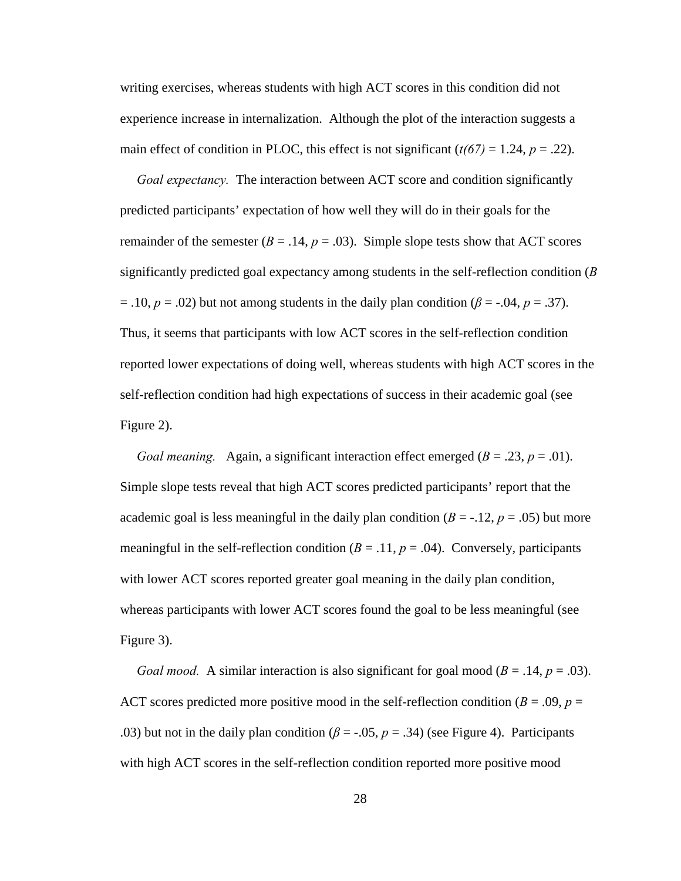writing exercises, whereas students with high ACT scores in this condition did not experience increase in internalization. Although the plot of the interaction suggests a main effect of condition in PLOC, this effect is not significant ($t(67) = 1.24$, $p = .22$).

*Goal expectancy.* The interaction between ACT score and condition significantly predicted participants' expectation of how well they will do in their goals for the remainder of the semester ($B = .14$, $p = .03$). Simple slope tests show that ACT scores significantly predicted goal expectancy among students in the self-reflection condition ($B = .10$, $p = .02$) but not among students in the daily plan condition ($\beta = -.04$, $p = .37$). Thus, it seems that participants with low ACT scores in the self-reflection condition reported lower expectations of doing well, whereas students with high ACT scores in the self-reflection condition had high expectations of success in their academic goal (see Figure 2).

*Goal meaning.* Again, a significant interaction effect emerged ($B = .23$, $p = .01$). Simple slope tests reveal that high ACT scores predicted participants' report that the academic goal is less meaningful in the daily plan condition ($B = -.12$, $p = .05$) but more meaningful in the self-reflection condition ($B = .11$, $p = .04$). Conversely, participants with lower ACT scores reported greater goal meaning in the daily plan condition, whereas participants with lower ACT scores found the goal to be less meaningful (see Figure 3).

*Goal mood.* A similar interaction is also significant for goal mood ($B = .14$, $p = .03$). ACT scores predicted more positive mood in the self-reflection condition ($B = .09$, $p = .03$) but not in the daily plan condition ($\beta = -.05$, $p = .34$) (see Figure 4). Participants with high ACT scores in the self-reflection condition reported more positive mood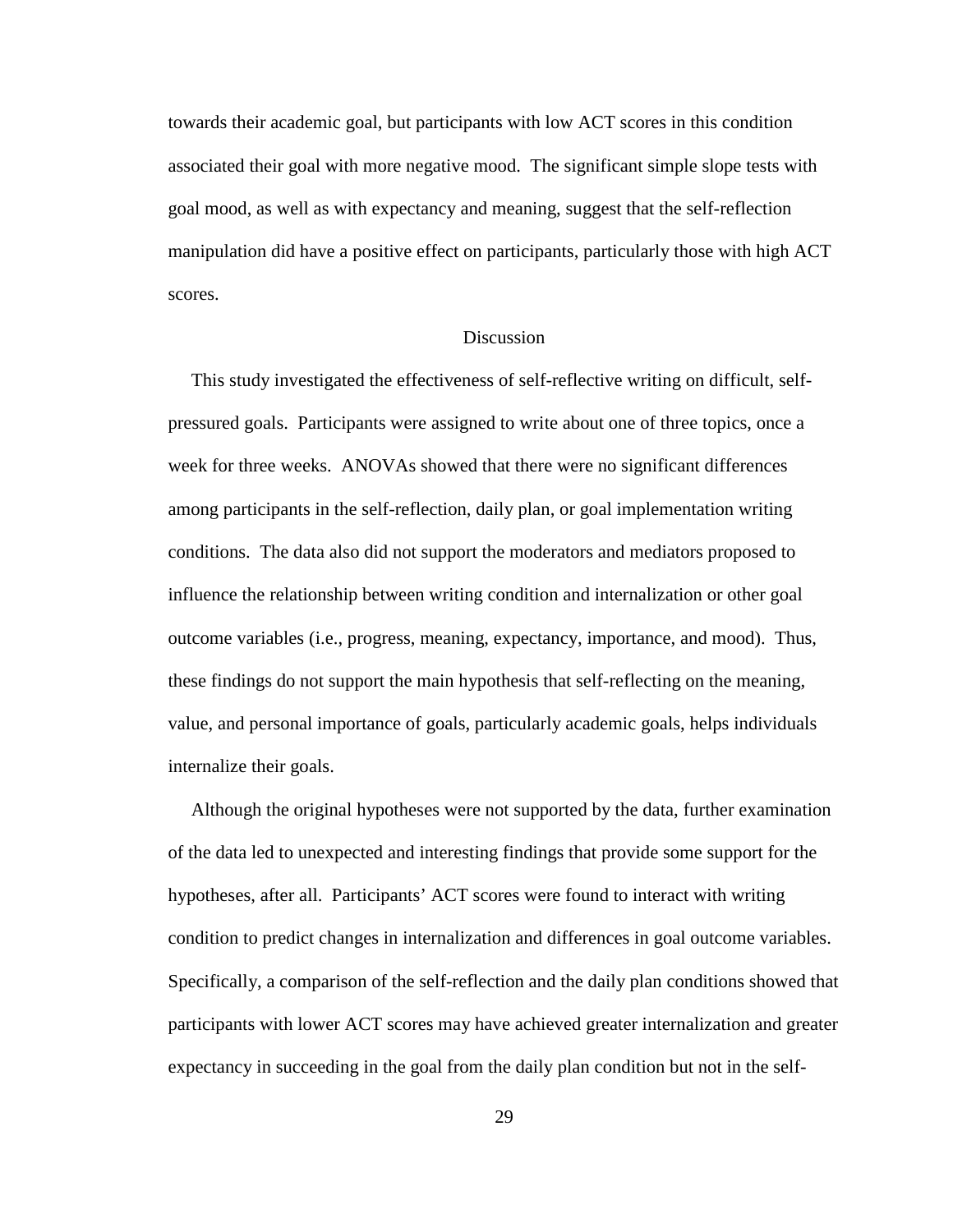towards their academic goal, but participants with low ACT scores in this condition associated their goal with more negative mood. The significant simple slope tests with goal mood, as well as with expectancy and meaning, suggest that the self-reflection manipulation did have a positive effect on participants, particularly those with high ACT scores.

## Discussion

This study investigated the effectiveness of self-reflective writing on difficult, self-pressured goals. Participants were assigned to write about one of three topics, once a week for three weeks. ANOVAs showed that there were no significant differences among participants in the self-reflection, daily plan, or goal implementation writing conditions. The data also did not support the moderators and mediators proposed to influence the relationship between writing condition and internalization or other goal outcome variables (i.e., progress, meaning, expectancy, importance, and mood). Thus, these findings do not support the main hypothesis that self-reflecting on the meaning, value, and personal importance of goals, particularly academic goals, helps individuals internalize their goals.

Although the original hypotheses were not supported by the data, further examination of the data led to unexpected and interesting findings that provide some support for the hypotheses, after all. Participants' ACT scores were found to interact with writing condition to predict changes in internalization and differences in goal outcome variables. Specifically, a comparison of the self-reflection and the daily plan conditions showed that participants with lower ACT scores may have achieved greater internalization and greater expectancy in succeeding in the goal from the daily plan condition but not in the self-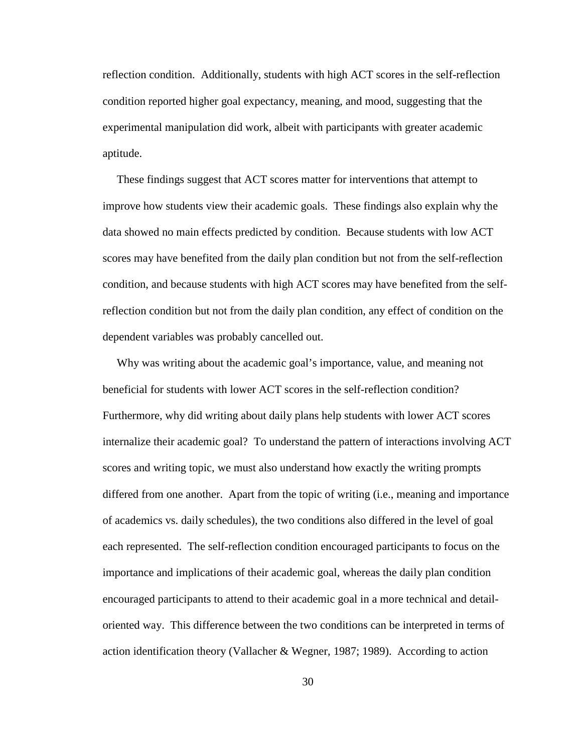reflection condition. Additionally, students with high ACT scores in the self-reflection condition reported higher goal expectancy, meaning, and mood, suggesting that the experimental manipulation did work, albeit with participants with greater academic aptitude.

These findings suggest that ACT scores matter for interventions that attempt to improve how students view their academic goals. These findings also explain why the data showed no main effects predicted by condition. Because students with low ACT scores may have benefited from the daily plan condition but not from the self-reflection condition, and because students with high ACT scores may have benefited from the self-reflection condition but not from the daily plan condition, any effect of condition on the dependent variables was probably cancelled out.

Why was writing about the academic goal's importance, value, and meaning not beneficial for students with lower ACT scores in the self-reflection condition? Furthermore, why did writing about daily plans help students with lower ACT scores internalize their academic goal? To understand the pattern of interactions involving ACT scores and writing topic, we must also understand how exactly the writing prompts differed from one another. Apart from the topic of writing (i.e., meaning and importance of academics vs. daily schedules), the two conditions also differed in the level of goal each represented. The self-reflection condition encouraged participants to focus on the importance and implications of their academic goal, whereas the daily plan condition encouraged participants to attend to their academic goal in a more technical and detail-oriented way. This difference between the two conditions can be interpreted in terms of action identification theory (Vallacher & Wegner, 1987; 1989). According to action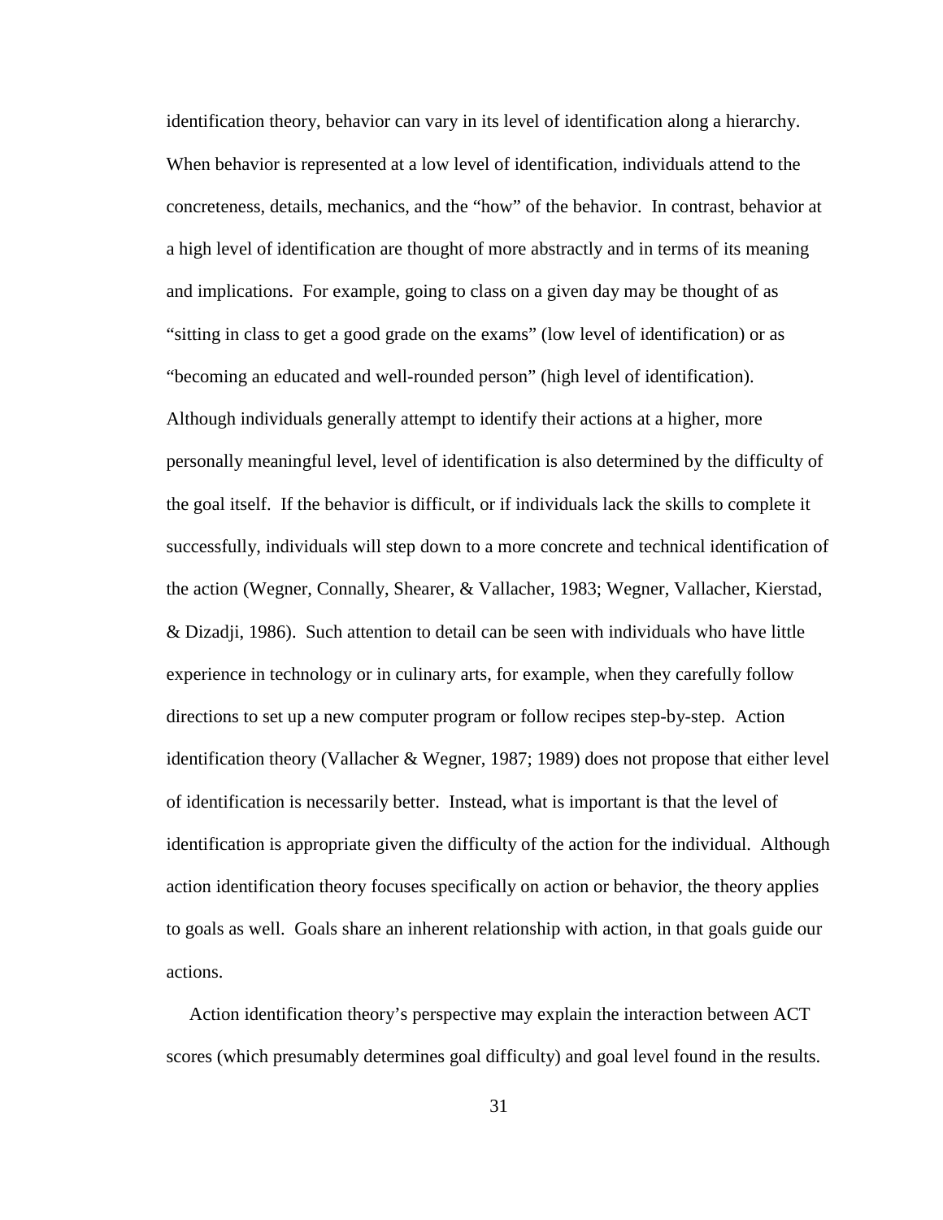identification theory, behavior can vary in its level of identification along a hierarchy. When behavior is represented at a low level of identification, individuals attend to the concreteness, details, mechanics, and the "how" of the behavior. In contrast, behavior at a high level of identification are thought of more abstractly and in terms of its meaning and implications. For example, going to class on a given day may be thought of as "sitting in class to get a good grade on the exams" (low level of identification) or as "becoming an educated and well-rounded person" (high level of identification). Although individuals generally attempt to identify their actions at a higher, more personally meaningful level, level of identification is also determined by the difficulty of the goal itself. If the behavior is difficult, or if individuals lack the skills to complete it successfully, individuals will step down to a more concrete and technical identification of the action (Wegner, Connally, Shearer, & Vallacher, 1983; Wegner, Vallacher, Kierstad, & Dizadji, 1986). Such attention to detail can be seen with individuals who have little experience in technology or in culinary arts, for example, when they carefully follow directions to set up a new computer program or follow recipes step-by-step. Action identification theory (Vallacher & Wegner, 1987; 1989) does not propose that either level of identification is necessarily better. Instead, what is important is that the level of identification is appropriate given the difficulty of the action for the individual. Although action identification theory focuses specifically on action or behavior, the theory applies to goals as well. Goals share an inherent relationship with action, in that goals guide our actions.

Action identification theory's perspective may explain the interaction between ACT scores (which presumably determines goal difficulty) and goal level found in the results.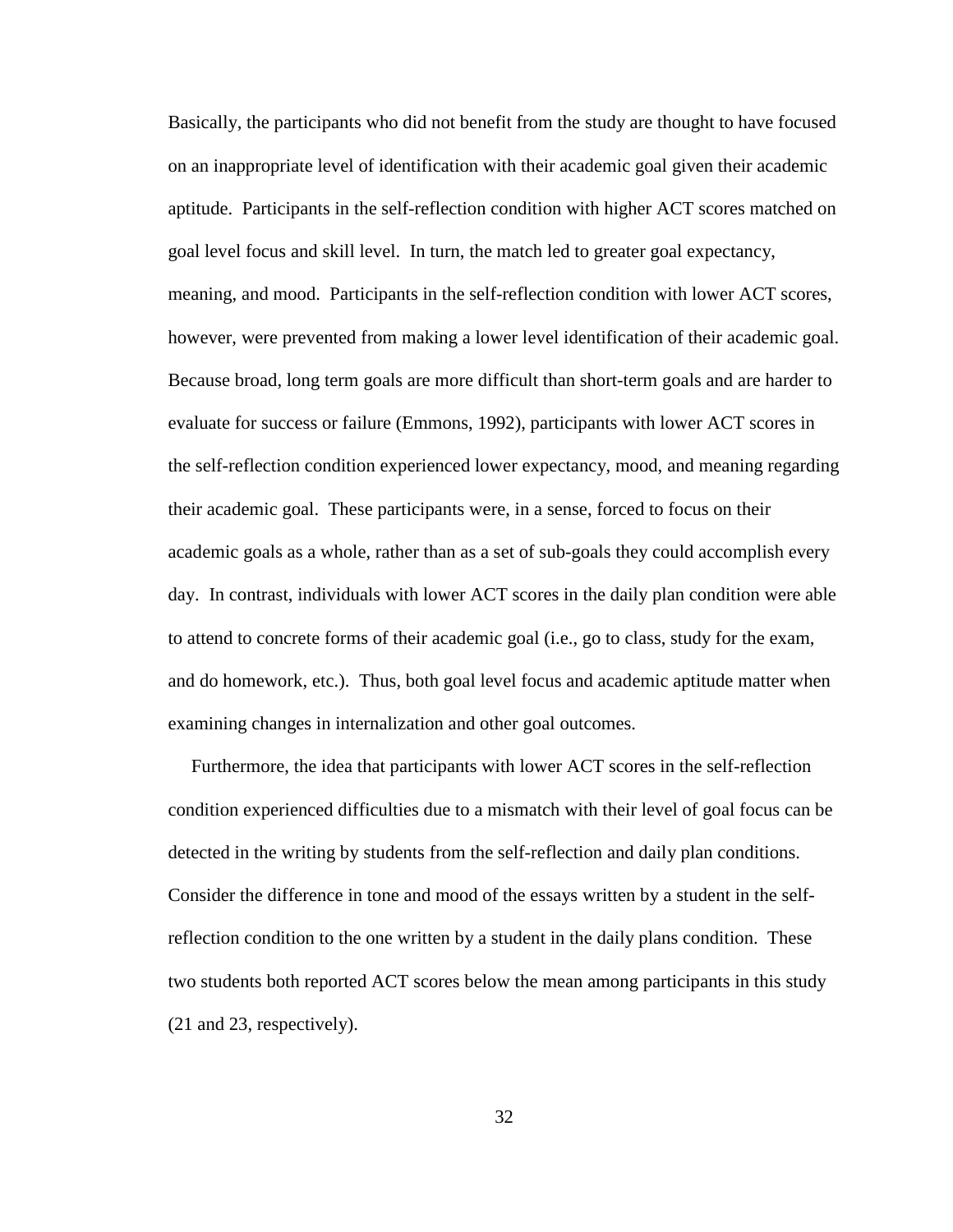Basically, the participants who did not benefit from the study are thought to have focused on an inappropriate level of identification with their academic goal given their academic aptitude. Participants in the self-reflection condition with higher ACT scores matched on goal level focus and skill level. In turn, the match led to greater goal expectancy, meaning, and mood. Participants in the self-reflection condition with lower ACT scores, however, were prevented from making a lower level identification of their academic goal. Because broad, long term goals are more difficult than short-term goals and are harder to evaluate for success or failure (Emmons, 1992), participants with lower ACT scores in the self-reflection condition experienced lower expectancy, mood, and meaning regarding their academic goal. These participants were, in a sense, forced to focus on their academic goals as a whole, rather than as a set of sub-goals they could accomplish every day. In contrast, individuals with lower ACT scores in the daily plan condition were able to attend to concrete forms of their academic goal (i.e., go to class, study for the exam, and do homework, etc.). Thus, both goal level focus and academic aptitude matter when examining changes in internalization and other goal outcomes.

Furthermore, the idea that participants with lower ACT scores in the self-reflection condition experienced difficulties due to a mismatch with their level of goal focus can be detected in the writing by students from the self-reflection and daily plan conditions. Consider the difference in tone and mood of the essays written by a student in the self-reflection condition to the one written by a student in the daily plans condition. These two students both reported ACT scores below the mean among participants in this study (21 and 23, respectively).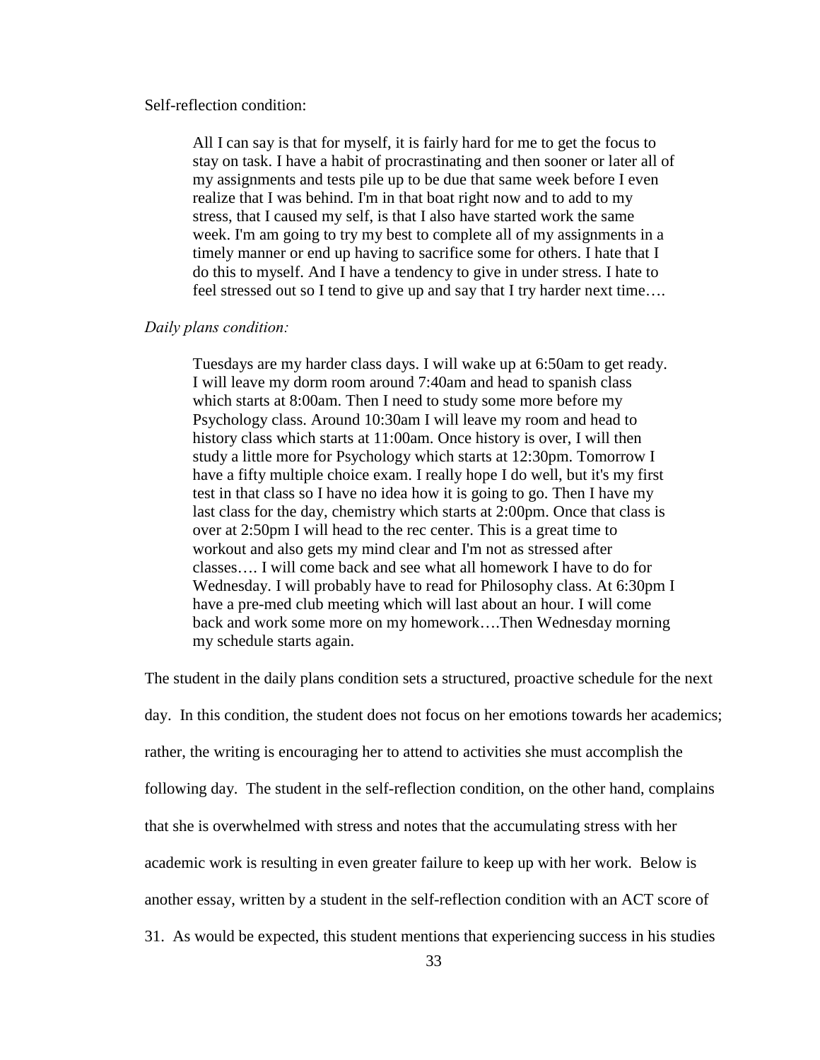Self-reflection condition:

> All I can say is that for myself, it is fairly hard for me to get the focus to stay on task. I have a habit of procrastinating and then sooner or later all of my assignments and tests pile up to be due that same week before I even realize that I was behind. I'm in that boat right now and to add to my stress, that I caused my self, is that I also have started work the same week. I'm am going to try my best to complete all of my assignments in a timely manner or end up having to sacrifice some for others. I hate that I do this to myself. And I have a tendency to give in under stress. I hate to feel stressed out so I tend to give up and say that I try harder next time….

*Daily plans condition:*

> Tuesdays are my harder class days. I will wake up at 6:50am to get ready. I will leave my dorm room around 7:40am and head to spanish class which starts at 8:00am. Then I need to study some more before my Psychology class. Around 10:30am I will leave my room and head to history class which starts at 11:00am. Once history is over, I will then study a little more for Psychology which starts at 12:30pm. Tomorrow I have a fifty multiple choice exam. I really hope I do well, but it's my first test in that class so I have no idea how it is going to go. Then I have my last class for the day, chemistry which starts at 2:00pm. Once that class is over at 2:50pm I will head to the rec center. This is a great time to workout and also gets my mind clear and I'm not as stressed after classes…. I will come back and see what all homework I have to do for Wednesday. I will probably have to read for Philosophy class. At 6:30pm I have a pre-med club meeting which will last about an hour. I will come back and work some more on my homework….Then Wednesday morning my schedule starts again.

The student in the daily plans condition sets a structured, proactive schedule for the next day. In this condition, the student does not focus on her emotions towards her academics; rather, the writing is encouraging her to attend to activities she must accomplish the following day. The student in the self-reflection condition, on the other hand, complains that she is overwhelmed with stress and notes that the accumulating stress with her academic work is resulting in even greater failure to keep up with her work. Below is another essay, written by a student in the self-reflection condition with an ACT score of 31. As would be expected, this student mentions that experiencing success in his studies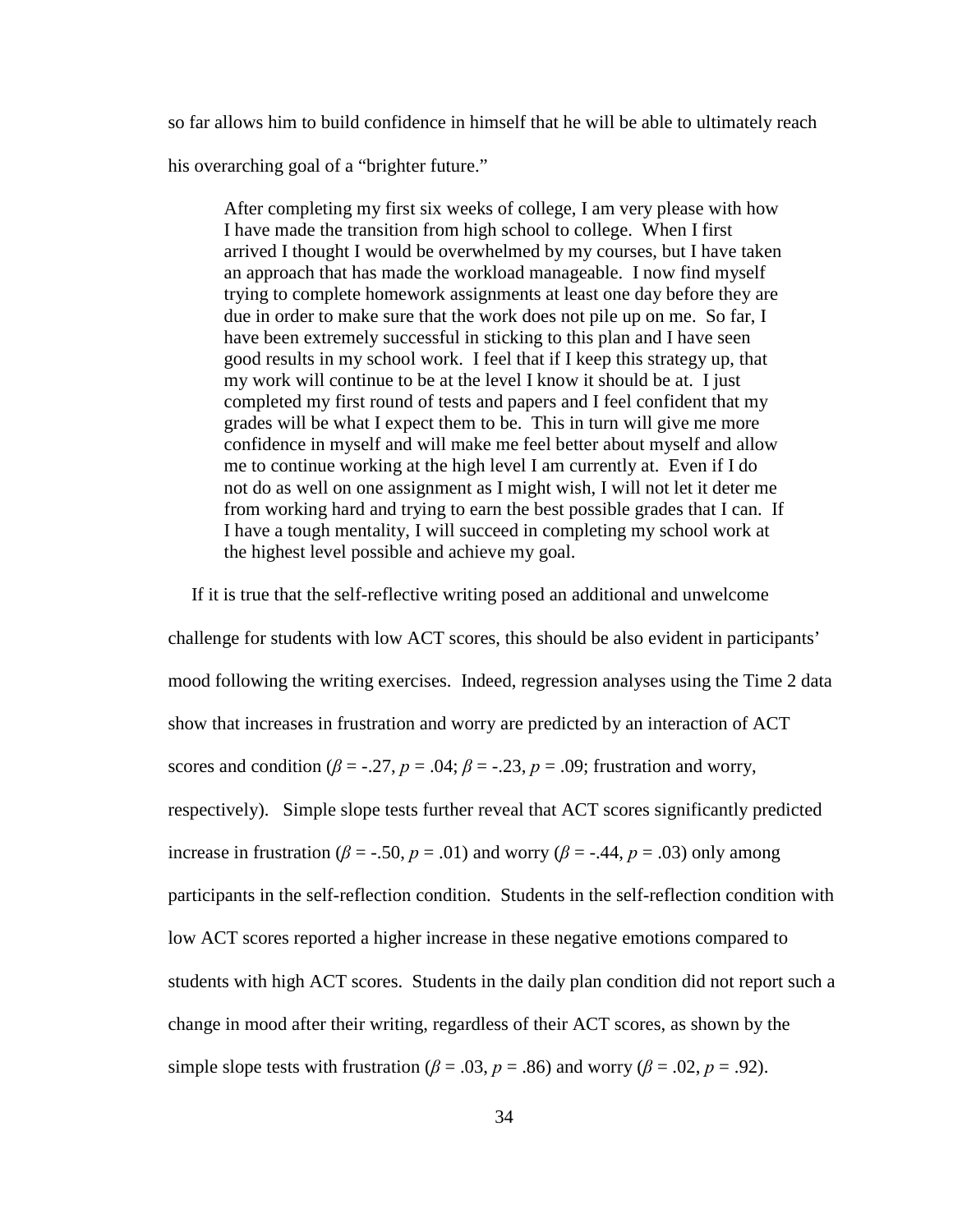so far allows him to build confidence in himself that he will be able to ultimately reach his overarching goal of a "brighter future."

> After completing my first six weeks of college, I am very please with how I have made the transition from high school to college. When I first arrived I thought I would be overwhelmed by my courses, but I have taken an approach that has made the workload manageable. I now find myself trying to complete homework assignments at least one day before they are due in order to make sure that the work does not pile up on me. So far, I have been extremely successful in sticking to this plan and I have seen good results in my school work. I feel that if I keep this strategy up, that my work will continue to be at the level I know it should be at. I just completed my first round of tests and papers and I feel confident that my grades will be what I expect them to be. This in turn will give me more confidence in myself and will make me feel better about myself and allow me to continue working at the high level I am currently at. Even if I do not do as well on one assignment as I might wish, I will not let it deter me from working hard and trying to earn the best possible grades that I can. If I have a tough mentality, I will succeed in completing my school work at the highest level possible and achieve my goal.

If it is true that the self-reflective writing posed an additional and unwelcome challenge for students with low ACT scores, this should be also evident in participants' mood following the writing exercises. Indeed, regression analyses using the Time 2 data show that increases in frustration and worry are predicted by an interaction of ACT scores and condition ($\beta$ = -.27, $p$ = .04; $\beta$ = -.23, $p$ = .09; frustration and worry, respectively). Simple slope tests further reveal that ACT scores significantly predicted increase in frustration ($\beta$ = -.50, $p$ = .01) and worry ($\beta$ = -.44, $p$ = .03) only among participants in the self-reflection condition. Students in the self-reflection condition with low ACT scores reported a higher increase in these negative emotions compared to students with high ACT scores. Students in the daily plan condition did not report such a change in mood after their writing, regardless of their ACT scores, as shown by the simple slope tests with frustration ($\beta$ = .03, $p$ = .86) and worry ($\beta$ = .02, $p$ = .92).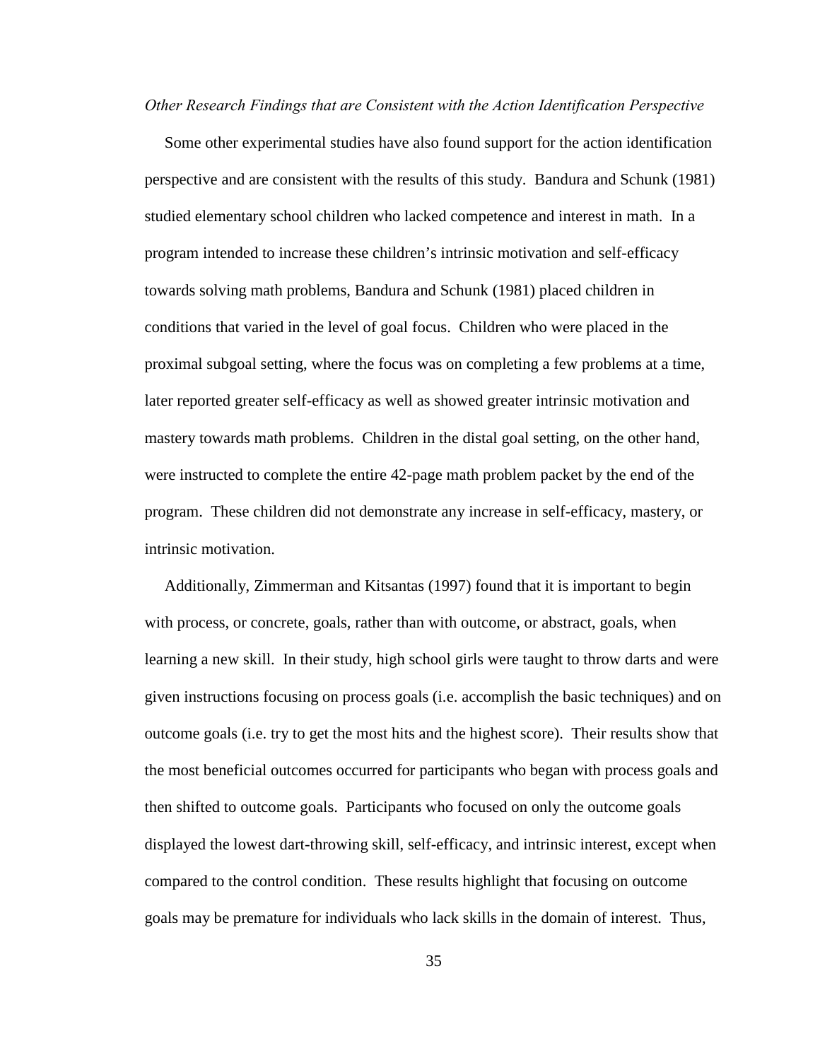*Other Research Findings that are Consistent with the Action Identification Perspective*

Some other experimental studies have also found support for the action identification perspective and are consistent with the results of this study. Bandura and Schunk (1981) studied elementary school children who lacked competence and interest in math. In a program intended to increase these children's intrinsic motivation and self-efficacy towards solving math problems, Bandura and Schunk (1981) placed children in conditions that varied in the level of goal focus. Children who were placed in the proximal subgoal setting, where the focus was on completing a few problems at a time, later reported greater self-efficacy as well as showed greater intrinsic motivation and mastery towards math problems. Children in the distal goal setting, on the other hand, were instructed to complete the entire 42-page math problem packet by the end of the program. These children did not demonstrate any increase in self-efficacy, mastery, or intrinsic motivation.

Additionally, Zimmerman and Kitsantas (1997) found that it is important to begin with process, or concrete, goals, rather than with outcome, or abstract, goals, when learning a new skill. In their study, high school girls were taught to throw darts and were given instructions focusing on process goals (i.e. accomplish the basic techniques) and on outcome goals (i.e. try to get the most hits and the highest score). Their results show that the most beneficial outcomes occurred for participants who began with process goals and then shifted to outcome goals. Participants who focused on only the outcome goals displayed the lowest dart-throwing skill, self-efficacy, and intrinsic interest, except when compared to the control condition. These results highlight that focusing on outcome goals may be premature for individuals who lack skills in the domain of interest. Thus,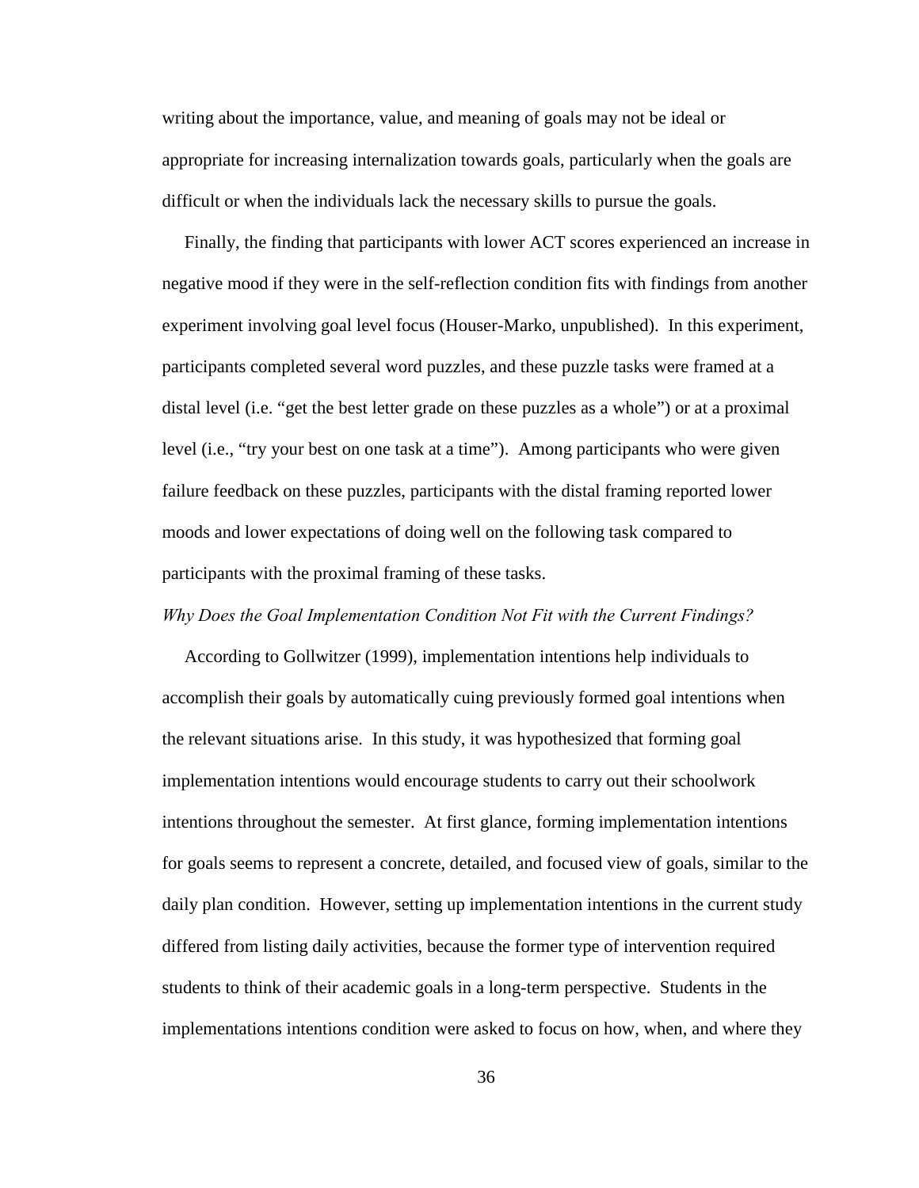writing about the importance, value, and meaning of goals may not be ideal or appropriate for increasing internalization towards goals, particularly when the goals are difficult or when the individuals lack the necessary skills to pursue the goals.

Finally, the finding that participants with lower ACT scores experienced an increase in negative mood if they were in the self-reflection condition fits with findings from another experiment involving goal level focus (Houser-Marko, unpublished). In this experiment, participants completed several word puzzles, and these puzzle tasks were framed at a distal level (i.e. "get the best letter grade on these puzzles as a whole") or at a proximal level (i.e., "try your best on one task at a time"). Among participants who were given failure feedback on these puzzles, participants with the distal framing reported lower moods and lower expectations of doing well on the following task compared to participants with the proximal framing of these tasks.

*Why Does the Goal Implementation Condition Not Fit with the Current Findings?*

According to Gollwitzer (1999), implementation intentions help individuals to accomplish their goals by automatically cuing previously formed goal intentions when the relevant situations arise. In this study, it was hypothesized that forming goal implementation intentions would encourage students to carry out their schoolwork intentions throughout the semester. At first glance, forming implementation intentions for goals seems to represent a concrete, detailed, and focused view of goals, similar to the daily plan condition. However, setting up implementation intentions in the current study differed from listing daily activities, because the former type of intervention required students to think of their academic goals in a long-term perspective. Students in the implementations intentions condition were asked to focus on how, when, and where they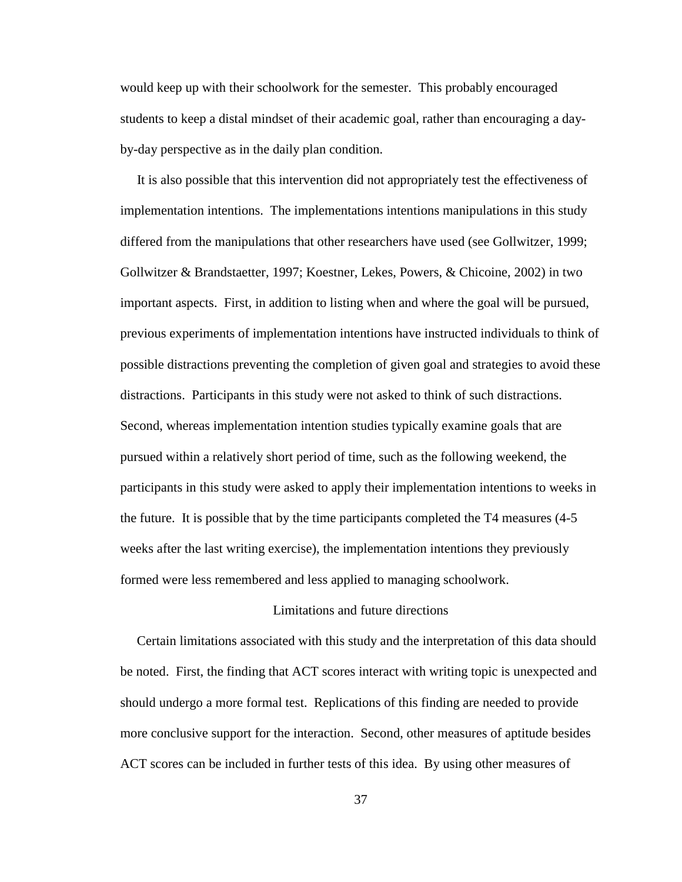would keep up with their schoolwork for the semester. This probably encouraged students to keep a distal mindset of their academic goal, rather than encouraging a day-by-day perspective as in the daily plan condition.

It is also possible that this intervention did not appropriately test the effectiveness of implementation intentions. The implementations intentions manipulations in this study differed from the manipulations that other researchers have used (see Gollwitzer, 1999; Gollwitzer & Brandstaetter, 1997; Koestner, Lekes, Powers, & Chicoine, 2002) in two important aspects. First, in addition to listing when and where the goal will be pursued, previous experiments of implementation intentions have instructed individuals to think of possible distractions preventing the completion of given goal and strategies to avoid these distractions. Participants in this study were not asked to think of such distractions. Second, whereas implementation intention studies typically examine goals that are pursued within a relatively short period of time, such as the following weekend, the participants in this study were asked to apply their implementation intentions to weeks in the future. It is possible that by the time participants completed the T4 measures (4-5 weeks after the last writing exercise), the implementation intentions they previously formed were less remembered and less applied to managing schoolwork.

## Limitations and future directions

Certain limitations associated with this study and the interpretation of this data should be noted. First, the finding that ACT scores interact with writing topic is unexpected and should undergo a more formal test. Replications of this finding are needed to provide more conclusive support for the interaction. Second, other measures of aptitude besides ACT scores can be included in further tests of this idea. By using other measures of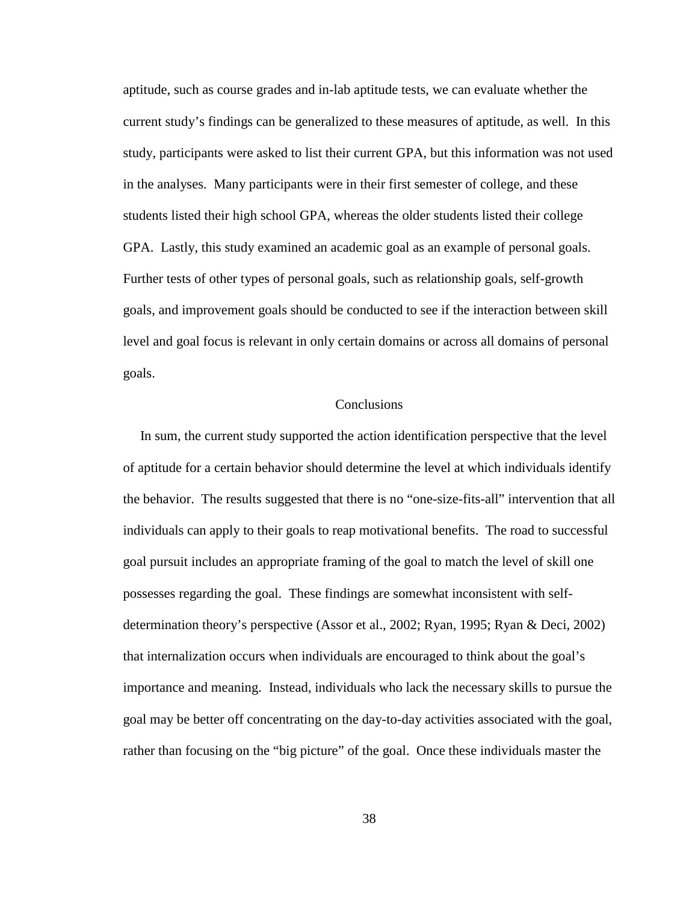aptitude, such as course grades and in-lab aptitude tests, we can evaluate whether the current study's findings can be generalized to these measures of aptitude, as well. In this study, participants were asked to list their current GPA, but this information was not used in the analyses. Many participants were in their first semester of college, and these students listed their high school GPA, whereas the older students listed their college GPA. Lastly, this study examined an academic goal as an example of personal goals. Further tests of other types of personal goals, such as relationship goals, self-growth goals, and improvement goals should be conducted to see if the interaction between skill level and goal focus is relevant in only certain domains or across all domains of personal goals.

## Conclusions

In sum, the current study supported the action identification perspective that the level of aptitude for a certain behavior should determine the level at which individuals identify the behavior. The results suggested that there is no "one-size-fits-all" intervention that all individuals can apply to their goals to reap motivational benefits. The road to successful goal pursuit includes an appropriate framing of the goal to match the level of skill one possesses regarding the goal. These findings are somewhat inconsistent with self-determination theory's perspective (Assor et al., 2002; Ryan, 1995; Ryan & Deci, 2002) that internalization occurs when individuals are encouraged to think about the goal's importance and meaning. Instead, individuals who lack the necessary skills to pursue the goal may be better off concentrating on the day-to-day activities associated with the goal, rather than focusing on the "big picture" of the goal. Once these individuals master the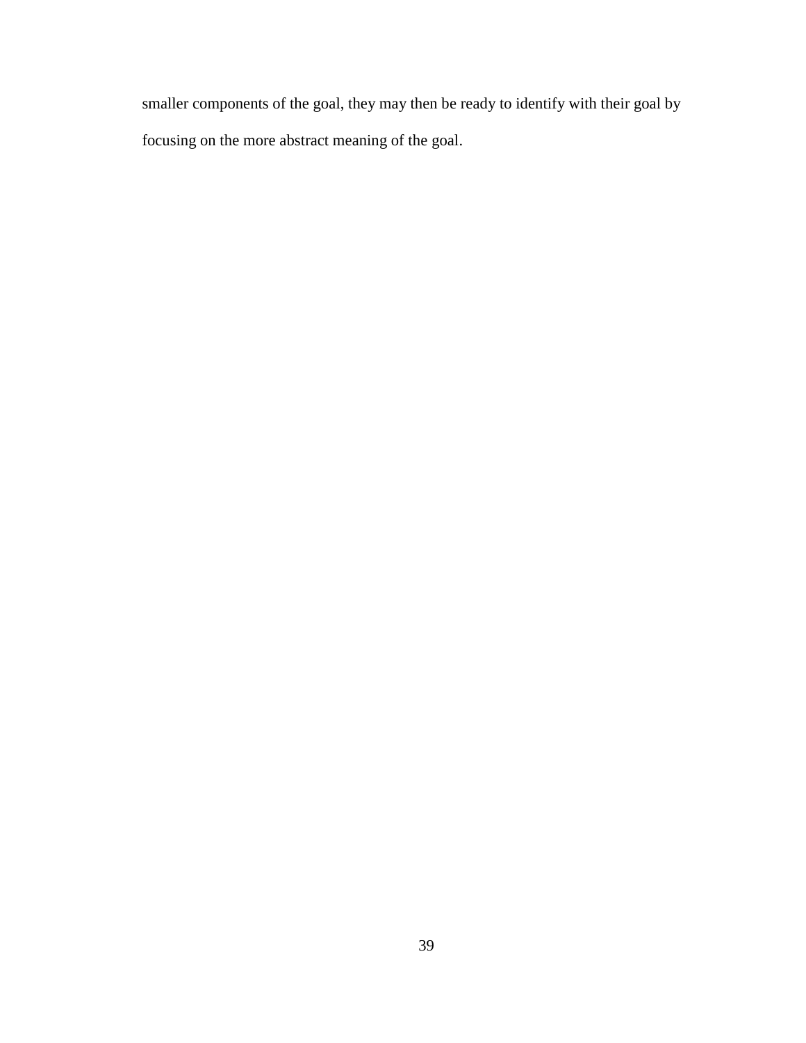smaller components of the goal, they may then be ready to identify with their goal by focusing on the more abstract meaning of the goal.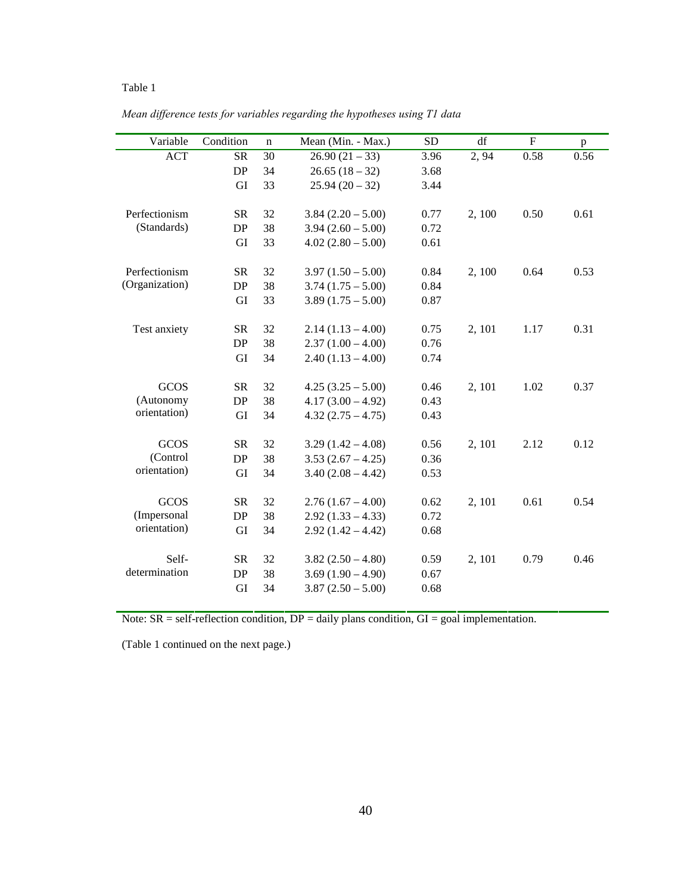Table 1

*Mean difference tests for variables regarding the hypotheses using T1 data*

| Variable | Condition | n | Mean (Min. - Max.) | SD | df | F | p |
|---|---|---|---|---|---|---|---|
| ACT | SR | 30 | 26.90 (21 – 33) | 3.96 | 2, 94 | 0.58 | 0.56 |
| | DP | 34 | 26.65 (18 – 32) | 3.68 | | | |
| | GI | 33 | 25.94 (20 – 32) | 3.44 | | | |
| Perfectionism (Standards) | SR | 32 | 3.84 (2.20 – 5.00) | 0.77 | 2, 100 | 0.50 | 0.61 |
| | DP | 38 | 3.94 (2.60 – 5.00) | 0.72 | | | |
| | GI | 33 | 4.02 (2.80 – 5.00) | 0.61 | | | |
| Perfectionism (Organization) | SR | 32 | 3.97 (1.50 – 5.00) | 0.84 | 2, 100 | 0.64 | 0.53 |
| | DP | 38 | 3.74 (1.75 – 5.00) | 0.84 | | | |
| | GI | 33 | 3.89 (1.75 – 5.00) | 0.87 | | | |
| Test anxiety | SR | 32 | 2.14 (1.13 – 4.00) | 0.75 | 2, 101 | 1.17 | 0.31 |
| | DP | 38 | 2.37 (1.00 – 4.00) | 0.76 | | | |
| | GI | 34 | 2.40 (1.13 – 4.00) | 0.74 | | | |
| GCOS (Autonomy orientation) | SR | 32 | 4.25 (3.25 – 5.00) | 0.46 | 2, 101 | 1.02 | 0.37 |
| | DP | 38 | 4.17 (3.00 – 4.92) | 0.43 | | | |
| | GI | 34 | 4.32 (2.75 – 4.75) | 0.43 | | | |
| GCOS (Control orientation) | SR | 32 | 3.29 (1.42 – 4.08) | 0.56 | 2, 101 | 2.12 | 0.12 |
| | DP | 38 | 3.53 (2.67 – 4.25) | 0.36 | | | |
| | GI | 34 | 3.40 (2.08 – 4.42) | 0.53 | | | |
| GCOS (Impersonal orientation) | SR | 32 | 2.76 (1.67 – 4.00) | 0.62 | 2, 101 | 0.61 | 0.54 |
| | DP | 38 | 2.92 (1.33 – 4.33) | 0.72 | | | |
| | GI | 34 | 2.92 (1.42 – 4.42) | 0.68 | | | |
| Self-determination | SR | 32 | 3.82 (2.50 – 4.80) | 0.59 | 2, 101 | 0.79 | 0.46 |
| | DP | 38 | 3.69 (1.90 – 4.90) | 0.67 | | | |
| | GI | 34 | 3.87 (2.50 – 5.00) | 0.68 | | | |

Note: SR = self-reflection condition, DP = daily plans condition, GI = goal implementation.

(Table 1 continued on the next page.)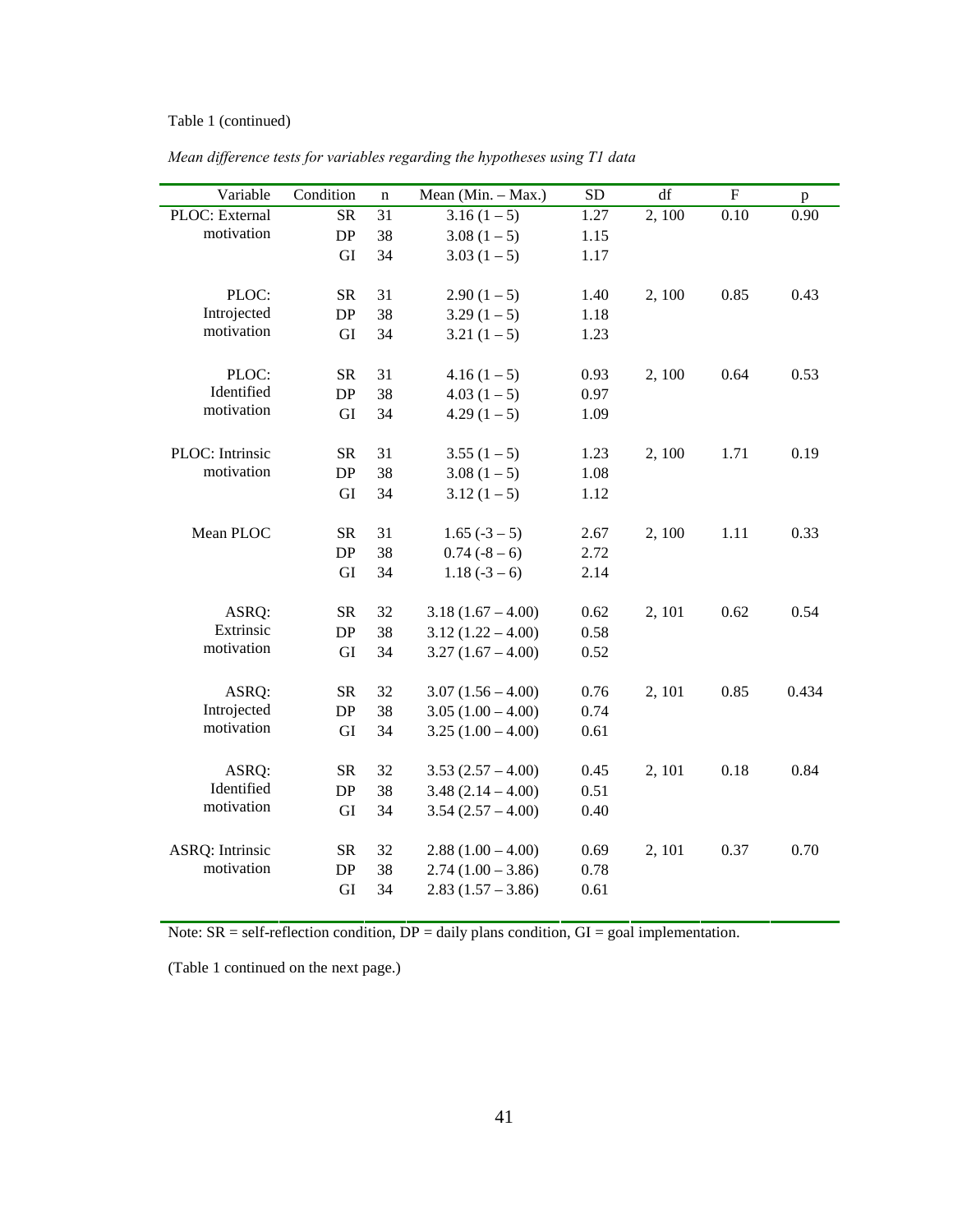Table 1 (continued)

*Mean difference tests for variables regarding the hypotheses using T1 data*

| Variable | Condition | n | Mean (Min. – Max.) | SD | df | F | p |
|---|---|---|---|---|---|---|---|
| PLOC: External motivation | SR | 31 | 3.16 (1 – 5) | 1.27 | 2, 100 | 0.10 | 0.90 |
| | DP | 38 | 3.08 (1 – 5) | 1.15 | | | |
| | GI | 34 | 3.03 (1 – 5) | 1.17 | | | |
| PLOC: Introjected motivation | SR | 31 | 2.90 (1 – 5) | 1.40 | 2, 100 | 0.85 | 0.43 |
| | DP | 38 | 3.29 (1 – 5) | 1.18 | | | |
| | GI | 34 | 3.21 (1 – 5) | 1.23 | | | |
| PLOC: Identified motivation | SR | 31 | 4.16 (1 – 5) | 0.93 | 2, 100 | 0.64 | 0.53 |
| | DP | 38 | 4.03 (1 – 5) | 0.97 | | | |
| | GI | 34 | 4.29 (1 – 5) | 1.09 | | | |
| PLOC: Intrinsic motivation | SR | 31 | 3.55 (1 – 5) | 1.23 | 2, 100 | 1.71 | 0.19 |
| | DP | 38 | 3.08 (1 – 5) | 1.08 | | | |
| | GI | 34 | 3.12 (1 – 5) | 1.12 | | | |
| Mean PLOC | SR | 31 | 1.65 (-3 – 5) | 2.67 | 2, 100 | 1.11 | 0.33 |
| | DP | 38 | 0.74 (-8 – 6) | 2.72 | | | |
| | GI | 34 | 1.18 (-3 – 6) | 2.14 | | | |
| ASRQ: Extrinsic motivation | SR | 32 | 3.18 (1.67 – 4.00) | 0.62 | 2, 101 | 0.62 | 0.54 |
| | DP | 38 | 3.12 (1.22 – 4.00) | 0.58 | | | |
| | GI | 34 | 3.27 (1.67 – 4.00) | 0.52 | | | |
| ASRQ: Introjected motivation | SR | 32 | 3.07 (1.56 – 4.00) | 0.76 | 2, 101 | 0.85 | 0.434 |
| | DP | 38 | 3.05 (1.00 – 4.00) | 0.74 | | | |
| | GI | 34 | 3.25 (1.00 – 4.00) | 0.61 | | | |
| ASRQ: Identified motivation | SR | 32 | 3.53 (2.57 – 4.00) | 0.45 | 2, 101 | 0.18 | 0.84 |
| | DP | 38 | 3.48 (2.14 – 4.00) | 0.51 | | | |
| | GI | 34 | 3.54 (2.57 – 4.00) | 0.40 | | | |
| ASRQ: Intrinsic motivation | SR | 32 | 2.88 (1.00 – 4.00) | 0.69 | 2, 101 | 0.37 | 0.70 |
| | DP | 38 | 2.74 (1.00 – 3.86) | 0.78 | | | |
| | GI | 34 | 2.83 (1.57 – 3.86) | 0.61 | | | |

Note: SR = self-reflection condition, DP = daily plans condition, GI = goal implementation.

(Table 1 continued on the next page.)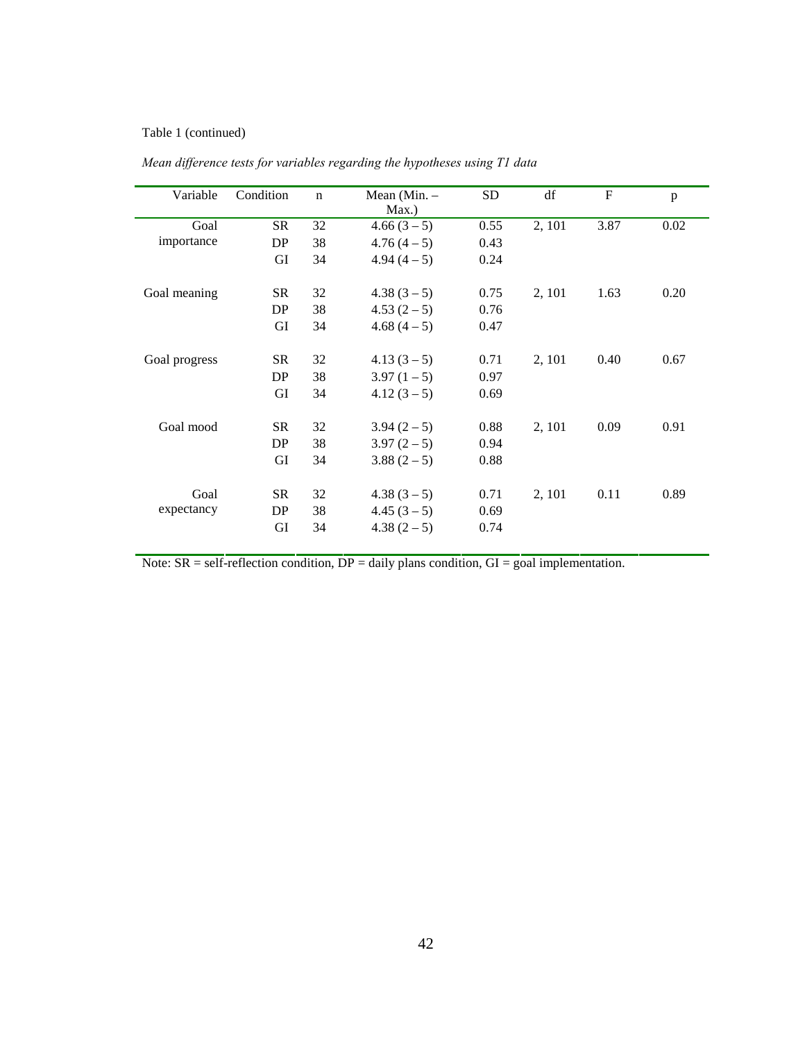Table 1 (continued)

*Mean difference tests for variables regarding the hypotheses using T1 data*

| Variable | Condition | n | Mean (Min. – Max.) | SD | df | F | p |
|---|---|---|---|---|---|---|---|
| Goal importance | SR | 32 | 4.66 (3 – 5) | 0.55 | 2, 101 | 3.87 | 0.02 |
| | DP | 38 | 4.76 (4 – 5) | 0.43 | | | |
| | GI | 34 | 4.94 (4 – 5) | 0.24 | | | |
| Goal meaning | SR | 32 | 4.38 (3 – 5) | 0.75 | 2, 101 | 1.63 | 0.20 |
| | DP | 38 | 4.53 (2 – 5) | 0.76 | | | |
| | GI | 34 | 4.68 (4 – 5) | 0.47 | | | |
| Goal progress | SR | 32 | 4.13 (3 – 5) | 0.71 | 2, 101 | 0.40 | 0.67 |
| | DP | 38 | 3.97 (1 – 5) | 0.97 | | | |
| | GI | 34 | 4.12 (3 – 5) | 0.69 | | | |
| Goal mood | SR | 32 | 3.94 (2 – 5) | 0.88 | 2, 101 | 0.09 | 0.91 |
| | DP | 38 | 3.97 (2 – 5) | 0.94 | | | |
| | GI | 34 | 3.88 (2 – 5) | 0.88 | | | |
| Goal expectancy | SR | 32 | 4.38 (3 – 5) | 0.71 | 2, 101 | 0.11 | 0.89 |
| | DP | 38 | 4.45 (3 – 5) | 0.69 | | | |
| | GI | 34 | 4.38 (2 – 5) | 0.74 | | | |

Note: SR = self-reflection condition, DP = daily plans condition, GI = goal implementation.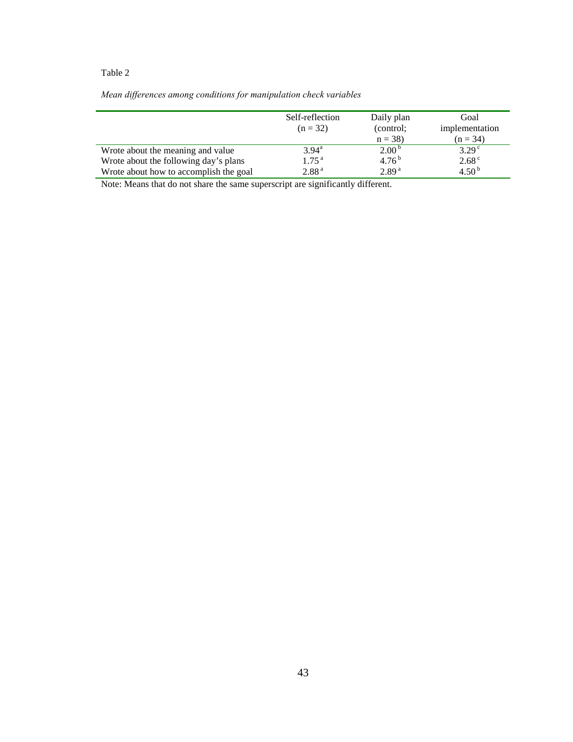Table 2

*Mean differences among conditions for manipulation check variables*

| | Self-reflection (n = 32) | Daily plan (control; n = 38) | Goal implementation (n = 34) |
|---|---|---|---|
| Wrote about the meaning and value | 3.94[a] | 2.00[b] | 3.29[c] |
| Wrote about the following day's plans | 1.75[a] | 4.76[b] | 2.68[c] |
| Wrote about how to accomplish the goal | 2.88[a] | 2.89[a] | 4.50[b] |

Note: Means that do not share the same superscript are significantly different.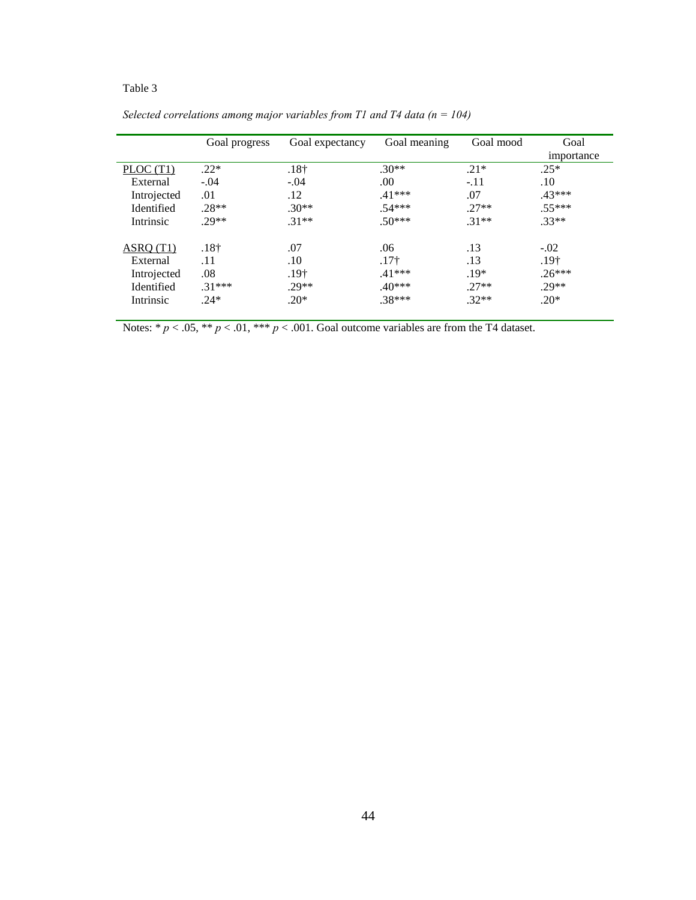Table 3

*Selected correlations among major variables from T1 and T4 data (n = 104)*

| | Goal progress | Goal expectancy | Goal meaning | Goal mood | Goal importance |
|---|---|---|---|---|---|
| PLOC (T1) | .22* | .18† | .30** | .21* | .25* |
| External | -.04 | -.04 | .00 | -.11 | .10 |
| Introjected | .01 | .12 | .41*** | .07 | .43*** |
| Identified | .28** | .30** | .54*** | .27** | .55*** |
| Intrinsic | .29** | .31** | .50*** | .31** | .33** |
| ASRQ (T1) | .18† | .07 | .06 | .13 | -.02 |
| External | .11 | .10 | .17† | .13 | .19† |
| Introjected | .08 | .19† | .41*** | .19* | .26*** |
| Identified | .31*** | .29** | .40*** | .27** | .29** |
| Intrinsic | .24* | .20* | .38*** | .32** | .20* |

Notes: * $p < .05$, ** $p < .01$, *** $p < .001$. Goal outcome variables are from the T4 dataset.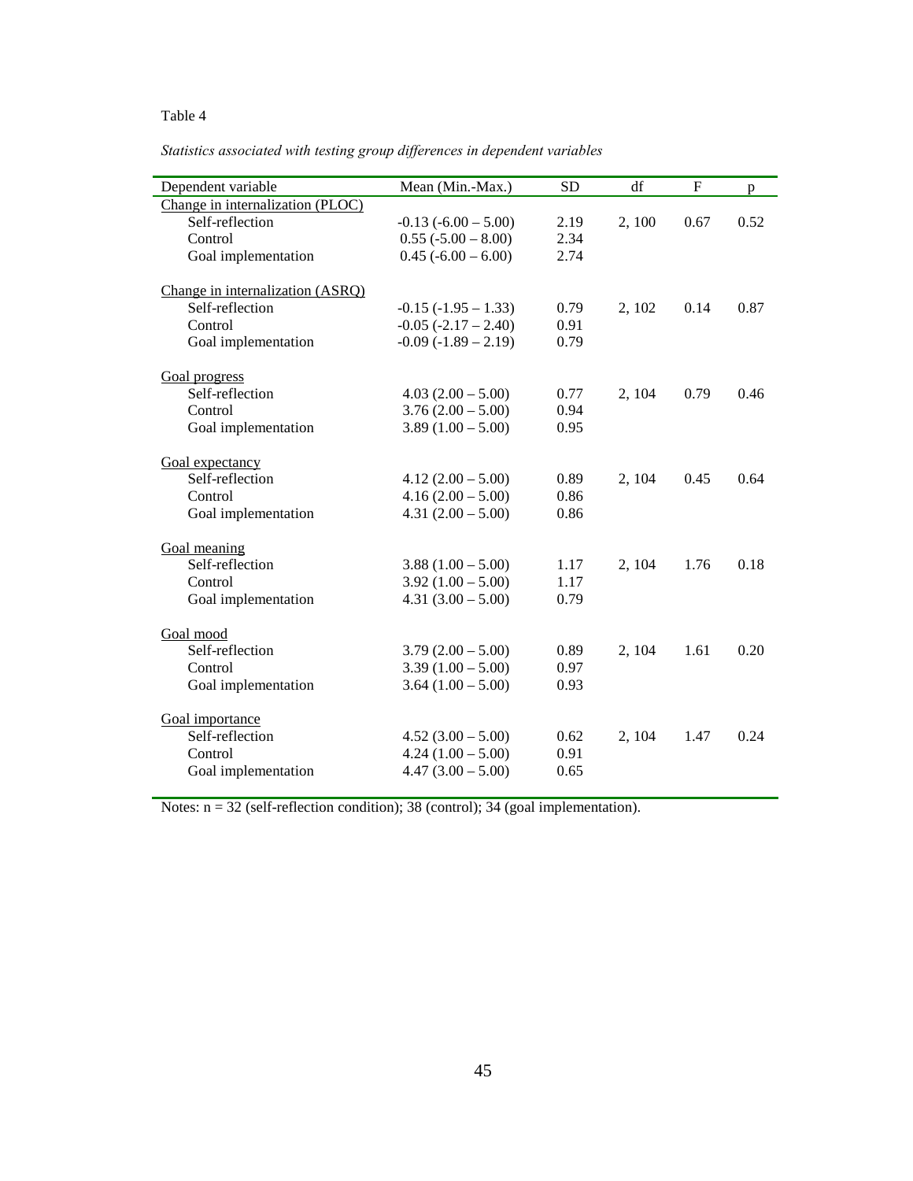Table 4

*Statistics associated with testing group differences in dependent variables*

| Dependent variable | Mean (Min.-Max.) | SD | df | F | p |
|---|---|---|---|---|---|
| Change in internalization (PLOC) | | | | | |
| Self-reflection | -0.13 (-6.00 – 5.00) | 2.19 | 2, 100 | 0.67 | 0.52 |
| Control | 0.55 (-5.00 – 8.00) | 2.34 | | | |
| Goal implementation | 0.45 (-6.00 – 6.00) | 2.74 | | | |
| Change in internalization (ASRQ) | | | | | |
| Self-reflection | -0.15 (-1.95 – 1.33) | 0.79 | 2, 102 | 0.14 | 0.87 |
| Control | -0.05 (-2.17 – 2.40) | 0.91 | | | |
| Goal implementation | -0.09 (-1.89 – 2.19) | 0.79 | | | |
| Goal progress | | | | | |
| Self-reflection | 4.03 (2.00 – 5.00) | 0.77 | 2, 104 | 0.79 | 0.46 |
| Control | 3.76 (2.00 – 5.00) | 0.94 | | | |
| Goal implementation | 3.89 (1.00 – 5.00) | 0.95 | | | |
| Goal expectancy | | | | | |
| Self-reflection | 4.12 (2.00 – 5.00) | 0.89 | 2, 104 | 0.45 | 0.64 |
| Control | 4.16 (2.00 – 5.00) | 0.86 | | | |
| Goal implementation | 4.31 (2.00 – 5.00) | 0.86 | | | |
| Goal meaning | | | | | |
| Self-reflection | 3.88 (1.00 – 5.00) | 1.17 | 2, 104 | 1.76 | 0.18 |
| Control | 3.92 (1.00 – 5.00) | 1.17 | | | |
| Goal implementation | 4.31 (3.00 – 5.00) | 0.79 | | | |
| Goal mood | | | | | |
| Self-reflection | 3.79 (2.00 – 5.00) | 0.89 | 2, 104 | 1.61 | 0.20 |
| Control | 3.39 (1.00 – 5.00) | 0.97 | | | |
| Goal implementation | 3.64 (1.00 – 5.00) | 0.93 | | | |
| Goal importance | | | | | |
| Self-reflection | 4.52 (3.00 – 5.00) | 0.62 | 2, 104 | 1.47 | 0.24 |
| Control | 4.24 (1.00 – 5.00) | 0.91 | | | |
| Goal implementation | 4.47 (3.00 – 5.00) | 0.65 | | | |

Notes: n = 32 (self-reflection condition); 38 (control); 34 (goal implementation).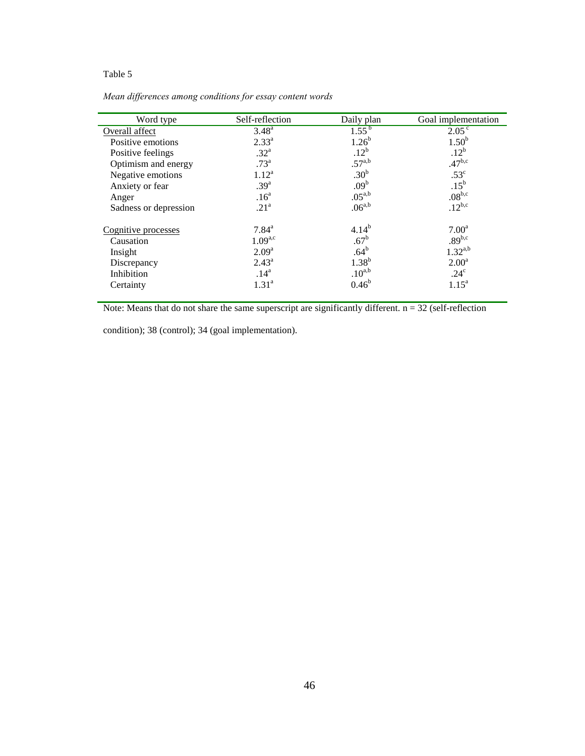Table 5

*Mean differences among conditions for essay content words*

| Word type | Self-reflection | Daily plan | Goal implementation |
|---|---|---|---|
| Overall affect | 3.48[a] | 1.55[b] | 2.05[c] |
| Positive emotions | 2.33[a] | 1.26[b] | 1.50[b] |
| Positive feelings | .32[a] | .12[b] | .12[b] |
| Optimism and energy | .73[a] | .57[a,b] | .47[b,c] |
| Negative emotions | 1.12[a] | .30[b] | .53[c] |
| Anxiety or fear | .39[a] | .09[b] | .15[b] |
| Anger | .16[a] | .05[a,b] | .08[b,c] |
| Sadness or depression | .21[a] | .06[a,b] | .12[b,c] |
| Cognitive processes | 7.84[a] | 4.14[b] | 7.00[a] |
| Causation | 1.09[a,c] | .67[b] | .89[b,c] |
| Insight | 2.09[a] | .64[b] | 1.32[a,b] |
| Discrepancy | 2.43[a] | 1.38[b] | 2.00[a] |
| Inhibition | .14[a] | .10[a,b] | .24[c] |
| Certainty | 1.31[a] | 0.46[b] | 1.15[a] |

Note: Means that do not share the same superscript are significantly different. n = 32 (self-reflection condition); 38 (control); 34 (goal implementation).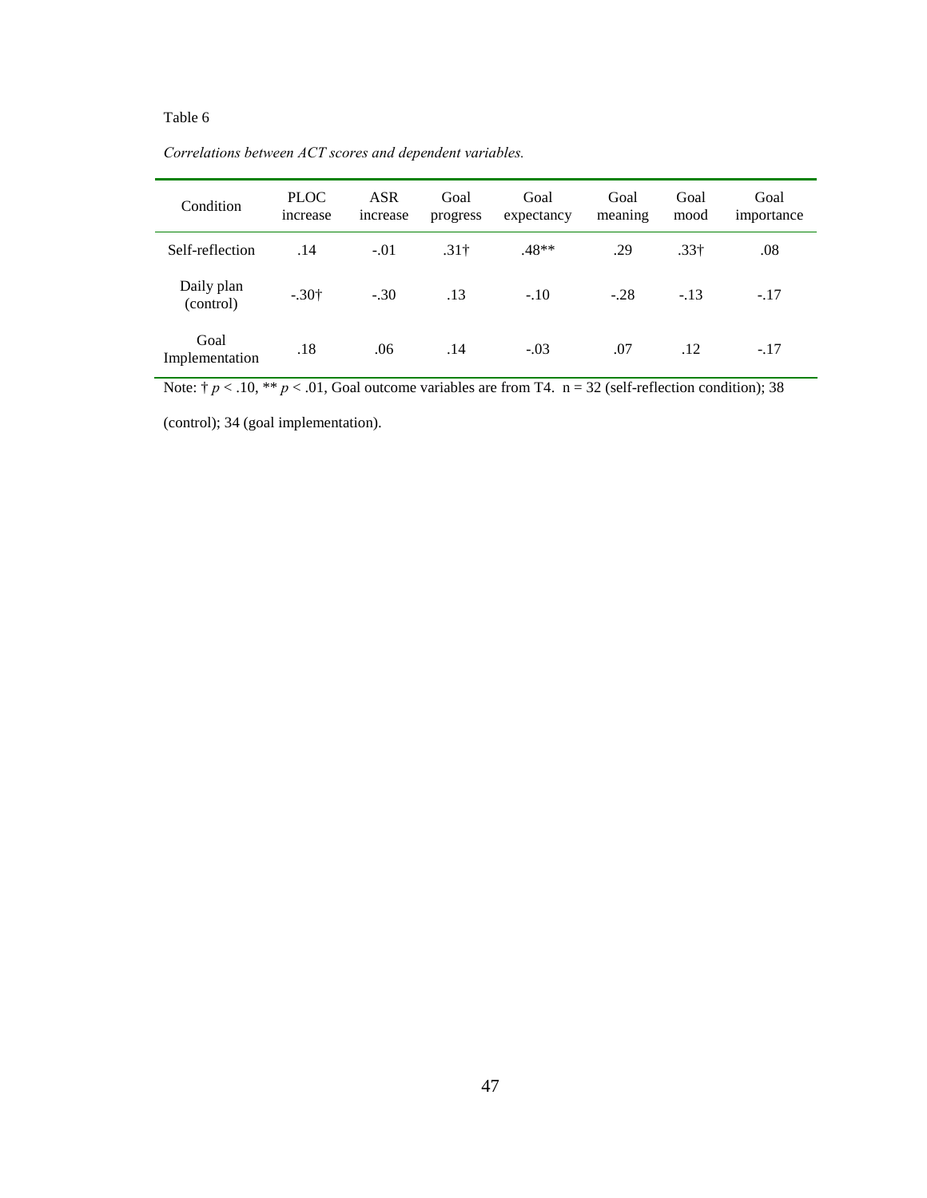Table 6

*Correlations between ACT scores and dependent variables.*

| Condition | PLOC increase | ASR increase | Goal progress | Goal expectancy | Goal meaning | Goal mood | Goal importance |
|---|---|---|---|---|---|---|---|
| Self-reflection | .14 | -.01 | .31† | .48** | .29 | .33† | .08 |
| Daily plan (control) | -.30† | -.30 | .13 | -.10 | -.28 | -.13 | -.17 |
| Goal Implementation | .18 | .06 | .14 | -.03 | .07 | .12 | -.17 |

Note: † $p < .10$, ** $p < .01$, Goal outcome variables are from T4. n = 32 (self-reflection condition); 38 (control); 34 (goal implementation).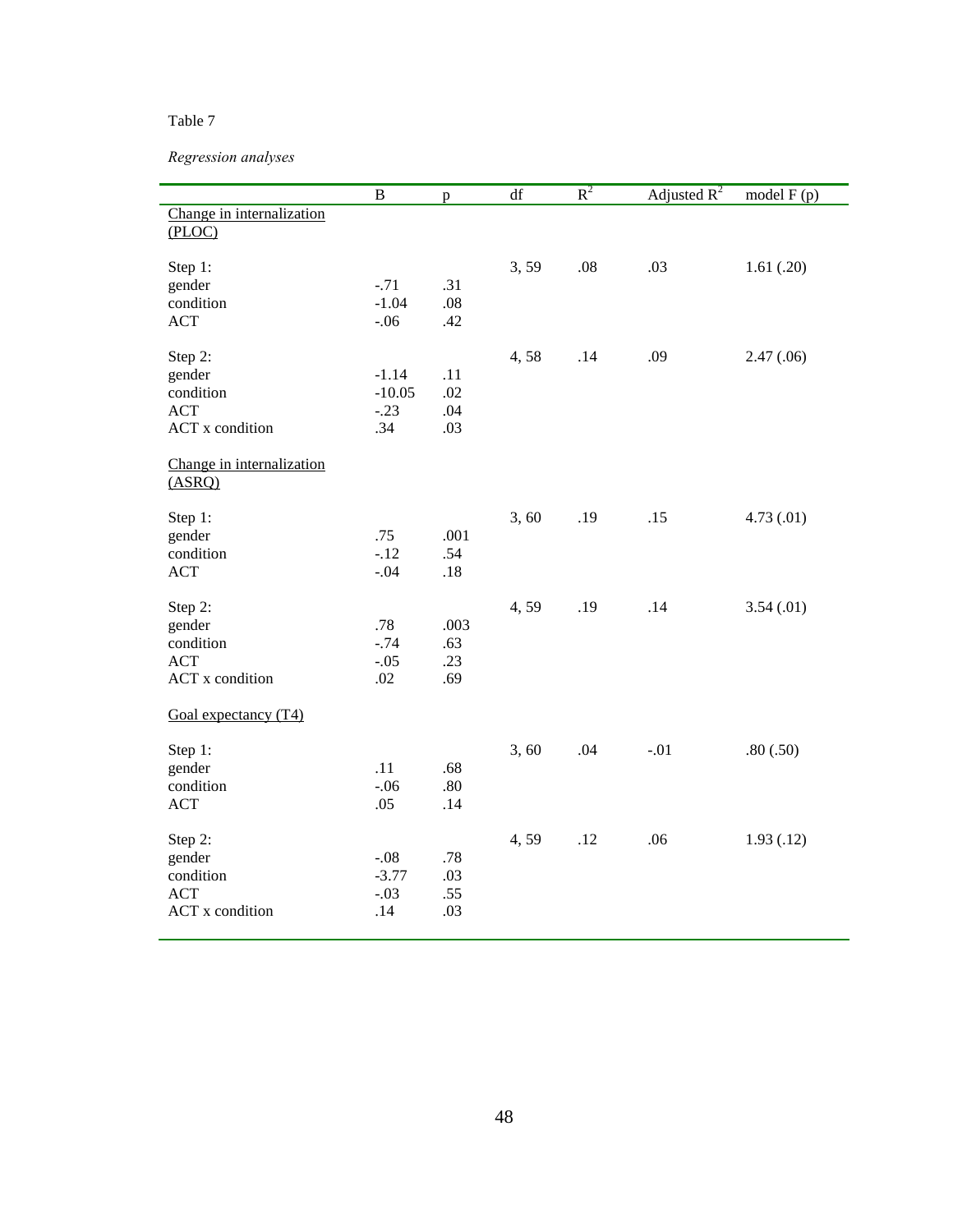Table 7

*Regression analyses*

| | B | p | df | $R^2$ | Adjusted $R^2$ | model F (p) |
|---|---|---|---|---|---|---|
| Change in internalization (PLOC) | | | | | | |
| Step 1: | | | 3, 59 | .08 | .03 | 1.61 (.20) |
| gender | -.71 | .31 | | | | |
| condition | -1.04 | .08 | | | | |
| ACT | -.06 | .42 | | | | |
| Step 2: | | | 4, 58 | .14 | .09 | 2.47 (.06) |
| gender | -1.14 | .11 | | | | |
| condition | -10.05 | .02 | | | | |
| ACT | -.23 | .04 | | | | |
| ACT x condition | .34 | .03 | | | | |
| Change in internalization (ASRQ) | | | | | | |
| Step 1: | | | 3, 60 | .19 | .15 | 4.73 (.01) |
| gender | .75 | .001 | | | | |
| condition | -.12 | .54 | | | | |
| ACT | -.04 | .18 | | | | |
| Step 2: | | | 4, 59 | .19 | .14 | 3.54 (.01) |
| gender | .78 | .003 | | | | |
| condition | -.74 | .63 | | | | |
| ACT | -.05 | .23 | | | | |
| ACT x condition | .02 | .69 | | | | |
| Goal expectancy (T4) | | | | | | |
| Step 1: | | | 3, 60 | .04 | -.01 | .80 (.50) |
| gender | .11 | .68 | | | | |
| condition | -.06 | .80 | | | | |
| ACT | .05 | .14 | | | | |
| Step 2: | | | 4, 59 | .12 | .06 | 1.93 (.12) |
| gender | -.08 | .78 | | | | |
| condition | -3.77 | .03 | | | | |
| ACT | -.03 | .55 | | | | |
| ACT x condition | .14 | .03 | | | | |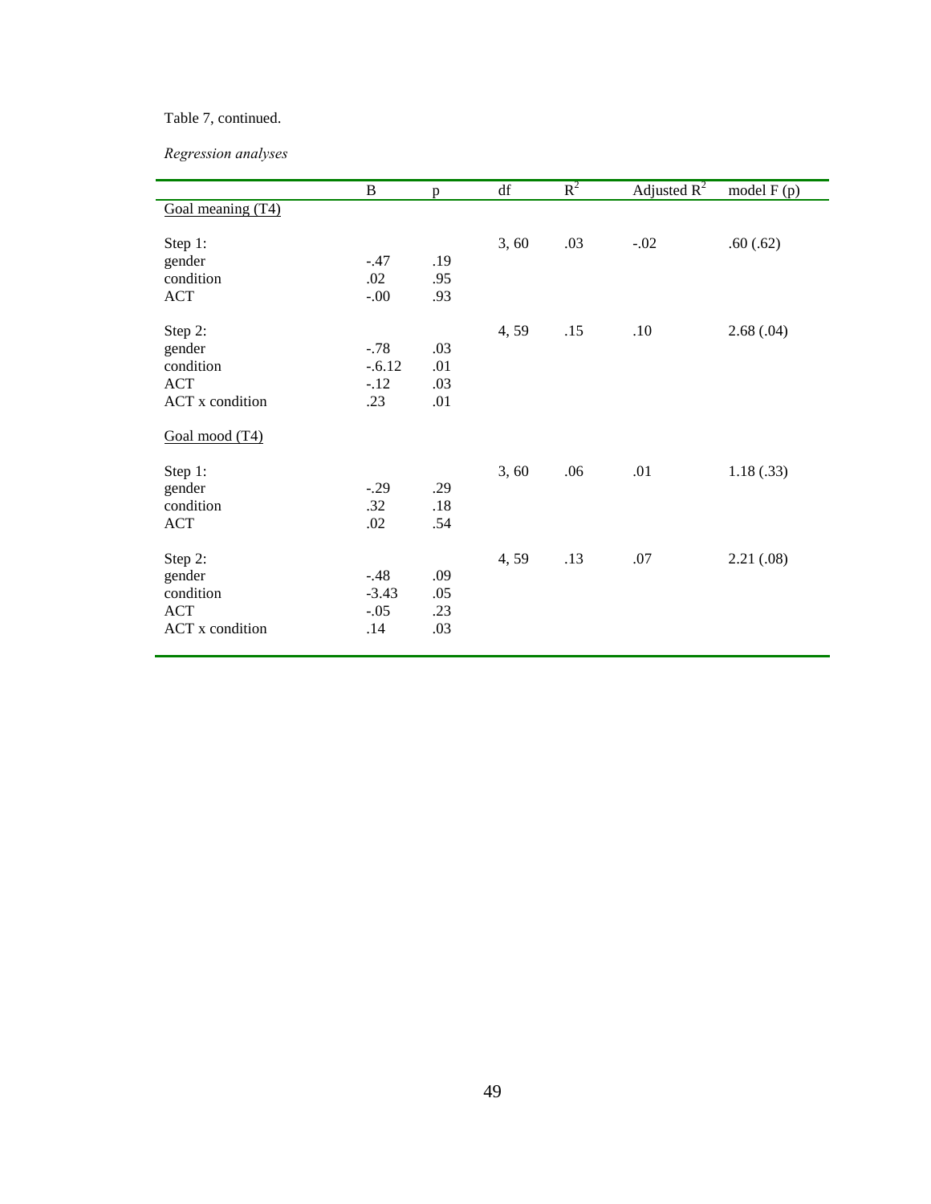Table 7, continued.

*Regression analyses*

| | B | p | df | $R^2$ | Adjusted $R^2$ | model F (p) |
|---|---|---|---|---|---|---|
| Goal meaning (T4) | | | | | | |
| Step 1: | | | 3, 60 | .03 | -.02 | .60 (.62) |
| gender | -.47 | .19 | | | | |
| condition | .02 | .95 | | | | |
| ACT | -.00 | .93 | | | | |
| Step 2: | | | 4, 59 | .15 | .10 | 2.68 (.04) |
| gender | -.78 | .03 | | | | |
| condition | -.6.12 | .01 | | | | |
| ACT | -.12 | .03 | | | | |
| ACT x condition | .23 | .01 | | | | |
| Goal mood (T4) | | | | | | |
| Step 1: | | | 3, 60 | .06 | .01 | 1.18 (.33) |
| gender | -.29 | .29 | | | | |
| condition | .32 | .18 | | | | |
| ACT | .02 | .54 | | | | |
| Step 2: | | | 4, 59 | .13 | .07 | 2.21 (.08) |
| gender | -.48 | .09 | | | | |
| condition | -3.43 | .05 | | | | |
| ACT | -.05 | .23 | | | | |
| ACT x condition | .14 | .03 | | | | |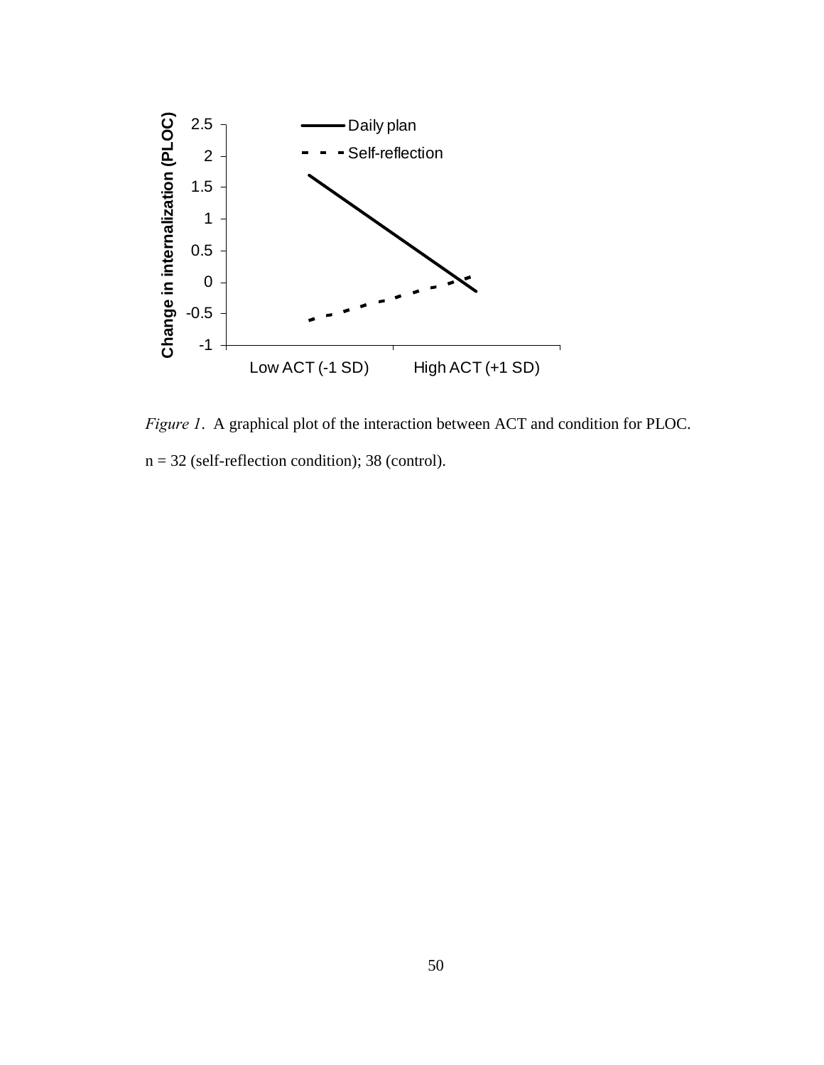*Figure 1*. A graphical plot of the interaction between ACT and condition for PLOC.

n = 32 (self-reflection condition); 38 (control).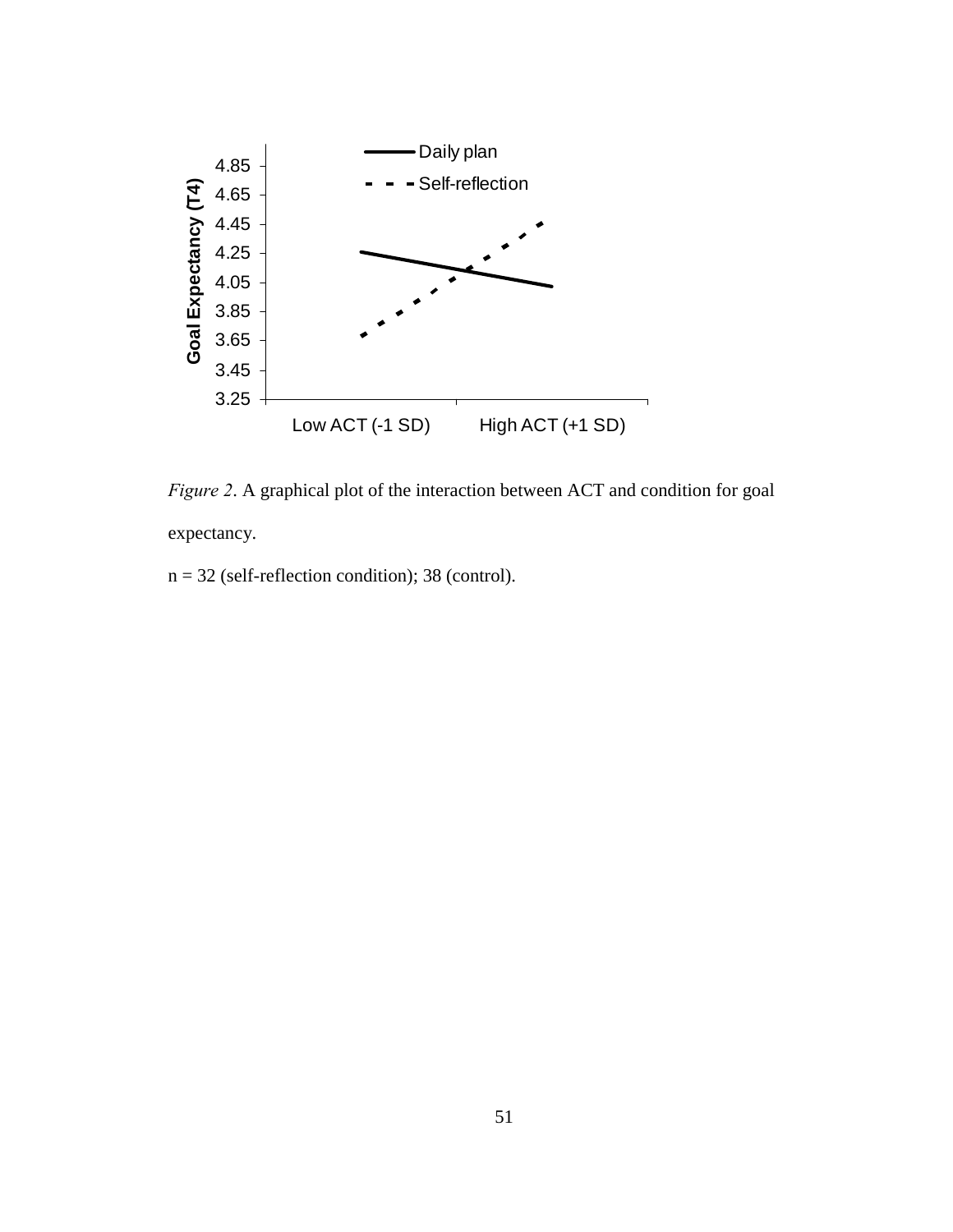*Figure 2*. A graphical plot of the interaction between ACT and condition for goal expectancy.

n = 32 (self-reflection condition); 38 (control).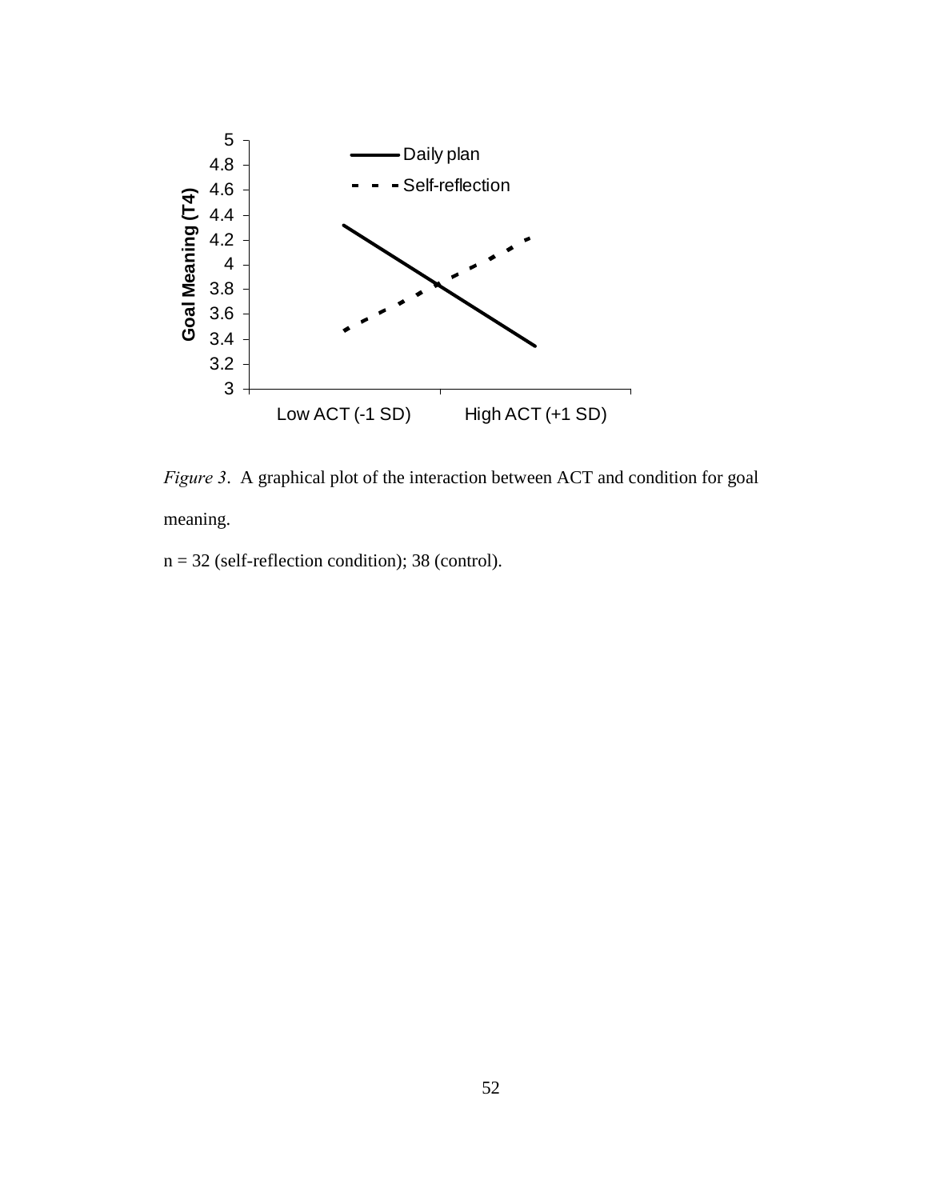*Figure 3*. A graphical plot of the interaction between ACT and condition for goal meaning.

n = 32 (self-reflection condition); 38 (control).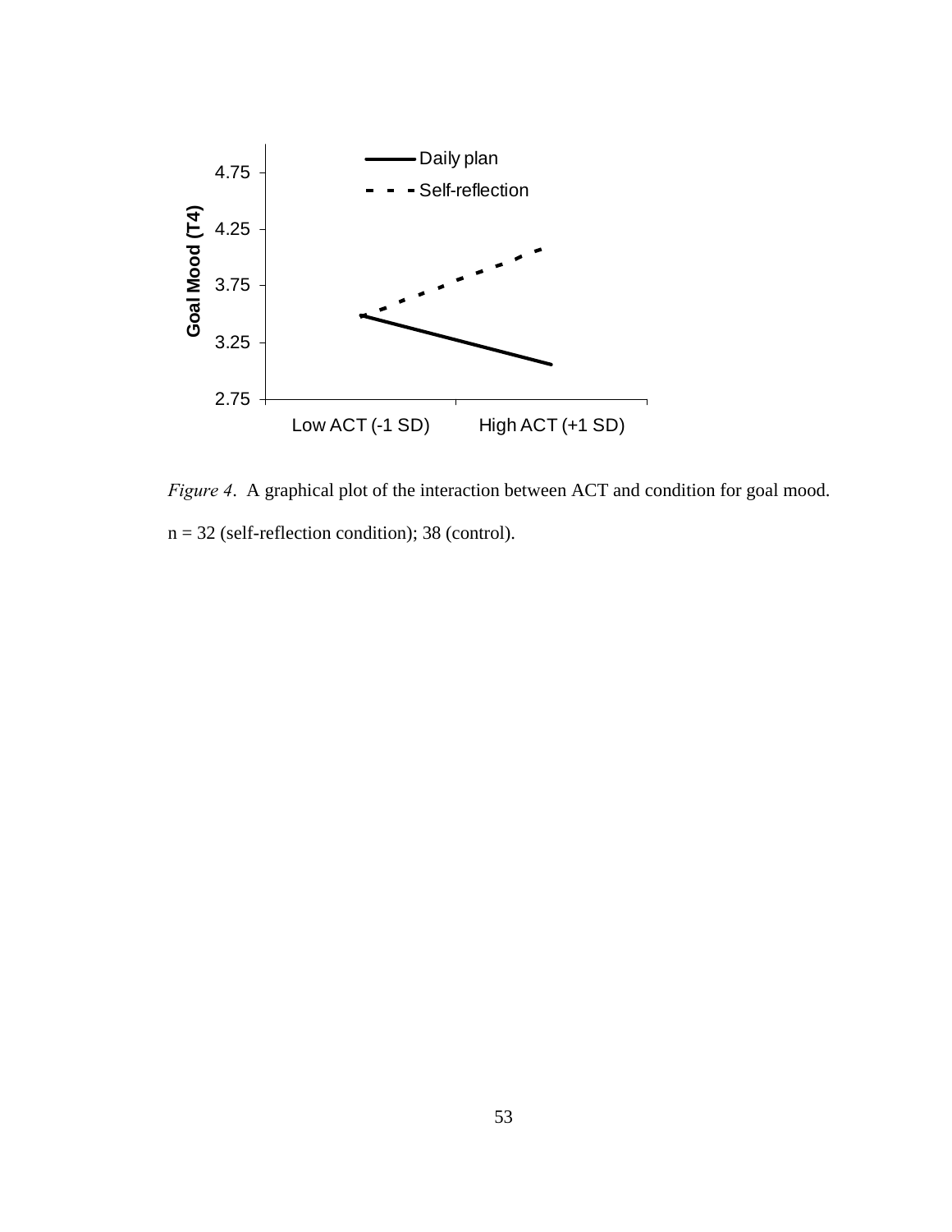*Figure 4*. A graphical plot of the interaction between ACT and condition for goal mood. n = 32 (self-reflection condition); 38 (control).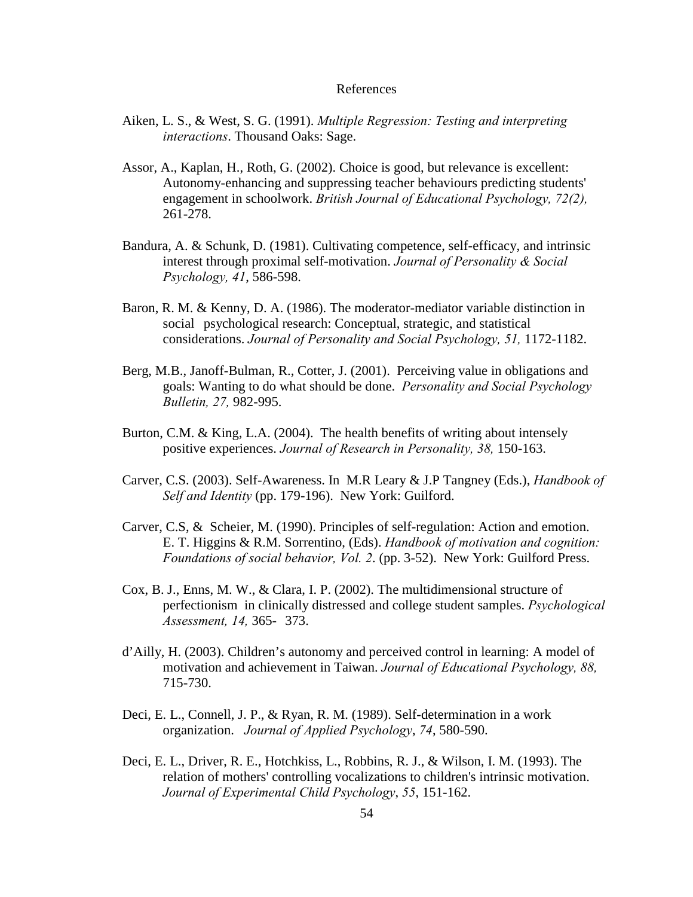# References

Aiken, L. S., & West, S. G. (1991). *Multiple Regression: Testing and interpreting interactions*. Thousand Oaks: Sage.

Assor, A., Kaplan, H., Roth, G. (2002). Choice is good, but relevance is excellent: Autonomy-enhancing and suppressing teacher behaviours predicting students' engagement in schoolwork. *British Journal of Educational Psychology, 72(2),* 261-278.

Bandura, A. & Schunk, D. (1981). Cultivating competence, self-efficacy, and intrinsic interest through proximal self-motivation. *Journal of Personality & Social Psychology, 41*, 586-598.

Baron, R. M. & Kenny, D. A. (1986). The moderator-mediator variable distinction in social psychological research: Conceptual, strategic, and statistical considerations. *Journal of Personality and Social Psychology, 51,* 1172-1182.

Berg, M.B., Janoff-Bulman, R., Cotter, J. (2001). Perceiving value in obligations and goals: Wanting to do what should be done. *Personality and Social Psychology Bulletin, 27,* 982-995.

Burton, C.M. & King, L.A. (2004). The health benefits of writing about intensely positive experiences. *Journal of Research in Personality, 38,* 150-163.

Carver, C.S. (2003). Self-Awareness. In M.R Leary & J.P Tangney (Eds.), *Handbook of Self and Identity* (pp. 179-196). New York: Guilford.

Carver, C.S, & Scheier, M. (1990). Principles of self-regulation: Action and emotion. E. T. Higgins & R.M. Sorrentino, (Eds). *Handbook of motivation and cognition: Foundations of social behavior, Vol. 2*. (pp. 3-52). New York: Guilford Press.

Cox, B. J., Enns, M. W., & Clara, I. P. (2002). The multidimensional structure of perfectionism in clinically distressed and college student samples. *Psychological Assessment, 14,* 365- 373.

d'Ailly, H. (2003). Children's autonomy and perceived control in learning: A model of motivation and achievement in Taiwan. *Journal of Educational Psychology, 88,* 715-730.

Deci, E. L., Connell, J. P., & Ryan, R. M. (1989). Self-determination in a work organization. *Journal of Applied Psychology*, *74*, 580-590.

Deci, E. L., Driver, R. E., Hotchkiss, L., Robbins, R. J., & Wilson, I. M. (1993). The relation of mothers' controlling vocalizations to children's intrinsic motivation. *Journal of Experimental Child Psychology*, *55*, 151-162.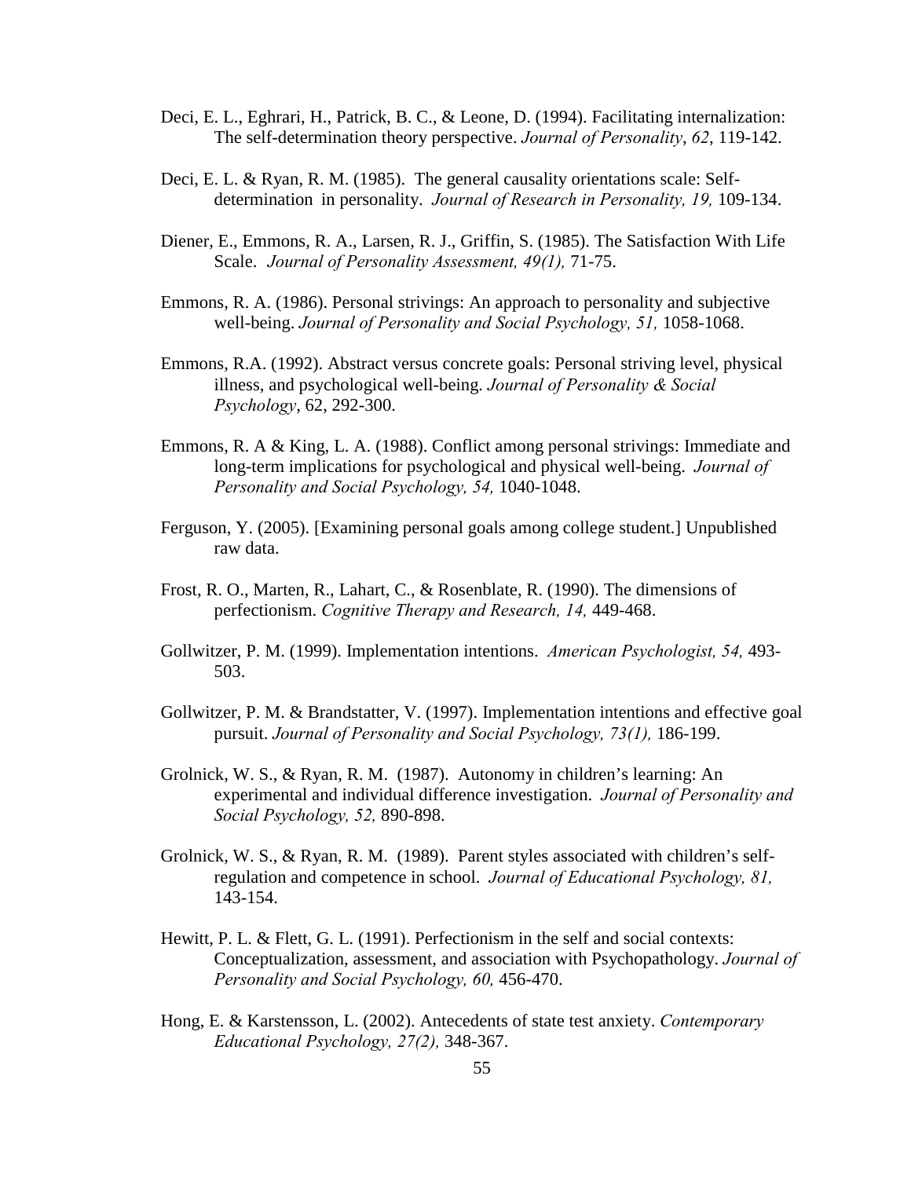Deci, E. L., Eghrari, H., Patrick, B. C., & Leone, D. (1994). Facilitating internalization: The self-determination theory perspective. *Journal of Personality*, *62*, 119-142.

Deci, E. L. & Ryan, R. M. (1985). The general causality orientations scale: Self-determination in personality. *Journal of Research in Personality, 19,* 109-134.

Diener, E., Emmons, R. A., Larsen, R. J., Griffin, S. (1985). The Satisfaction With Life Scale. *Journal of Personality Assessment, 49(1),* 71-75.

Emmons, R. A. (1986). Personal strivings: An approach to personality and subjective well-being. *Journal of Personality and Social Psychology, 51,* 1058-1068.

Emmons, R.A. (1992). Abstract versus concrete goals: Personal striving level, physical illness, and psychological well-being. *Journal of Personality & Social Psychology*, 62, 292-300.

Emmons, R. A & King, L. A. (1988). Conflict among personal strivings: Immediate and long-term implications for psychological and physical well-being. *Journal of Personality and Social Psychology, 54,* 1040-1048.

Ferguson, Y. (2005). [Examining personal goals among college student.] Unpublished raw data.

Frost, R. O., Marten, R., Lahart, C., & Rosenblate, R. (1990). The dimensions of perfectionism. *Cognitive Therapy and Research, 14,* 449-468.

Gollwitzer, P. M. (1999). Implementation intentions. *American Psychologist, 54,* 493-503.

Gollwitzer, P. M. & Brandstatter, V. (1997). Implementation intentions and effective goal pursuit. *Journal of Personality and Social Psychology, 73(1),* 186-199.

Grolnick, W. S., & Ryan, R. M. (1987). Autonomy in children's learning: An experimental and individual difference investigation. *Journal of Personality and Social Psychology, 52,* 890-898.

Grolnick, W. S., & Ryan, R. M. (1989). Parent styles associated with children's self-regulation and competence in school. *Journal of Educational Psychology, 81,* 143-154.

Hewitt, P. L. & Flett, G. L. (1991). Perfectionism in the self and social contexts: Conceptualization, assessment, and association with Psychopathology. *Journal of Personality and Social Psychology, 60,* 456-470.

Hong, E. & Karstensson, L. (2002). Antecedents of state test anxiety. *Contemporary Educational Psychology, 27(2),* 348-367.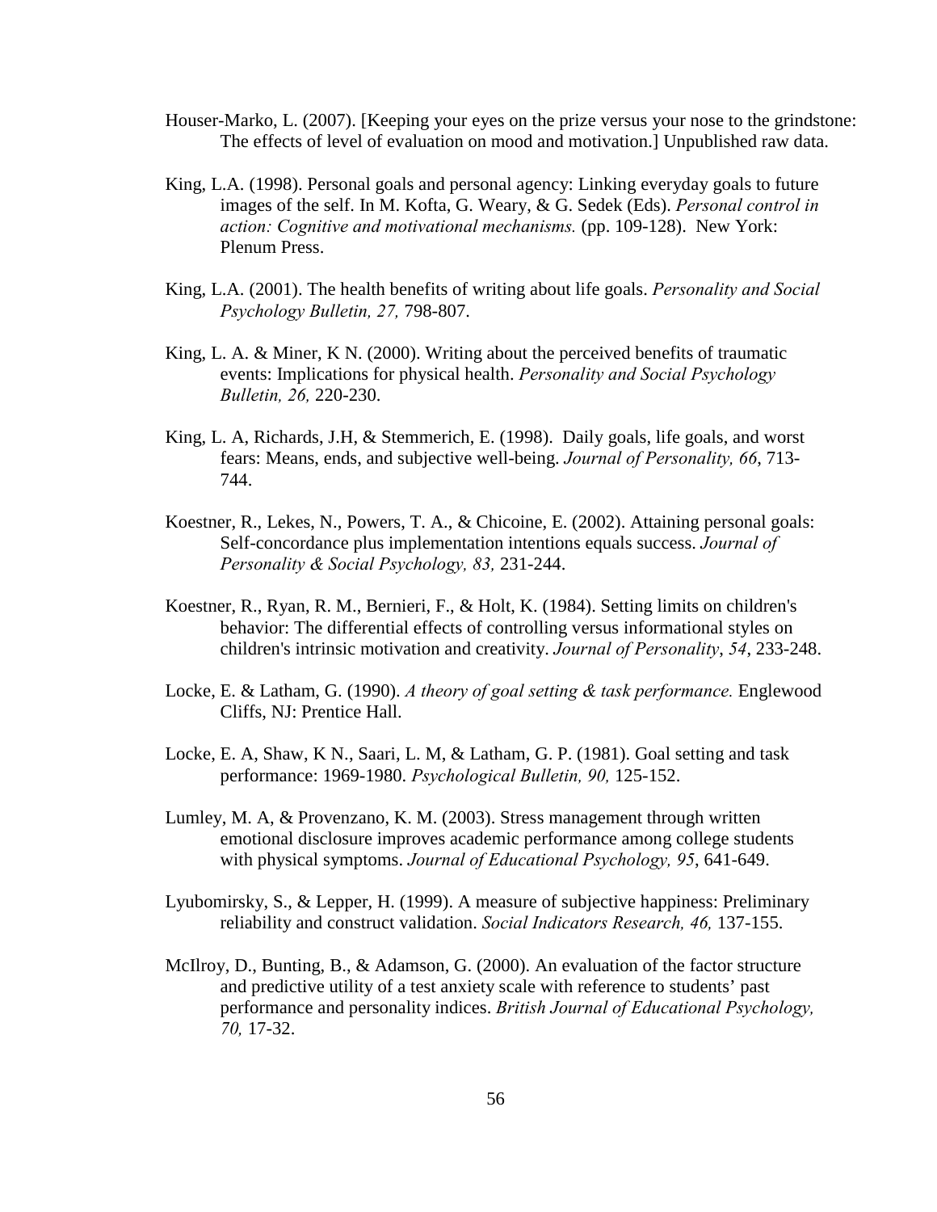Houser-Marko, L. (2007). [Keeping your eyes on the prize versus your nose to the grindstone: The effects of level of evaluation on mood and motivation.] Unpublished raw data.

King, L.A. (1998). Personal goals and personal agency: Linking everyday goals to future images of the self. In M. Kofta, G. Weary, & G. Sedek (Eds). *Personal control in action: Cognitive and motivational mechanisms.* (pp. 109-128). New York: Plenum Press.

King, L.A. (2001). The health benefits of writing about life goals. *Personality and Social Psychology Bulletin, 27,* 798-807.

King, L. A. & Miner, K N. (2000). Writing about the perceived benefits of traumatic events: Implications for physical health. *Personality and Social Psychology Bulletin, 26,* 220-230.

King, L. A, Richards, J.H, & Stemmerich, E. (1998). Daily goals, life goals, and worst fears: Means, ends, and subjective well-being. *Journal of Personality, 66*, 713-744.

Koestner, R., Lekes, N., Powers, T. A., & Chicoine, E. (2002). Attaining personal goals: Self-concordance plus implementation intentions equals success. *Journal of Personality & Social Psychology, 83,* 231-244.

Koestner, R., Ryan, R. M., Bernieri, F., & Holt, K. (1984). Setting limits on children's behavior: The differential effects of controlling versus informational styles on children's intrinsic motivation and creativity. *Journal of Personality*, *54*, 233-248.

Locke, E. & Latham, G. (1990). *A theory of goal setting & task performance.* Englewood Cliffs, NJ: Prentice Hall.

Locke, E. A, Shaw, K N., Saari, L. M, & Latham, G. P. (1981). Goal setting and task performance: 1969-1980. *Psychological Bulletin, 90,* 125-152.

Lumley, M. A, & Provenzano, K. M. (2003). Stress management through written emotional disclosure improves academic performance among college students with physical symptoms. *Journal of Educational Psychology, 95*, 641-649.

Lyubomirsky, S., & Lepper, H. (1999). A measure of subjective happiness: Preliminary reliability and construct validation. *Social Indicators Research, 46,* 137-155.

McIlroy, D., Bunting, B., & Adamson, G. (2000). An evaluation of the factor structure and predictive utility of a test anxiety scale with reference to students' past performance and personality indices. *British Journal of Educational Psychology, 70,* 17-32.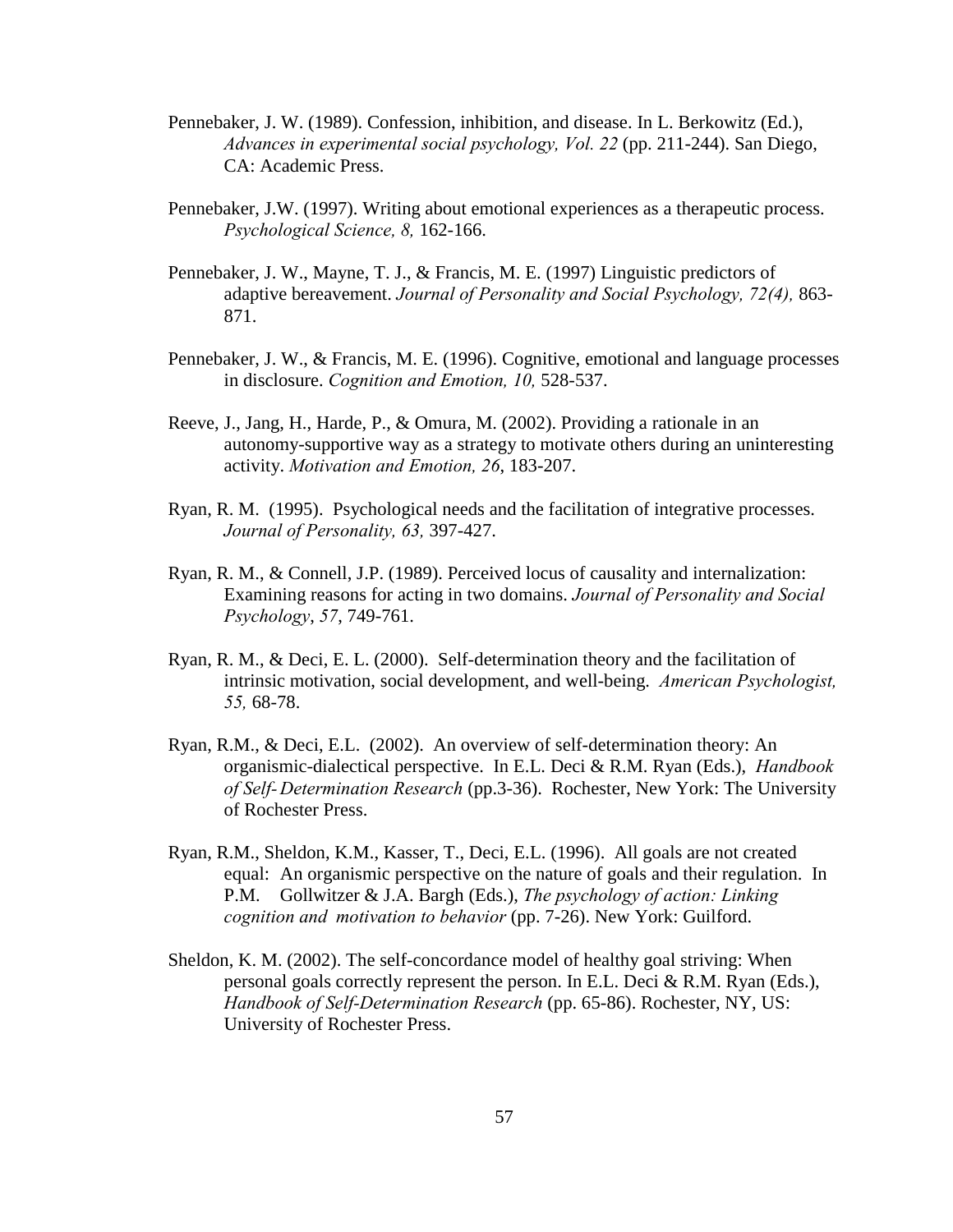Pennebaker, J. W. (1989). Confession, inhibition, and disease. In L. Berkowitz (Ed.), *Advances in experimental social psychology, Vol. 22* (pp. 211-244). San Diego, CA: Academic Press.

Pennebaker, J.W. (1997). Writing about emotional experiences as a therapeutic process. *Psychological Science, 8,* 162-166.

Pennebaker, J. W., Mayne, T. J., & Francis, M. E. (1997) Linguistic predictors of adaptive bereavement. *Journal of Personality and Social Psychology, 72(4),* 863-871.

Pennebaker, J. W., & Francis, M. E. (1996). Cognitive, emotional and language processes in disclosure. *Cognition and Emotion, 10,* 528-537.

Reeve, J., Jang, H., Harde, P., & Omura, M. (2002). Providing a rationale in an autonomy-supportive way as a strategy to motivate others during an uninteresting activity. *Motivation and Emotion, 26*, 183-207.

Ryan, R. M. (1995). Psychological needs and the facilitation of integrative processes. *Journal of Personality, 63,* 397-427.

Ryan, R. M., & Connell, J.P. (1989). Perceived locus of causality and internalization: Examining reasons for acting in two domains. *Journal of Personality and Social Psychology*, *57*, 749-761.

Ryan, R. M., & Deci, E. L. (2000). Self-determination theory and the facilitation of intrinsic motivation, social development, and well-being. *American Psychologist, 55,* 68-78.

Ryan, R.M., & Deci, E.L. (2002). An overview of self-determination theory: An organismic-dialectical perspective. In E.L. Deci & R.M. Ryan (Eds.), *Handbook of Self-Determination Research* (pp.3-36). Rochester, New York: The University of Rochester Press.

Ryan, R.M., Sheldon, K.M., Kasser, T., Deci, E.L. (1996). All goals are not created equal: An organismic perspective on the nature of goals and their regulation. In P.M. Gollwitzer & J.A. Bargh (Eds.), *The psychology of action: Linking cognition and motivation to behavior* (pp. 7-26). New York: Guilford.

Sheldon, K. M. (2002). The self-concordance model of healthy goal striving: When personal goals correctly represent the person. In E.L. Deci & R.M. Ryan (Eds.), *Handbook of Self-Determination Research* (pp. 65-86). Rochester, NY, US: University of Rochester Press.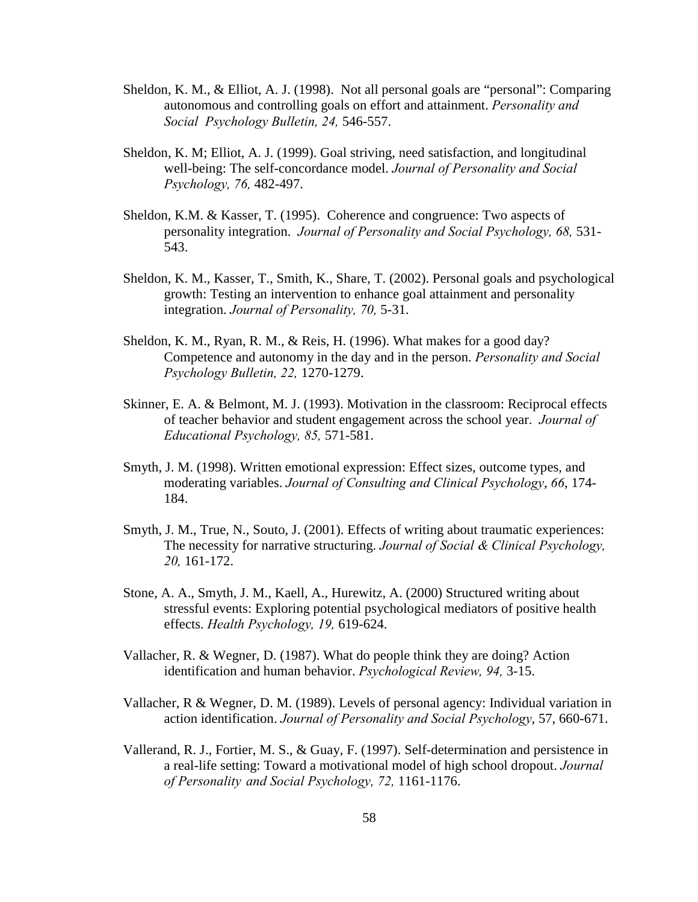Sheldon, K. M., & Elliot, A. J. (1998). Not all personal goals are "personal": Comparing autonomous and controlling goals on effort and attainment. *Personality and Social Psychology Bulletin, 24,* 546-557.

Sheldon, K. M; Elliot, A. J. (1999). Goal striving, need satisfaction, and longitudinal well-being: The self-concordance model. *Journal of Personality and Social Psychology, 76,* 482-497.

Sheldon, K.M. & Kasser, T. (1995). Coherence and congruence: Two aspects of personality integration. *Journal of Personality and Social Psychology, 68,* 531-543.

Sheldon, K. M., Kasser, T., Smith, K., Share, T. (2002). Personal goals and psychological growth: Testing an intervention to enhance goal attainment and personality integration. *Journal of Personality, 70,* 5-31.

Sheldon, K. M., Ryan, R. M., & Reis, H. (1996). What makes for a good day? Competence and autonomy in the day and in the person. *Personality and Social Psychology Bulletin, 22,* 1270-1279.

Skinner, E. A. & Belmont, M. J. (1993). Motivation in the classroom: Reciprocal effects of teacher behavior and student engagement across the school year. *Journal of Educational Psychology, 85,* 571-581.

Smyth, J. M. (1998). Written emotional expression: Effect sizes, outcome types, and moderating variables. *Journal of Consulting and Clinical Psychology*, *66*, 174-184.

Smyth, J. M., True, N., Souto, J. (2001). Effects of writing about traumatic experiences: The necessity for narrative structuring. *Journal of Social & Clinical Psychology, 20,* 161-172.

Stone, A. A., Smyth, J. M., Kaell, A., Hurewitz, A. (2000) Structured writing about stressful events: Exploring potential psychological mediators of positive health effects. *Health Psychology, 19,* 619-624.

Vallacher, R. & Wegner, D. (1987). What do people think they are doing? Action identification and human behavior. *Psychological Review, 94,* 3-15.

Vallacher, R & Wegner, D. M. (1989). Levels of personal agency: Individual variation in action identification. *Journal of Personality and Social Psychology*, 57, 660-671.

Vallerand, R. J., Fortier, M. S., & Guay, F. (1997). Self-determination and persistence in a real-life setting: Toward a motivational model of high school dropout. *Journal of Personality and Social Psychology, 72,* 1161-1176.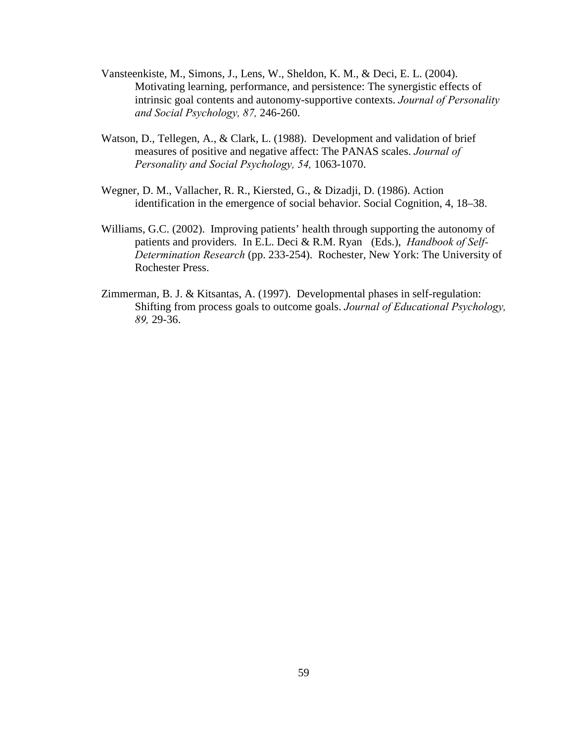Vansteenkiste, M., Simons, J., Lens, W., Sheldon, K. M., & Deci, E. L. (2004). Motivating learning, performance, and persistence: The synergistic effects of intrinsic goal contents and autonomy-supportive contexts. *Journal of Personality and Social Psychology, 87,* 246-260.

Watson, D., Tellegen, A., & Clark, L. (1988). Development and validation of brief measures of positive and negative affect: The PANAS scales. *Journal of Personality and Social Psychology, 54,* 1063-1070.

Wegner, D. M., Vallacher, R. R., Kiersted, G., & Dizadji, D. (1986). Action identification in the emergence of social behavior. Social Cognition, 4, 18–38.

Williams, G.C. (2002). Improving patients' health through supporting the autonomy of patients and providers. In E.L. Deci & R.M. Ryan (Eds.), *Handbook of Self-Determination Research* (pp. 233-254). Rochester, New York: The University of Rochester Press.

Zimmerman, B. J. & Kitsantas, A. (1997). Developmental phases in self-regulation: Shifting from process goals to outcome goals. *Journal of Educational Psychology, 89,* 29-36.